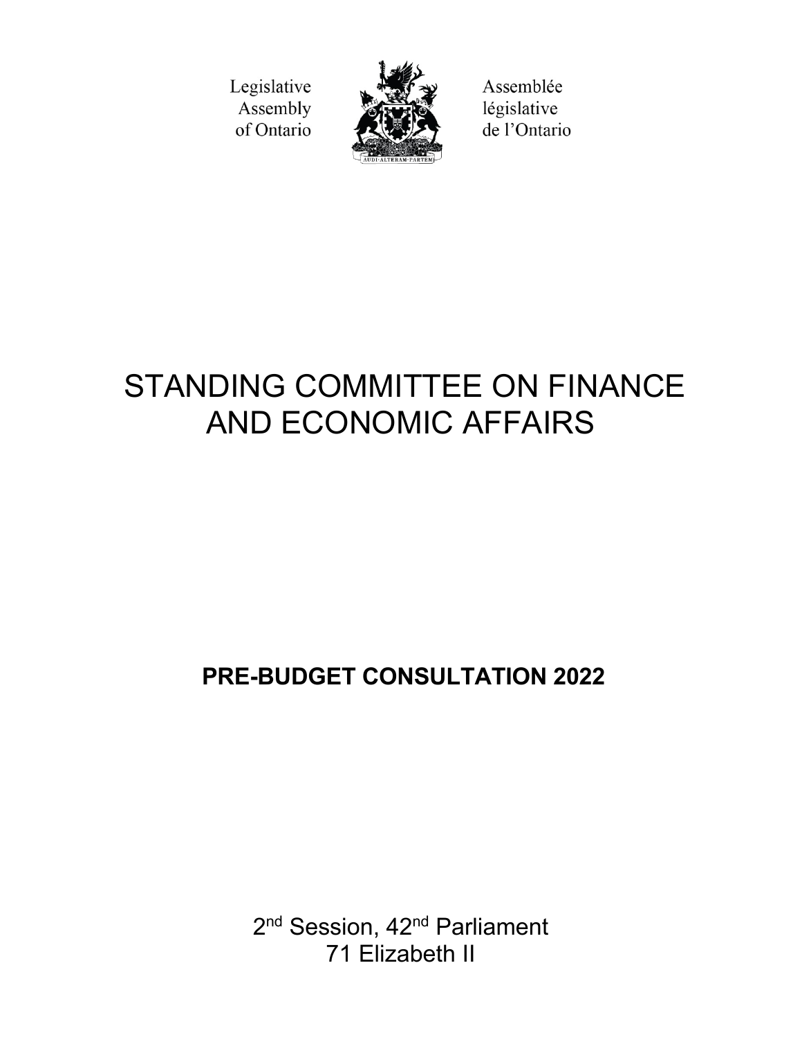Legislative Assembly of Ontario

Assemblée législative de l'Ontario

# STANDING COMMITTEE ON FINANCE AND ECONOMIC AFFAIRS

## PRE-BUDGET CONSULTATION 2022

2nd Session, 42nd Parliament
71 Elizabeth II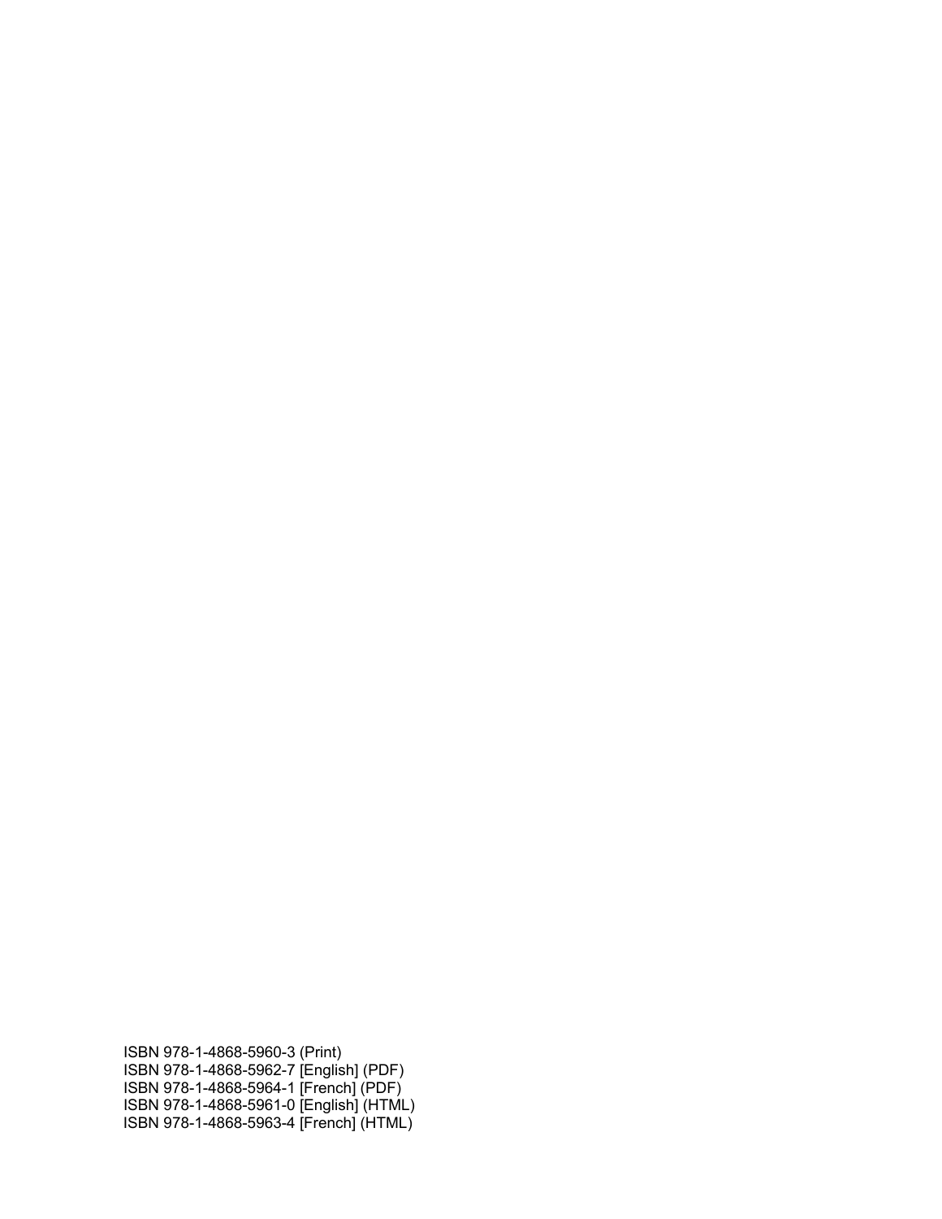ISBN 978-1-4868-5960-3 (Print)
ISBN 978-1-4868-5962-7 [English] (PDF)
ISBN 978-1-4868-5964-1 [French] (PDF)
ISBN 978-1-4868-5961-0 [English] (HTML)
ISBN 978-1-4868-5963-4 [French] (HTML)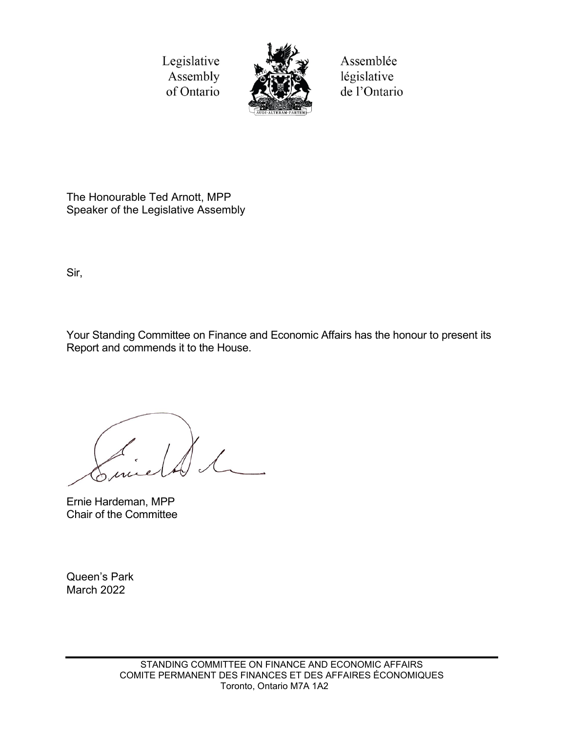Legislative Assembly of Ontario

Assemblée législative de l'Ontario

The Honourable Ted Arnott, MPP
Speaker of the Legislative Assembly

Sir,

Your Standing Committee on Finance and Economic Affairs has the honour to present its Report and commends it to the House.

Ernie Hardeman, MPP
Chair of the Committee

Queen's Park
March 2022

STANDING COMMITTEE ON FINANCE AND ECONOMIC AFFAIRS
COMITE PERMANENT DES FINANCES ET DES AFFAIRES ÉCONOMIQUES
Toronto, Ontario M7A 1A2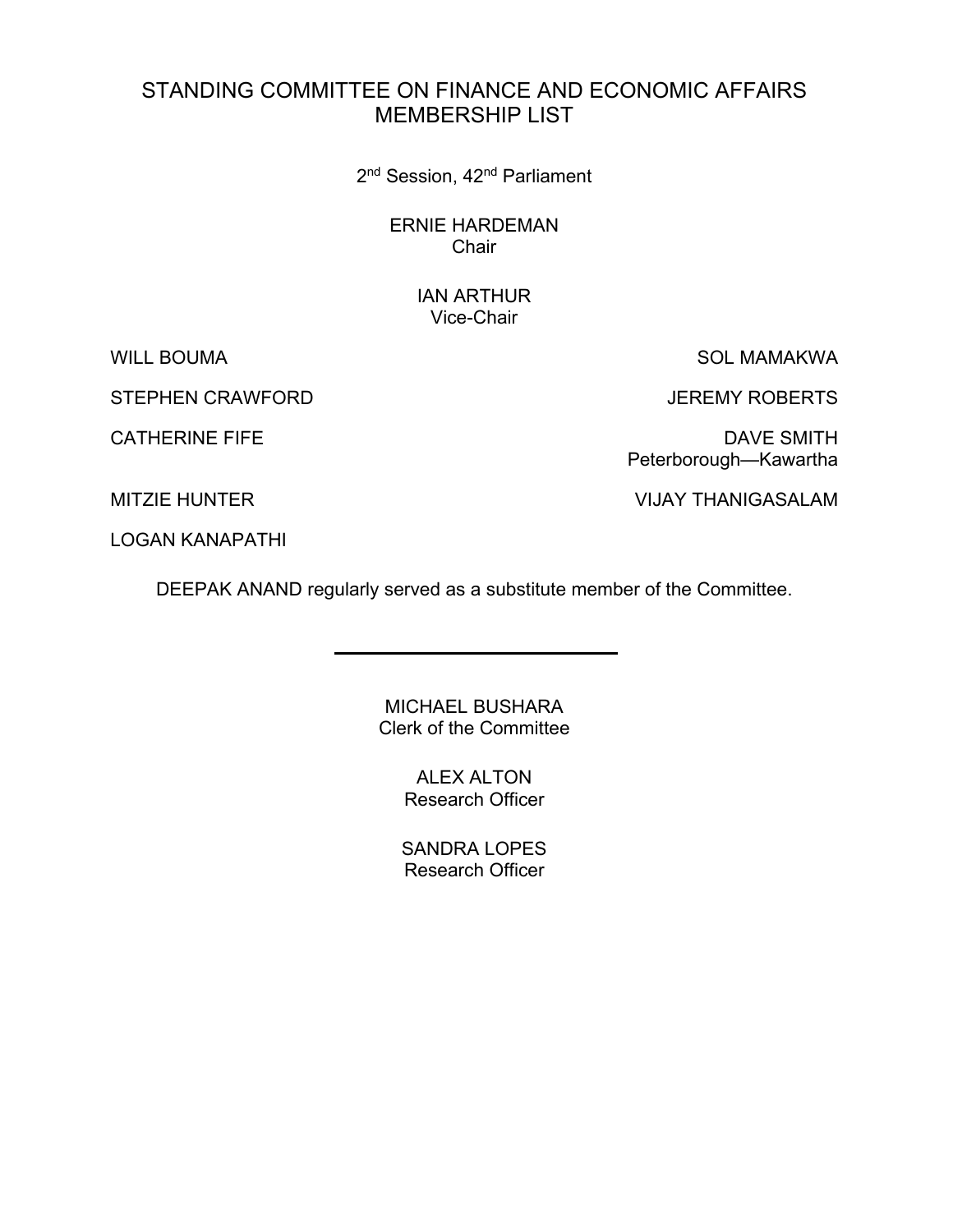# STANDING COMMITTEE ON FINANCE AND ECONOMIC AFFAIRS MEMBERSHIP LIST

2nd Session, 42nd Parliament

ERNIE HARDEMAN
Chair

IAN ARTHUR
Vice-Chair

WILL BOUMA

STEPHEN CRAWFORD

CATHERINE FIFE

MITZIE HUNTER

LOGAN KANAPATHI

SOL MAMAKWA

JEREMY ROBERTS

DAVE SMITH
Peterborough—Kawartha

VIJAY THANIGASALAM

DEEPAK ANAND regularly served as a substitute member of the Committee.

---

MICHAEL BUSHARA
Clerk of the Committee

ALEX ALTON
Research Officer

SANDRA LOPES
Research Officer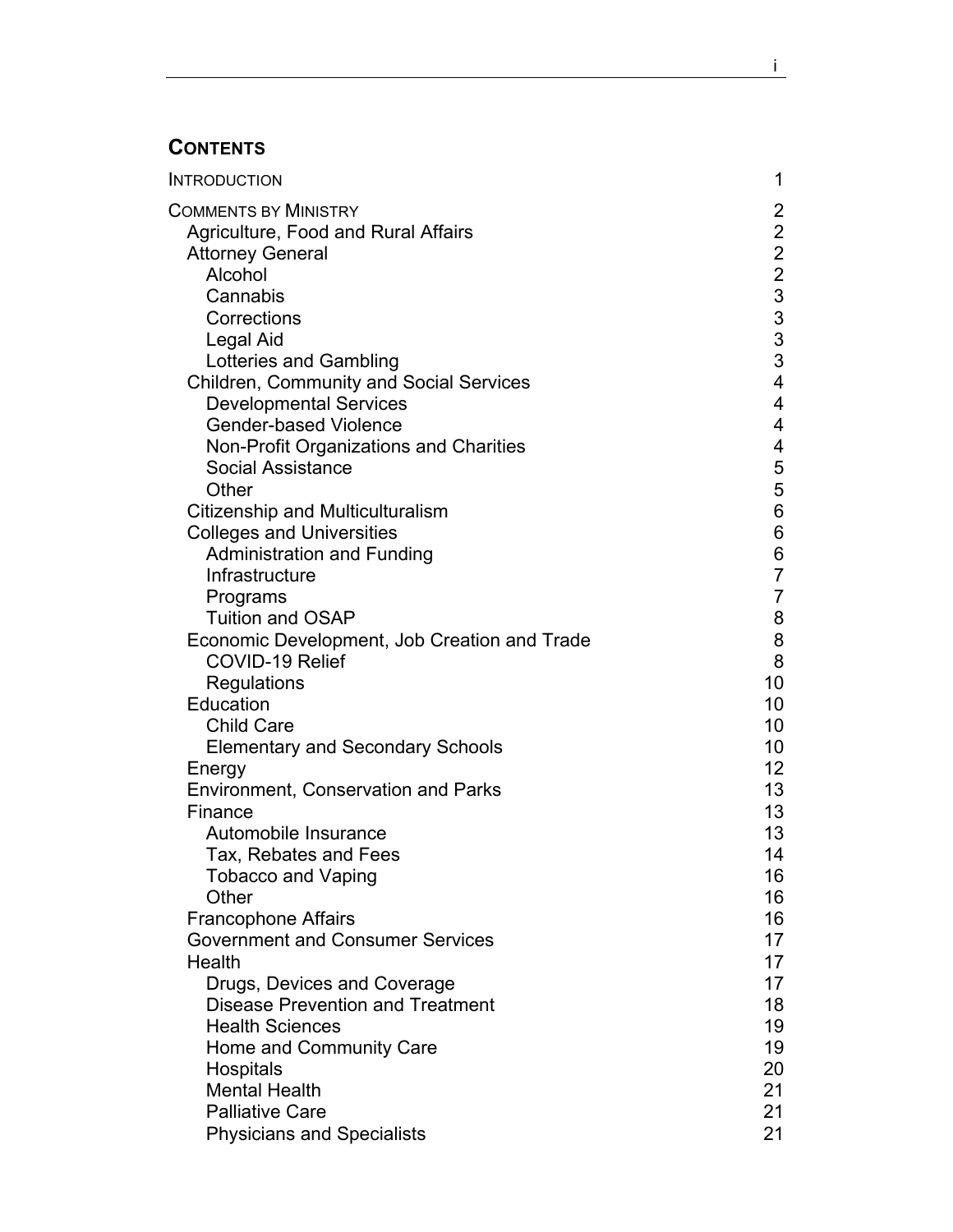## CONTENTS

| | |
|---|---|
| INTRODUCTION | 1 |
| COMMENTS BY MINISTRY | 2 |
| Agriculture, Food and Rural Affairs | 2 |
| Attorney General | 2 |
| Alcohol | 2 |
| Cannabis | 3 |
| Corrections | 3 |
| Legal Aid | 3 |
| Lotteries and Gambling | 3 |
| Children, Community and Social Services | 4 |
| Developmental Services | 4 |
| Gender-based Violence | 4 |
| Non-Profit Organizations and Charities | 4 |
| Social Assistance | 5 |
| Other | 5 |
| Citizenship and Multiculturalism | 6 |
| Colleges and Universities | 6 |
| Administration and Funding | 6 |
| Infrastructure | 7 |
| Programs | 7 |
| Tuition and OSAP | 8 |
| Economic Development, Job Creation and Trade | 8 |
| COVID-19 Relief | 8 |
| Regulations | 10 |
| Education | 10 |
| Child Care | 10 |
| Elementary and Secondary Schools | 10 |
| Energy | 12 |
| Environment, Conservation and Parks | 13 |
| Finance | 13 |
| Automobile Insurance | 13 |
| Tax, Rebates and Fees | 14 |
| Tobacco and Vaping | 16 |
| Other | 16 |
| Francophone Affairs | 16 |
| Government and Consumer Services | 17 |
| Health | 17 |
| Drugs, Devices and Coverage | 17 |
| Disease Prevention and Treatment | 18 |
| Health Sciences | 19 |
| Home and Community Care | 19 |
| Hospitals | 20 |
| Mental Health | 21 |
| Palliative Care | 21 |
| Physicians and Specialists | 21 |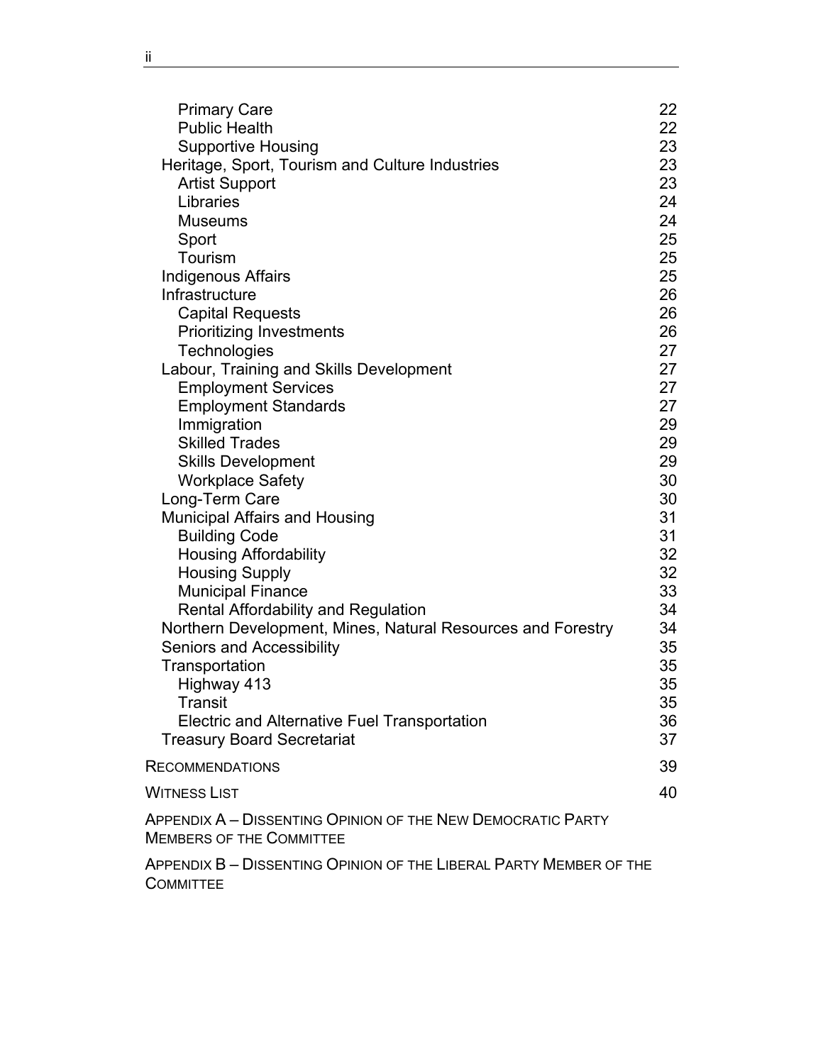| | |
|---|---|
| Primary Care | 22 |
| Public Health | 22 |
| Supportive Housing | 23 |
| Heritage, Sport, Tourism and Culture Industries | 23 |
| Artist Support | 23 |
| Libraries | 24 |
| Museums | 24 |
| Sport | 25 |
| Tourism | 25 |
| Indigenous Affairs | 25 |
| Infrastructure | 26 |
| Capital Requests | 26 |
| Prioritizing Investments | 26 |
| Technologies | 27 |
| Labour, Training and Skills Development | 27 |
| Employment Services | 27 |
| Employment Standards | 27 |
| Immigration | 29 |
| Skilled Trades | 29 |
| Skills Development | 29 |
| Workplace Safety | 30 |
| Long-Term Care | 30 |
| Municipal Affairs and Housing | 31 |
| Building Code | 31 |
| Housing Affordability | 32 |
| Housing Supply | 32 |
| Municipal Finance | 33 |
| Rental Affordability and Regulation | 34 |
| Northern Development, Mines, Natural Resources and Forestry | 34 |
| Seniors and Accessibility | 35 |
| Transportation | 35 |
| Highway 413 | 35 |
| Transit | 35 |
| Electric and Alternative Fuel Transportation | 36 |
| Treasury Board Secretariat | 37 |
| RECOMMENDATIONS | 39 |
| WITNESS LIST | 40 |
| APPENDIX A – DISSENTING OPINION OF THE NEW DEMOCRATIC PARTY MEMBERS OF THE COMMITTEE | |
| APPENDIX B – DISSENTING OPINION OF THE LIBERAL PARTY MEMBER OF THE COMMITTEE | |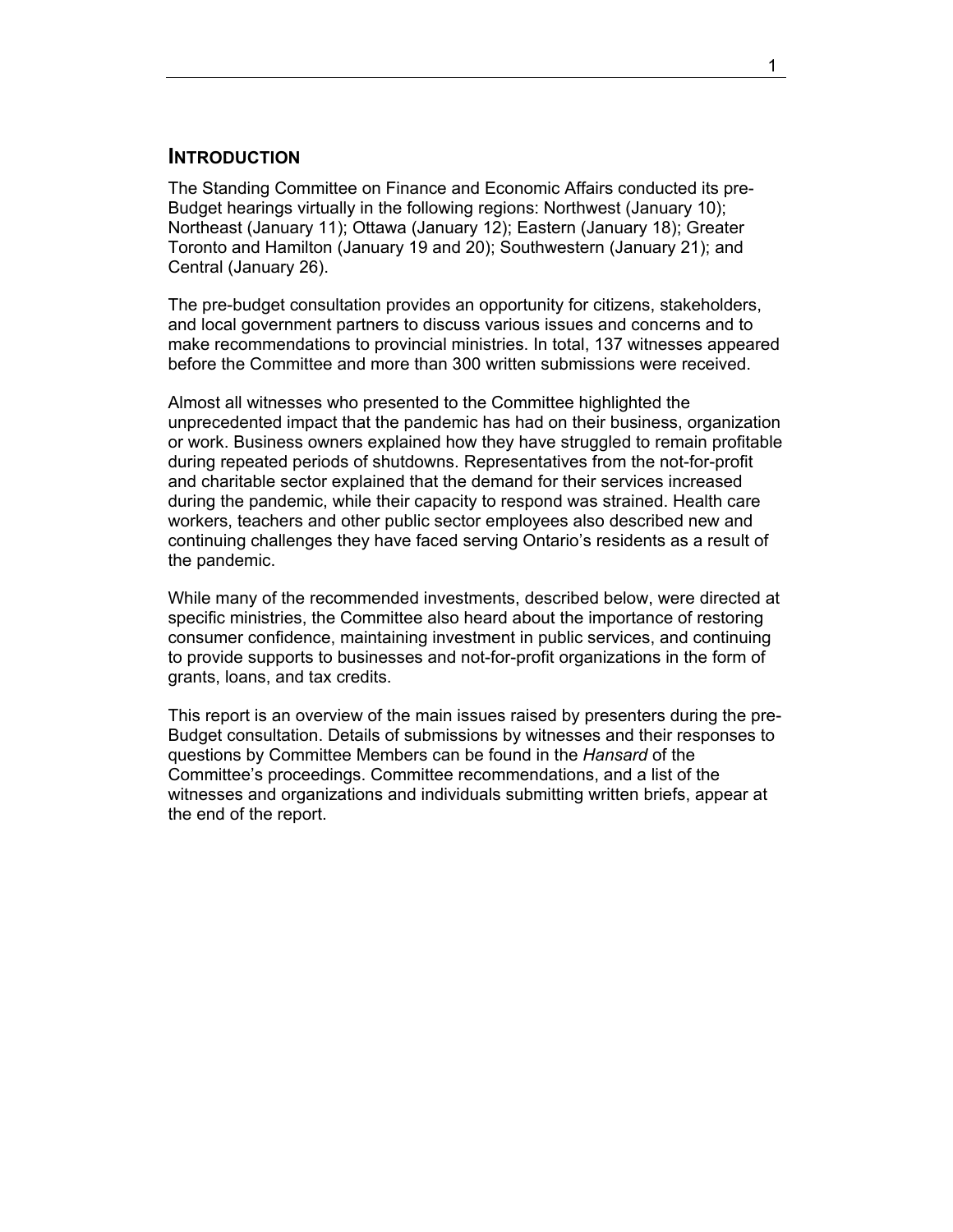## INTRODUCTION

The Standing Committee on Finance and Economic Affairs conducted its pre-Budget hearings virtually in the following regions: Northwest (January 10); Northeast (January 11); Ottawa (January 12); Eastern (January 18); Greater Toronto and Hamilton (January 19 and 20); Southwestern (January 21); and Central (January 26).

The pre-budget consultation provides an opportunity for citizens, stakeholders, and local government partners to discuss various issues and concerns and to make recommendations to provincial ministries. In total, 137 witnesses appeared before the Committee and more than 300 written submissions were received.

Almost all witnesses who presented to the Committee highlighted the unprecedented impact that the pandemic has had on their business, organization or work. Business owners explained how they have struggled to remain profitable during repeated periods of shutdowns. Representatives from the not-for-profit and charitable sector explained that the demand for their services increased during the pandemic, while their capacity to respond was strained. Health care workers, teachers and other public sector employees also described new and continuing challenges they have faced serving Ontario's residents as a result of the pandemic.

While many of the recommended investments, described below, were directed at specific ministries, the Committee also heard about the importance of restoring consumer confidence, maintaining investment in public services, and continuing to provide supports to businesses and not-for-profit organizations in the form of grants, loans, and tax credits.

This report is an overview of the main issues raised by presenters during the pre-Budget consultation. Details of submissions by witnesses and their responses to questions by Committee Members can be found in the *Hansard* of the Committee's proceedings. Committee recommendations, and a list of the witnesses and organizations and individuals submitting written briefs, appear at the end of the report.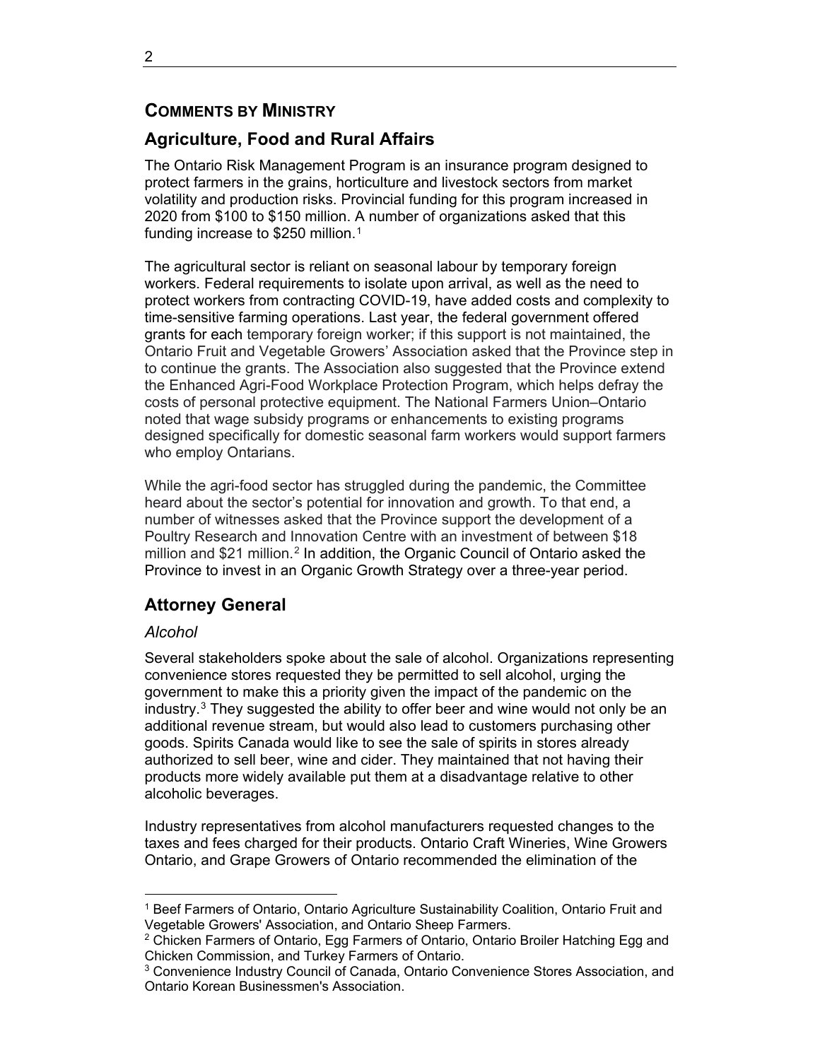## Comments by Ministry

### Agriculture, Food and Rural Affairs

The Ontario Risk Management Program is an insurance program designed to protect farmers in the grains, horticulture and livestock sectors from market volatility and production risks. Provincial funding for this program increased in 2020 from $100 to $150 million. A number of organizations asked that this funding increase to $250 million.[1]

The agricultural sector is reliant on seasonal labour by temporary foreign workers. Federal requirements to isolate upon arrival, as well as the need to protect workers from contracting COVID-19, have added costs and complexity to time-sensitive farming operations. Last year, the federal government offered grants for each temporary foreign worker; if this support is not maintained, the Ontario Fruit and Vegetable Growers' Association asked that the Province step in to continue the grants. The Association also suggested that the Province extend the Enhanced Agri-Food Workplace Protection Program, which helps defray the costs of personal protective equipment. The National Farmers Union–Ontario noted that wage subsidy programs or enhancements to existing programs designed specifically for domestic seasonal farm workers would support farmers who employ Ontarians.

While the agri-food sector has struggled during the pandemic, the Committee heard about the sector's potential for innovation and growth. To that end, a number of witnesses asked that the Province support the development of a Poultry Research and Innovation Centre with an investment of between $18 million and $21 million.[2] In addition, the Organic Council of Ontario asked the Province to invest in an Organic Growth Strategy over a three-year period.

### Attorney General

*Alcohol*

Several stakeholders spoke about the sale of alcohol. Organizations representing convenience stores requested they be permitted to sell alcohol, urging the government to make this a priority given the impact of the pandemic on the industry.[3] They suggested the ability to offer beer and wine would not only be an additional revenue stream, but would also lead to customers purchasing other goods. Spirits Canada would like to see the sale of spirits in stores already authorized to sell beer, wine and cider. They maintained that not having their products more widely available put them at a disadvantage relative to other alcoholic beverages.

Industry representatives from alcohol manufacturers requested changes to the taxes and fees charged for their products. Ontario Craft Wineries, Wine Growers Ontario, and Grape Growers of Ontario recommended the elimination of the

---

[1] Beef Farmers of Ontario, Ontario Agriculture Sustainability Coalition, Ontario Fruit and Vegetable Growers' Association, and Ontario Sheep Farmers.

[2] Chicken Farmers of Ontario, Egg Farmers of Ontario, Ontario Broiler Hatching Egg and Chicken Commission, and Turkey Farmers of Ontario.

[3] Convenience Industry Council of Canada, Ontario Convenience Stores Association, and Ontario Korean Businessmen's Association.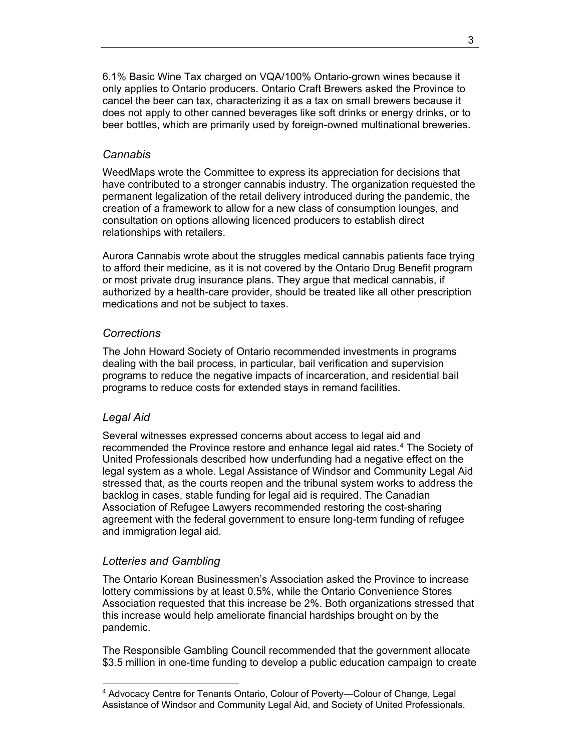6.1% Basic Wine Tax charged on VQA/100% Ontario-grown wines because it only applies to Ontario producers. Ontario Craft Brewers asked the Province to cancel the beer can tax, characterizing it as a tax on small brewers because it does not apply to other canned beverages like soft drinks or energy drinks, or to beer bottles, which are primarily used by foreign-owned multinational breweries.

### *Cannabis*

WeedMaps wrote the Committee to express its appreciation for decisions that have contributed to a stronger cannabis industry. The organization requested the permanent legalization of the retail delivery introduced during the pandemic, the creation of a framework to allow for a new class of consumption lounges, and consultation on options allowing licenced producers to establish direct relationships with retailers.

Aurora Cannabis wrote about the struggles medical cannabis patients face trying to afford their medicine, as it is not covered by the Ontario Drug Benefit program or most private drug insurance plans. They argue that medical cannabis, if authorized by a health-care provider, should be treated like all other prescription medications and not be subject to taxes.

### *Corrections*

The John Howard Society of Ontario recommended investments in programs dealing with the bail process, in particular, bail verification and supervision programs to reduce the negative impacts of incarceration, and residential bail programs to reduce costs for extended stays in remand facilities.

### *Legal Aid*

Several witnesses expressed concerns about access to legal aid and recommended the Province restore and enhance legal aid rates.[4] The Society of United Professionals described how underfunding had a negative effect on the legal system as a whole. Legal Assistance of Windsor and Community Legal Aid stressed that, as the courts reopen and the tribunal system works to address the backlog in cases, stable funding for legal aid is required. The Canadian Association of Refugee Lawyers recommended restoring the cost-sharing agreement with the federal government to ensure long-term funding of refugee and immigration legal aid.

### *Lotteries and Gambling*

The Ontario Korean Businessmen's Association asked the Province to increase lottery commissions by at least 0.5%, while the Ontario Convenience Stores Association requested that this increase be 2%. Both organizations stressed that this increase would help ameliorate financial hardships brought on by the pandemic.

The Responsible Gambling Council recommended that the government allocate $3.5 million in one-time funding to develop a public education campaign to create

[4] Advocacy Centre for Tenants Ontario, Colour of Poverty—Colour of Change, Legal Assistance of Windsor and Community Legal Aid, and Society of United Professionals.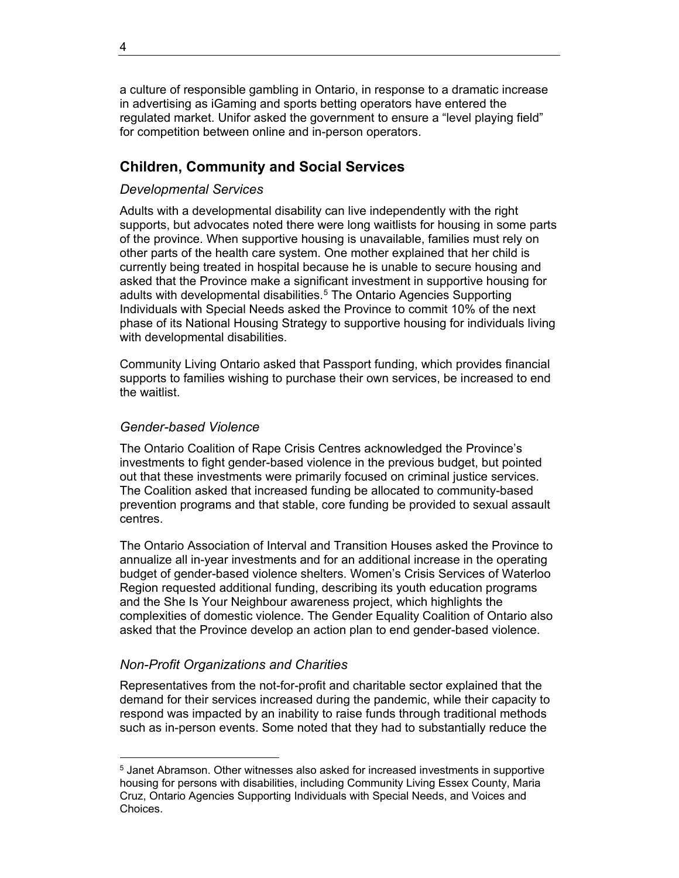a culture of responsible gambling in Ontario, in response to a dramatic increase in advertising as iGaming and sports betting operators have entered the regulated market. Unifor asked the government to ensure a "level playing field" for competition between online and in-person operators.

## Children, Community and Social Services

### *Developmental Services*

Adults with a developmental disability can live independently with the right supports, but advocates noted there were long waitlists for housing in some parts of the province. When supportive housing is unavailable, families must rely on other parts of the health care system. One mother explained that her child is currently being treated in hospital because he is unable to secure housing and asked that the Province make a significant investment in supportive housing for adults with developmental disabilities.[5] The Ontario Agencies Supporting Individuals with Special Needs asked the Province to commit 10% of the next phase of its National Housing Strategy to supportive housing for individuals living with developmental disabilities.

Community Living Ontario asked that Passport funding, which provides financial supports to families wishing to purchase their own services, be increased to end the waitlist.

### *Gender-based Violence*

The Ontario Coalition of Rape Crisis Centres acknowledged the Province's investments to fight gender-based violence in the previous budget, but pointed out that these investments were primarily focused on criminal justice services. The Coalition asked that increased funding be allocated to community-based prevention programs and that stable, core funding be provided to sexual assault centres.

The Ontario Association of Interval and Transition Houses asked the Province to annualize all in-year investments and for an additional increase in the operating budget of gender-based violence shelters. Women's Crisis Services of Waterloo Region requested additional funding, describing its youth education programs and the She Is Your Neighbour awareness project, which highlights the complexities of domestic violence. The Gender Equality Coalition of Ontario also asked that the Province develop an action plan to end gender-based violence.

### *Non-Profit Organizations and Charities*

Representatives from the not-for-profit and charitable sector explained that the demand for their services increased during the pandemic, while their capacity to respond was impacted by an inability to raise funds through traditional methods such as in-person events. Some noted that they had to substantially reduce the

---

[5] Janet Abramson. Other witnesses also asked for increased investments in supportive housing for persons with disabilities, including Community Living Essex County, Maria Cruz, Ontario Agencies Supporting Individuals with Special Needs, and Voices and Choices.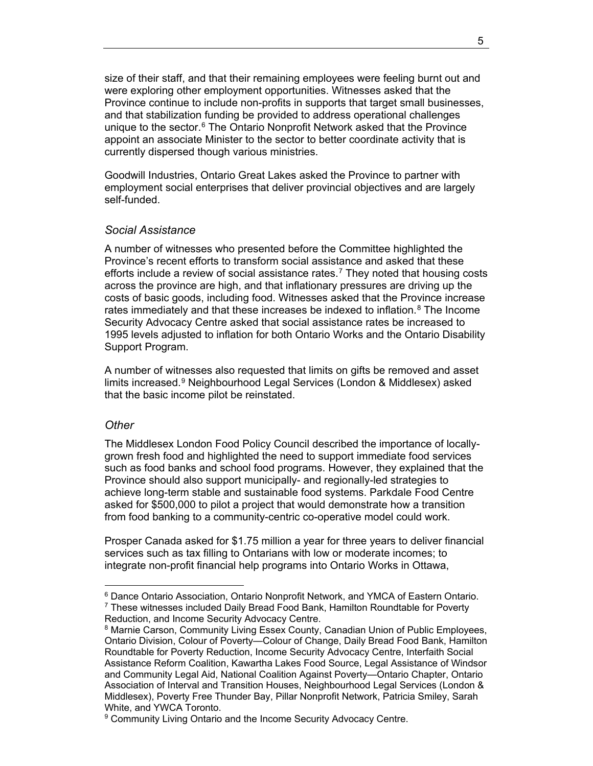size of their staff, and that their remaining employees were feeling burnt out and were exploring other employment opportunities. Witnesses asked that the Province continue to include non-profits in supports that target small businesses, and that stabilization funding be provided to address operational challenges unique to the sector.[6] The Ontario Nonprofit Network asked that the Province appoint an associate Minister to the sector to better coordinate activity that is currently dispersed though various ministries.

Goodwill Industries, Ontario Great Lakes asked the Province to partner with employment social enterprises that deliver provincial objectives and are largely self-funded.

### *Social Assistance*

A number of witnesses who presented before the Committee highlighted the Province's recent efforts to transform social assistance and asked that these efforts include a review of social assistance rates.[7] They noted that housing costs across the province are high, and that inflationary pressures are driving up the costs of basic goods, including food. Witnesses asked that the Province increase rates immediately and that these increases be indexed to inflation.[8] The Income Security Advocacy Centre asked that social assistance rates be increased to 1995 levels adjusted to inflation for both Ontario Works and the Ontario Disability Support Program.

A number of witnesses also requested that limits on gifts be removed and asset limits increased.[9] Neighbourhood Legal Services (London & Middlesex) asked that the basic income pilot be reinstated.

### *Other*

The Middlesex London Food Policy Council described the importance of locally-grown fresh food and highlighted the need to support immediate food services such as food banks and school food programs. However, they explained that the Province should also support municipally- and regionally-led strategies to achieve long-term stable and sustainable food systems. Parkdale Food Centre asked for $500,000 to pilot a project that would demonstrate how a transition from food banking to a community-centric co-operative model could work.

Prosper Canada asked for $1.75 million a year for three years to deliver financial services such as tax filling to Ontarians with low or moderate incomes; to integrate non-profit financial help programs into Ontario Works in Ottawa,

---

[6] Dance Ontario Association, Ontario Nonprofit Network, and YMCA of Eastern Ontario.

[7] These witnesses included Daily Bread Food Bank, Hamilton Roundtable for Poverty Reduction, and Income Security Advocacy Centre.

[8] Marnie Carson, Community Living Essex County, Canadian Union of Public Employees, Ontario Division, Colour of Poverty—Colour of Change, Daily Bread Food Bank, Hamilton Roundtable for Poverty Reduction, Income Security Advocacy Centre, Interfaith Social Assistance Reform Coalition, Kawartha Lakes Food Source, Legal Assistance of Windsor and Community Legal Aid, National Coalition Against Poverty—Ontario Chapter, Ontario Association of Interval and Transition Houses, Neighbourhood Legal Services (London & Middlesex), Poverty Free Thunder Bay, Pillar Nonprofit Network, Patricia Smiley, Sarah White, and YWCA Toronto.

[9] Community Living Ontario and the Income Security Advocacy Centre.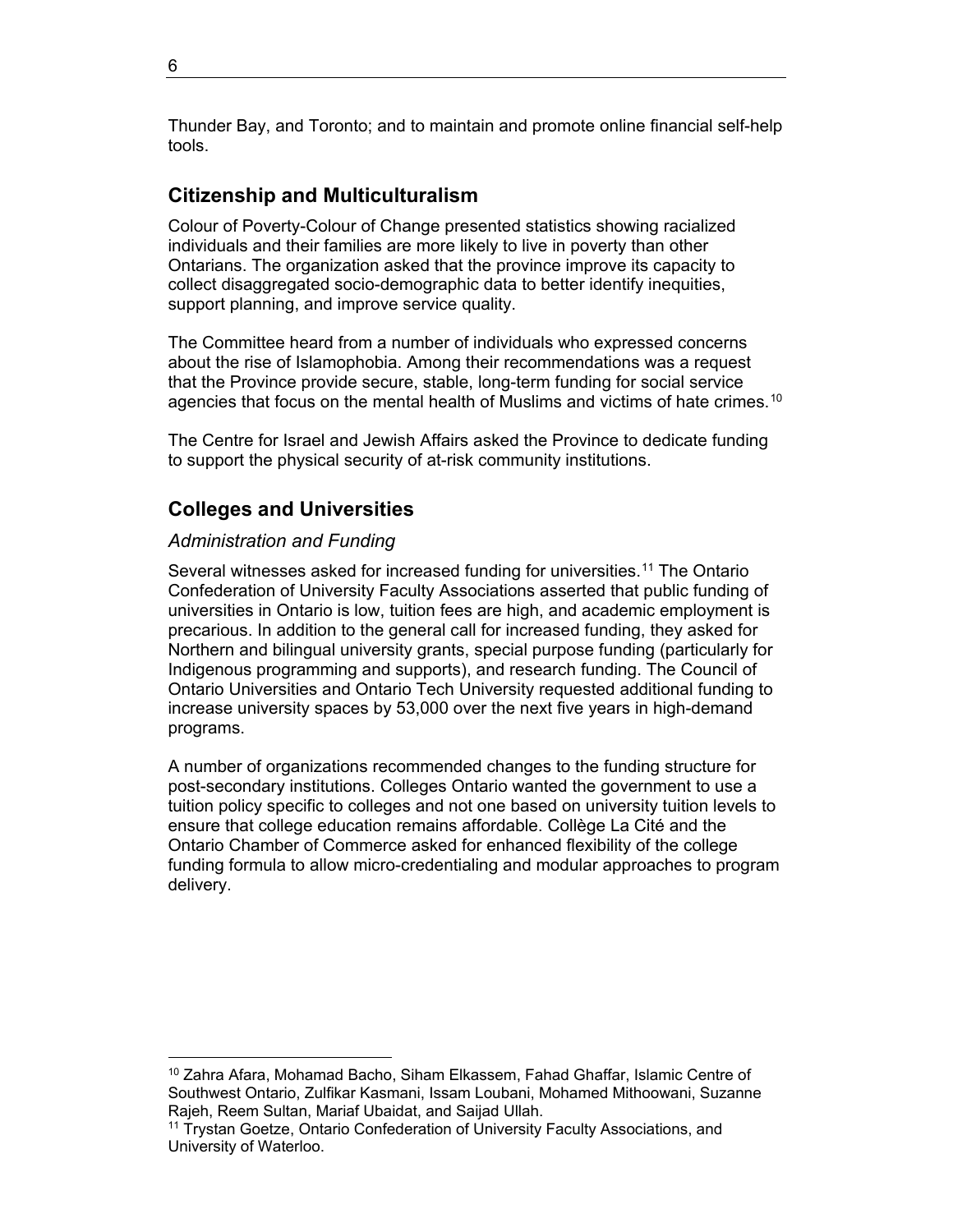Thunder Bay, and Toronto; and to maintain and promote online financial self-help tools.

## Citizenship and Multiculturalism

Colour of Poverty-Colour of Change presented statistics showing racialized individuals and their families are more likely to live in poverty than other Ontarians. The organization asked that the province improve its capacity to collect disaggregated socio-demographic data to better identify inequities, support planning, and improve service quality.

The Committee heard from a number of individuals who expressed concerns about the rise of Islamophobia. Among their recommendations was a request that the Province provide secure, stable, long-term funding for social service agencies that focus on the mental health of Muslims and victims of hate crimes.[10]

The Centre for Israel and Jewish Affairs asked the Province to dedicate funding to support the physical security of at-risk community institutions.

## Colleges and Universities

### *Administration and Funding*

Several witnesses asked for increased funding for universities.[11] The Ontario Confederation of University Faculty Associations asserted that public funding of universities in Ontario is low, tuition fees are high, and academic employment is precarious. In addition to the general call for increased funding, they asked for Northern and bilingual university grants, special purpose funding (particularly for Indigenous programming and supports), and research funding. The Council of Ontario Universities and Ontario Tech University requested additional funding to increase university spaces by 53,000 over the next five years in high-demand programs.

A number of organizations recommended changes to the funding structure for post-secondary institutions. Colleges Ontario wanted the government to use a tuition policy specific to colleges and not one based on university tuition levels to ensure that college education remains affordable. Collège La Cité and the Ontario Chamber of Commerce asked for enhanced flexibility of the college funding formula to allow micro-credentialing and modular approaches to program delivery.

---

[10] Zahra Afara, Mohamad Bacho, Siham Elkassem, Fahad Ghaffar, Islamic Centre of Southwest Ontario, Zulfikar Kasmani, Issam Loubani, Mohamed Mithoowani, Suzanne Rajeh, Reem Sultan, Mariaf Ubaidat, and Saijad Ullah.

[11] Trystan Goetze, Ontario Confederation of University Faculty Associations, and University of Waterloo.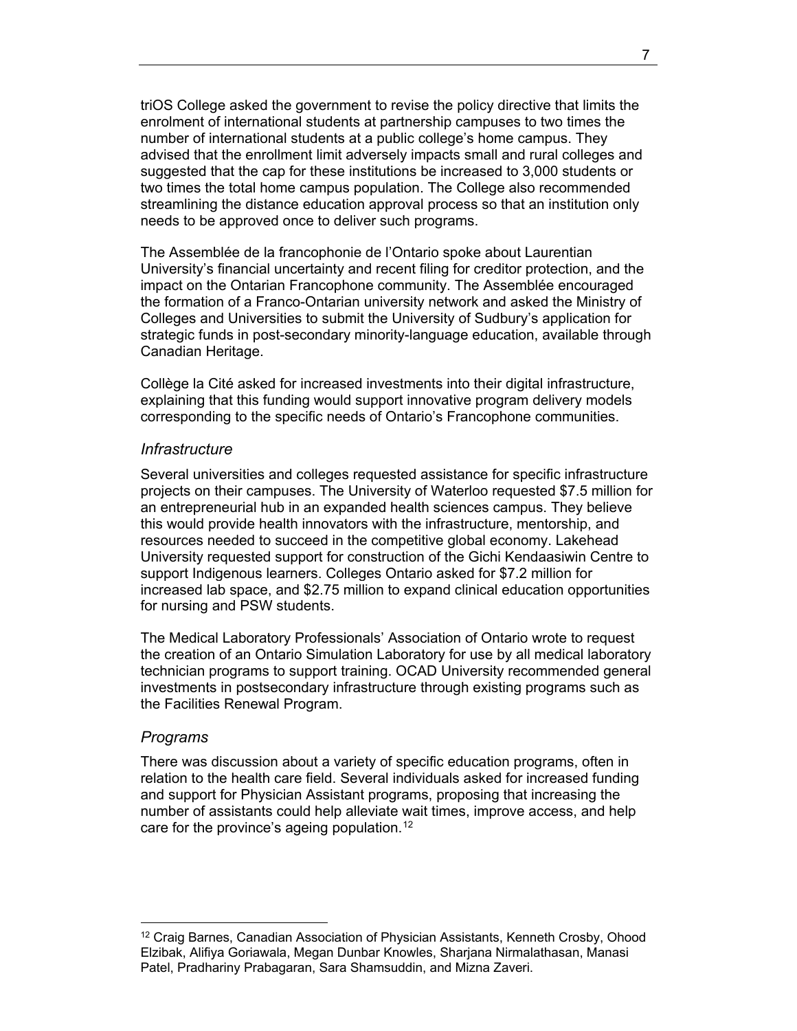triOS College asked the government to revise the policy directive that limits the enrolment of international students at partnership campuses to two times the number of international students at a public college's home campus. They advised that the enrollment limit adversely impacts small and rural colleges and suggested that the cap for these institutions be increased to 3,000 students or two times the total home campus population. The College also recommended streamlining the distance education approval process so that an institution only needs to be approved once to deliver such programs.

The Assemblée de la francophonie de l'Ontario spoke about Laurentian University's financial uncertainty and recent filing for creditor protection, and the impact on the Ontarian Francophone community. The Assemblée encouraged the formation of a Franco-Ontarian university network and asked the Ministry of Colleges and Universities to submit the University of Sudbury's application for strategic funds in post-secondary minority-language education, available through Canadian Heritage.

Collège la Cité asked for increased investments into their digital infrastructure, explaining that this funding would support innovative program delivery models corresponding to the specific needs of Ontario's Francophone communities.

### *Infrastructure*

Several universities and colleges requested assistance for specific infrastructure projects on their campuses. The University of Waterloo requested $7.5 million for an entrepreneurial hub in an expanded health sciences campus. They believe this would provide health innovators with the infrastructure, mentorship, and resources needed to succeed in the competitive global economy. Lakehead University requested support for construction of the Gichi Kendaasiwin Centre to support Indigenous learners. Colleges Ontario asked for $7.2 million for increased lab space, and $2.75 million to expand clinical education opportunities for nursing and PSW students.

The Medical Laboratory Professionals' Association of Ontario wrote to request the creation of an Ontario Simulation Laboratory for use by all medical laboratory technician programs to support training. OCAD University recommended general investments in postsecondary infrastructure through existing programs such as the Facilities Renewal Program.

### *Programs*

There was discussion about a variety of specific education programs, often in relation to the health care field. Several individuals asked for increased funding and support for Physician Assistant programs, proposing that increasing the number of assistants could help alleviate wait times, improve access, and help care for the province's ageing population.[12]

---

[12] Craig Barnes, Canadian Association of Physician Assistants, Kenneth Crosby, Ohood Elzibak, Alifiya Goriawala, Megan Dunbar Knowles, Sharjana Nirmalathasan, Manasi Patel, Pradhariny Prabagaran, Sara Shamsuddin, and Mizna Zaveri.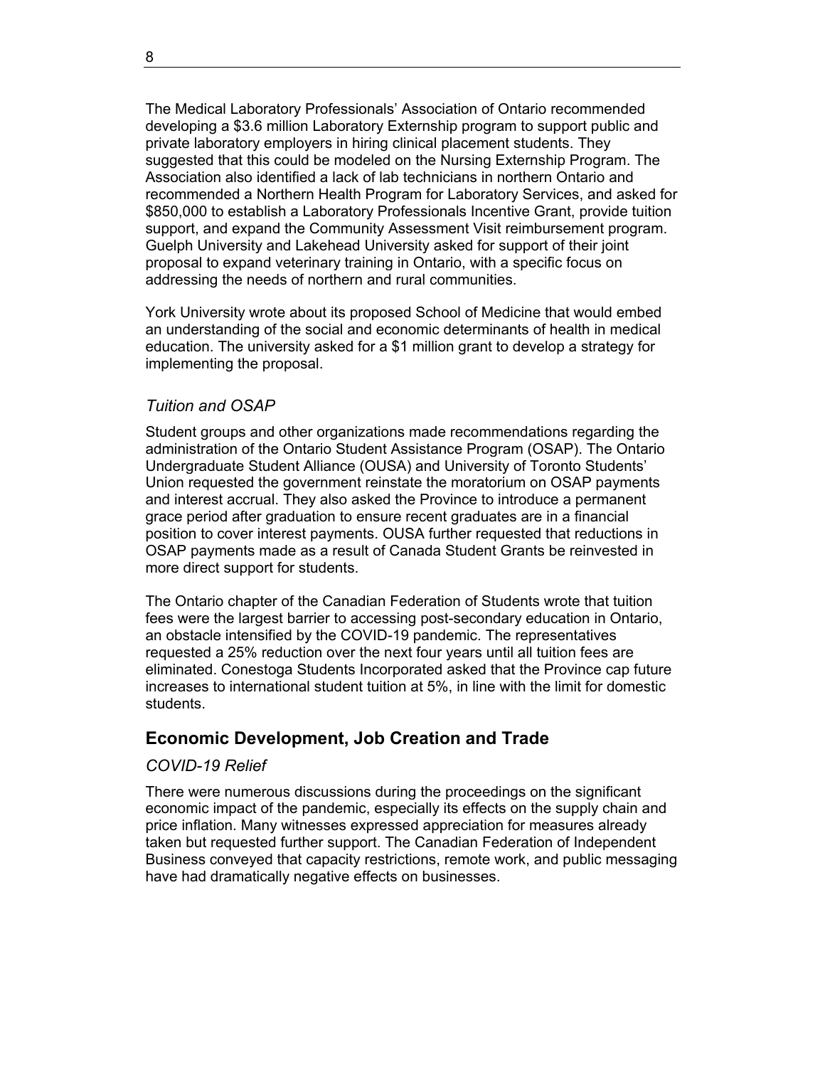The Medical Laboratory Professionals' Association of Ontario recommended developing a $3.6 million Laboratory Externship program to support public and private laboratory employers in hiring clinical placement students. They suggested that this could be modeled on the Nursing Externship Program. The Association also identified a lack of lab technicians in northern Ontario and recommended a Northern Health Program for Laboratory Services, and asked for $850,000 to establish a Laboratory Professionals Incentive Grant, provide tuition support, and expand the Community Assessment Visit reimbursement program. Guelph University and Lakehead University asked for support of their joint proposal to expand veterinary training in Ontario, with a specific focus on addressing the needs of northern and rural communities.

York University wrote about its proposed School of Medicine that would embed an understanding of the social and economic determinants of health in medical education. The university asked for a $1 million grant to develop a strategy for implementing the proposal.

### *Tuition and OSAP*

Student groups and other organizations made recommendations regarding the administration of the Ontario Student Assistance Program (OSAP). The Ontario Undergraduate Student Alliance (OUSA) and University of Toronto Students' Union requested the government reinstate the moratorium on OSAP payments and interest accrual. They also asked the Province to introduce a permanent grace period after graduation to ensure recent graduates are in a financial position to cover interest payments. OUSA further requested that reductions in OSAP payments made as a result of Canada Student Grants be reinvested in more direct support for students.

The Ontario chapter of the Canadian Federation of Students wrote that tuition fees were the largest barrier to accessing post-secondary education in Ontario, an obstacle intensified by the COVID-19 pandemic. The representatives requested a 25% reduction over the next four years until all tuition fees are eliminated. Conestoga Students Incorporated asked that the Province cap future increases to international student tuition at 5%, in line with the limit for domestic students.

## Economic Development, Job Creation and Trade

### *COVID-19 Relief*

There were numerous discussions during the proceedings on the significant economic impact of the pandemic, especially its effects on the supply chain and price inflation. Many witnesses expressed appreciation for measures already taken but requested further support. The Canadian Federation of Independent Business conveyed that capacity restrictions, remote work, and public messaging have had dramatically negative effects on businesses.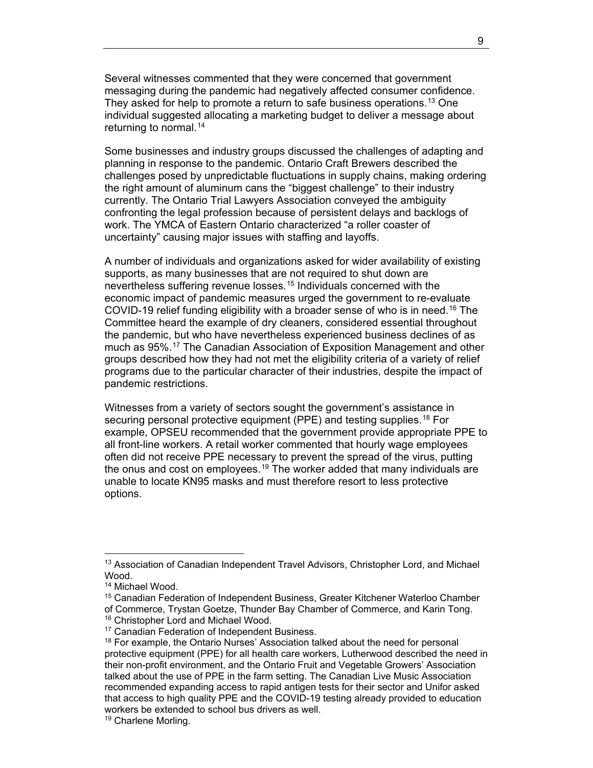Several witnesses commented that they were concerned that government messaging during the pandemic had negatively affected consumer confidence. They asked for help to promote a return to safe business operations.[13] One individual suggested allocating a marketing budget to deliver a message about returning to normal.[14]

Some businesses and industry groups discussed the challenges of adapting and planning in response to the pandemic. Ontario Craft Brewers described the challenges posed by unpredictable fluctuations in supply chains, making ordering the right amount of aluminum cans the "biggest challenge" to their industry currently. The Ontario Trial Lawyers Association conveyed the ambiguity confronting the legal profession because of persistent delays and backlogs of work. The YMCA of Eastern Ontario characterized "a roller coaster of uncertainty" causing major issues with staffing and layoffs.

A number of individuals and organizations asked for wider availability of existing supports, as many businesses that are not required to shut down are nevertheless suffering revenue losses.[15] Individuals concerned with the economic impact of pandemic measures urged the government to re-evaluate COVID-19 relief funding eligibility with a broader sense of who is in need.[16] The Committee heard the example of dry cleaners, considered essential throughout the pandemic, but who have nevertheless experienced business declines of as much as 95%.[17] The Canadian Association of Exposition Management and other groups described how they had not met the eligibility criteria of a variety of relief programs due to the particular character of their industries, despite the impact of pandemic restrictions.

Witnesses from a variety of sectors sought the government's assistance in securing personal protective equipment (PPE) and testing supplies.[18] For example, OPSEU recommended that the government provide appropriate PPE to all front-line workers. A retail worker commented that hourly wage employees often did not receive PPE necessary to prevent the spread of the virus, putting the onus and cost on employees.[19] The worker added that many individuals are unable to locate KN95 masks and must therefore resort to less protective options.

---

[13] Association of Canadian Independent Travel Advisors, Christopher Lord, and Michael Wood.

[14] Michael Wood.

[15] Canadian Federation of Independent Business, Greater Kitchener Waterloo Chamber of Commerce, Trystan Goetze, Thunder Bay Chamber of Commerce, and Karin Tong.

[16] Christopher Lord and Michael Wood.

[17] Canadian Federation of Independent Business.

[18] For example, the Ontario Nurses' Association talked about the need for personal protective equipment (PPE) for all health care workers, Lutherwood described the need in their non-profit environment, and the Ontario Fruit and Vegetable Growers' Association talked about the use of PPE in the farm setting. The Canadian Live Music Association recommended expanding access to rapid antigen tests for their sector and Unifor asked that access to high quality PPE and the COVID-19 testing already provided to education workers be extended to school bus drivers as well.

[19] Charlene Morling.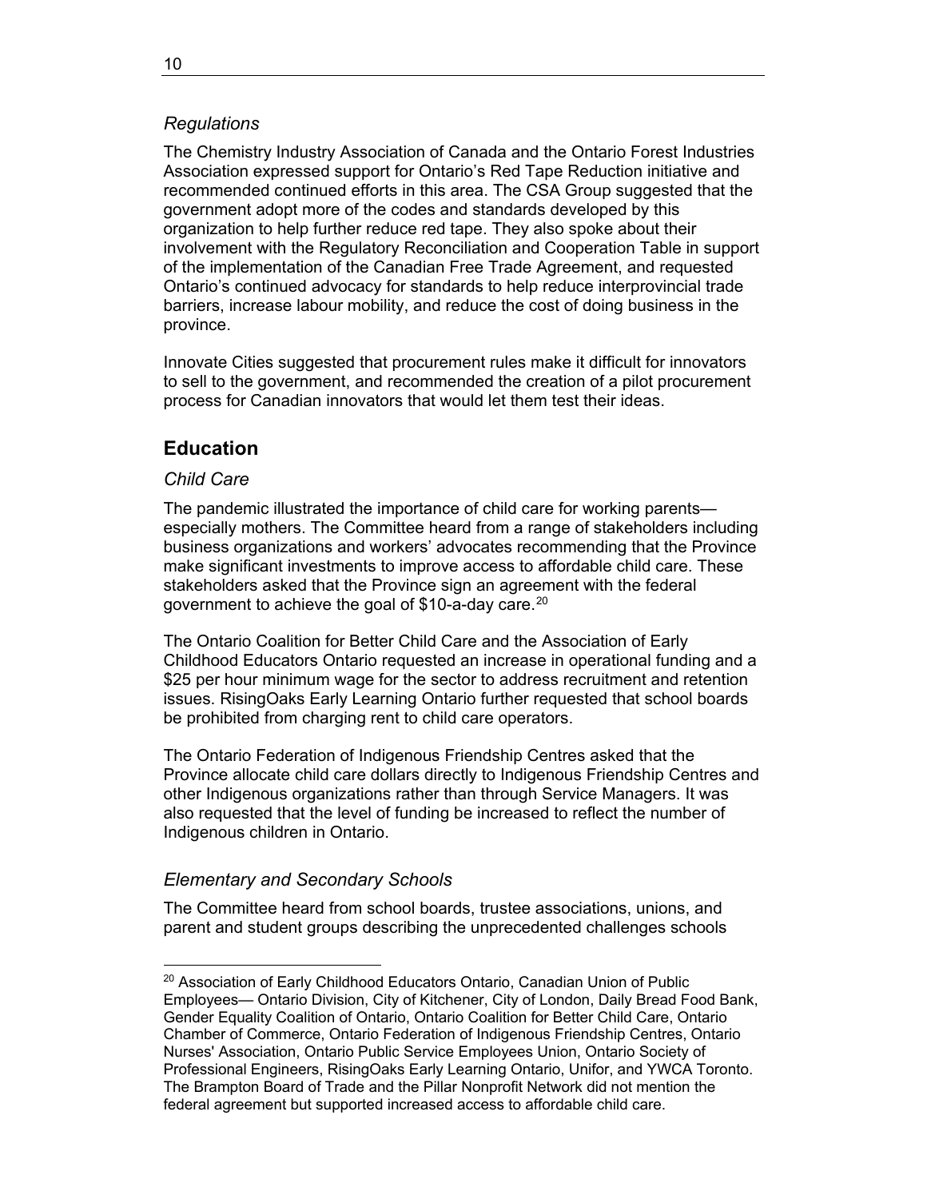### *Regulations*

The Chemistry Industry Association of Canada and the Ontario Forest Industries Association expressed support for Ontario's Red Tape Reduction initiative and recommended continued efforts in this area. The CSA Group suggested that the government adopt more of the codes and standards developed by this organization to help further reduce red tape. They also spoke about their involvement with the Regulatory Reconciliation and Cooperation Table in support of the implementation of the Canadian Free Trade Agreement, and requested Ontario's continued advocacy for standards to help reduce interprovincial trade barriers, increase labour mobility, and reduce the cost of doing business in the province.

Innovate Cities suggested that procurement rules make it difficult for innovators to sell to the government, and recommended the creation of a pilot procurement process for Canadian innovators that would let them test their ideas.

## Education

### *Child Care*

The pandemic illustrated the importance of child care for working parents—especially mothers. The Committee heard from a range of stakeholders including business organizations and workers' advocates recommending that the Province make significant investments to improve access to affordable child care. These stakeholders asked that the Province sign an agreement with the federal government to achieve the goal of $10-a-day care.[20]

The Ontario Coalition for Better Child Care and the Association of Early Childhood Educators Ontario requested an increase in operational funding and a $25 per hour minimum wage for the sector to address recruitment and retention issues. RisingOaks Early Learning Ontario further requested that school boards be prohibited from charging rent to child care operators.

The Ontario Federation of Indigenous Friendship Centres asked that the Province allocate child care dollars directly to Indigenous Friendship Centres and other Indigenous organizations rather than through Service Managers. It was also requested that the level of funding be increased to reflect the number of Indigenous children in Ontario.

### *Elementary and Secondary Schools*

The Committee heard from school boards, trustee associations, unions, and parent and student groups describing the unprecedented challenges schools

---

[20] Association of Early Childhood Educators Ontario, Canadian Union of Public Employees— Ontario Division, City of Kitchener, City of London, Daily Bread Food Bank, Gender Equality Coalition of Ontario, Ontario Coalition for Better Child Care, Ontario Chamber of Commerce, Ontario Federation of Indigenous Friendship Centres, Ontario Nurses' Association, Ontario Public Service Employees Union, Ontario Society of Professional Engineers, RisingOaks Early Learning Ontario, Unifor, and YWCA Toronto. The Brampton Board of Trade and the Pillar Nonprofit Network did not mention the federal agreement but supported increased access to affordable child care.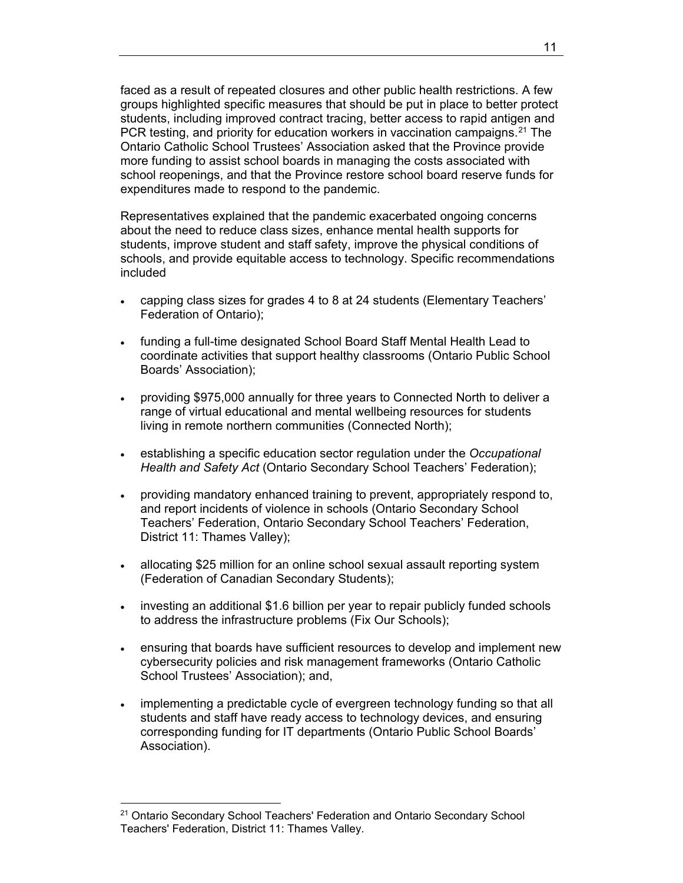faced as a result of repeated closures and other public health restrictions. A few groups highlighted specific measures that should be put in place to better protect students, including improved contract tracing, better access to rapid antigen and PCR testing, and priority for education workers in vaccination campaigns.[21] The Ontario Catholic School Trustees' Association asked that the Province provide more funding to assist school boards in managing the costs associated with school reopenings, and that the Province restore school board reserve funds for expenditures made to respond to the pandemic.

Representatives explained that the pandemic exacerbated ongoing concerns about the need to reduce class sizes, enhance mental health supports for students, improve student and staff safety, improve the physical conditions of schools, and provide equitable access to technology. Specific recommendations included

- capping class sizes for grades 4 to 8 at 24 students (Elementary Teachers' Federation of Ontario);
- funding a full-time designated School Board Staff Mental Health Lead to coordinate activities that support healthy classrooms (Ontario Public School Boards' Association);
- providing $975,000 annually for three years to Connected North to deliver a range of virtual educational and mental wellbeing resources for students living in remote northern communities (Connected North);
- establishing a specific education sector regulation under the *Occupational Health and Safety Act* (Ontario Secondary School Teachers' Federation);
- providing mandatory enhanced training to prevent, appropriately respond to, and report incidents of violence in schools (Ontario Secondary School Teachers' Federation, Ontario Secondary School Teachers' Federation, District 11: Thames Valley);
- allocating $25 million for an online school sexual assault reporting system (Federation of Canadian Secondary Students);
- investing an additional $1.6 billion per year to repair publicly funded schools to address the infrastructure problems (Fix Our Schools);
- ensuring that boards have sufficient resources to develop and implement new cybersecurity policies and risk management frameworks (Ontario Catholic School Trustees' Association); and,
- implementing a predictable cycle of evergreen technology funding so that all students and staff have ready access to technology devices, and ensuring corresponding funding for IT departments (Ontario Public School Boards' Association).

[21] Ontario Secondary School Teachers' Federation and Ontario Secondary School Teachers' Federation, District 11: Thames Valley.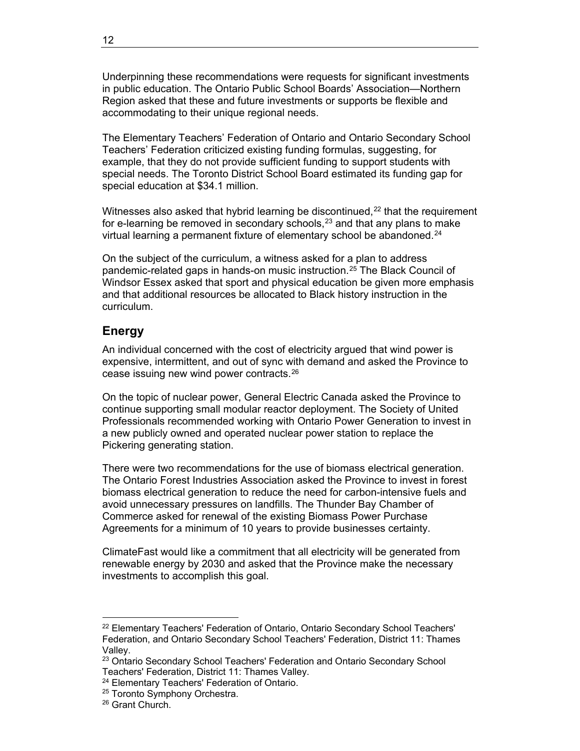Underpinning these recommendations were requests for significant investments in public education. The Ontario Public School Boards' Association—Northern Region asked that these and future investments or supports be flexible and accommodating to their unique regional needs.

The Elementary Teachers' Federation of Ontario and Ontario Secondary School Teachers' Federation criticized existing funding formulas, suggesting, for example, that they do not provide sufficient funding to support students with special needs. The Toronto District School Board estimated its funding gap for special education at $34.1 million.

Witnesses also asked that hybrid learning be discontinued,[22] that the requirement for e-learning be removed in secondary schools,[23] and that any plans to make virtual learning a permanent fixture of elementary school be abandoned.[24]

On the subject of the curriculum, a witness asked for a plan to address pandemic-related gaps in hands-on music instruction.[25] The Black Council of Windsor Essex asked that sport and physical education be given more emphasis and that additional resources be allocated to Black history instruction in the curriculum.

## Energy

An individual concerned with the cost of electricity argued that wind power is expensive, intermittent, and out of sync with demand and asked the Province to cease issuing new wind power contracts.[26]

On the topic of nuclear power, General Electric Canada asked the Province to continue supporting small modular reactor deployment. The Society of United Professionals recommended working with Ontario Power Generation to invest in a new publicly owned and operated nuclear power station to replace the Pickering generating station.

There were two recommendations for the use of biomass electrical generation. The Ontario Forest Industries Association asked the Province to invest in forest biomass electrical generation to reduce the need for carbon-intensive fuels and avoid unnecessary pressures on landfills. The Thunder Bay Chamber of Commerce asked for renewal of the existing Biomass Power Purchase Agreements for a minimum of 10 years to provide businesses certainty.

ClimateFast would like a commitment that all electricity will be generated from renewable energy by 2030 and asked that the Province make the necessary investments to accomplish this goal.

---

[22] Elementary Teachers' Federation of Ontario, Ontario Secondary School Teachers' Federation, and Ontario Secondary School Teachers' Federation, District 11: Thames Valley.

[23] Ontario Secondary School Teachers' Federation and Ontario Secondary School Teachers' Federation, District 11: Thames Valley.

[24] Elementary Teachers' Federation of Ontario.

[25] Toronto Symphony Orchestra.

[26] Grant Church.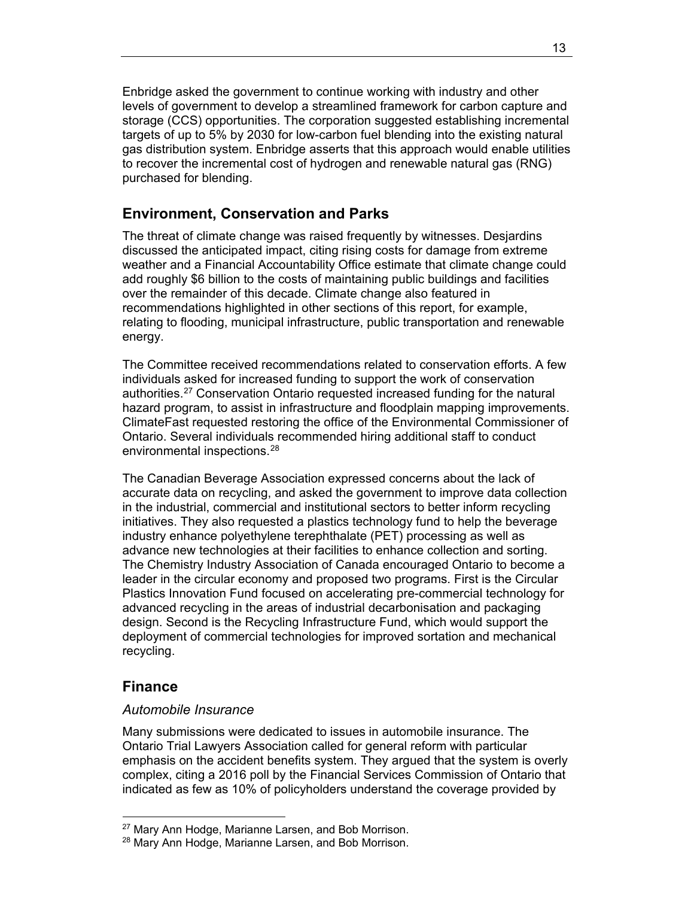Enbridge asked the government to continue working with industry and other levels of government to develop a streamlined framework for carbon capture and storage (CCS) opportunities. The corporation suggested establishing incremental targets of up to 5% by 2030 for low-carbon fuel blending into the existing natural gas distribution system. Enbridge asserts that this approach would enable utilities to recover the incremental cost of hydrogen and renewable natural gas (RNG) purchased for blending.

## Environment, Conservation and Parks

The threat of climate change was raised frequently by witnesses. Desjardins discussed the anticipated impact, citing rising costs for damage from extreme weather and a Financial Accountability Office estimate that climate change could add roughly $6 billion to the costs of maintaining public buildings and facilities over the remainder of this decade. Climate change also featured in recommendations highlighted in other sections of this report, for example, relating to flooding, municipal infrastructure, public transportation and renewable energy.

The Committee received recommendations related to conservation efforts. A few individuals asked for increased funding to support the work of conservation authorities.[27] Conservation Ontario requested increased funding for the natural hazard program, to assist in infrastructure and floodplain mapping improvements. ClimateFast requested restoring the office of the Environmental Commissioner of Ontario. Several individuals recommended hiring additional staff to conduct environmental inspections.[28]

The Canadian Beverage Association expressed concerns about the lack of accurate data on recycling, and asked the government to improve data collection in the industrial, commercial and institutional sectors to better inform recycling initiatives. They also requested a plastics technology fund to help the beverage industry enhance polyethylene terephthalate (PET) processing as well as advance new technologies at their facilities to enhance collection and sorting. The Chemistry Industry Association of Canada encouraged Ontario to become a leader in the circular economy and proposed two programs. First is the Circular Plastics Innovation Fund focused on accelerating pre-commercial technology for advanced recycling in the areas of industrial decarbonisation and packaging design. Second is the Recycling Infrastructure Fund, which would support the deployment of commercial technologies for improved sortation and mechanical recycling.

## Finance

### *Automobile Insurance*

Many submissions were dedicated to issues in automobile insurance. The Ontario Trial Lawyers Association called for general reform with particular emphasis on the accident benefits system. They argued that the system is overly complex, citing a 2016 poll by the Financial Services Commission of Ontario that indicated as few as 10% of policyholders understand the coverage provided by

---

[27] Mary Ann Hodge, Marianne Larsen, and Bob Morrison.

[28] Mary Ann Hodge, Marianne Larsen, and Bob Morrison.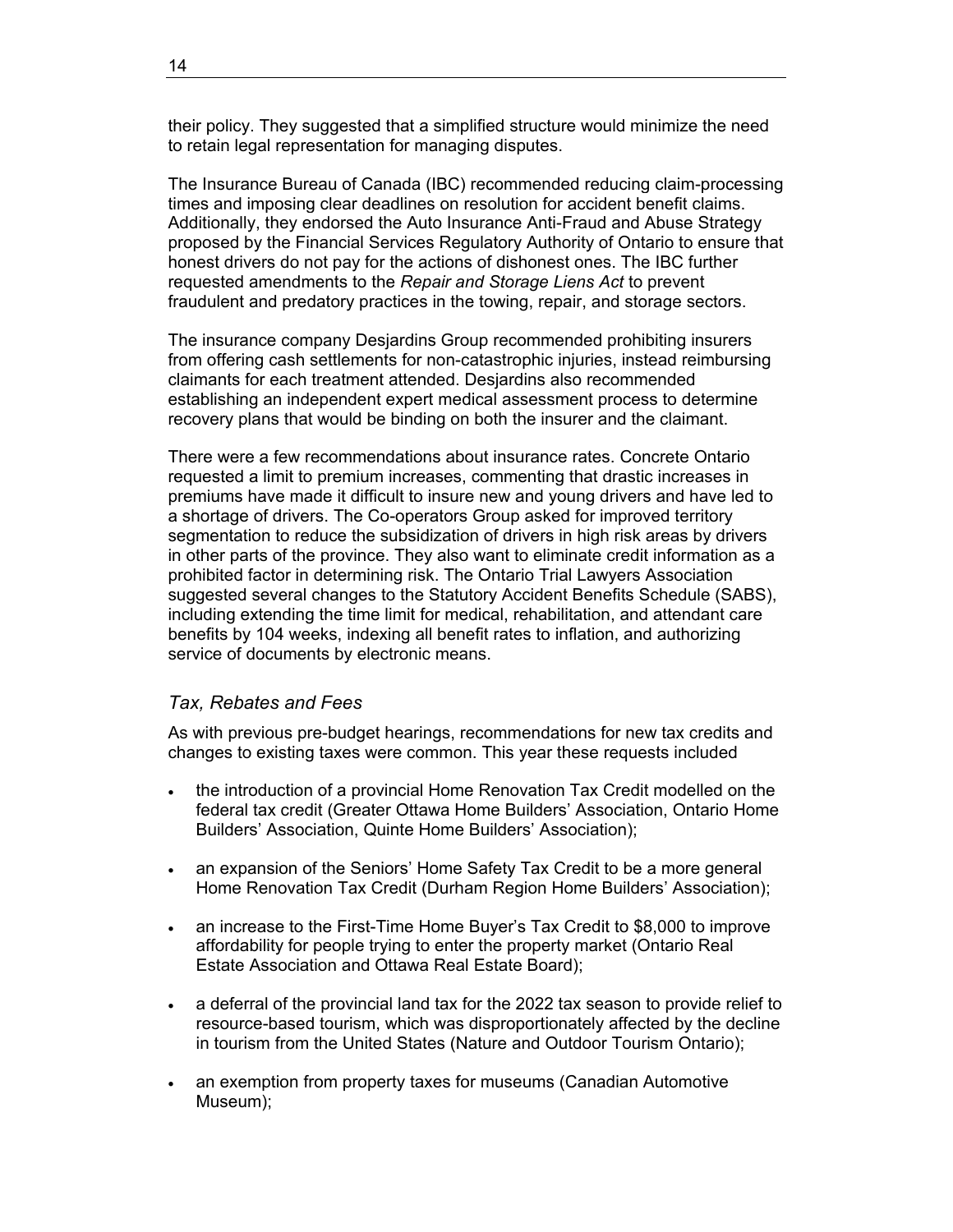their policy. They suggested that a simplified structure would minimize the need to retain legal representation for managing disputes.

The Insurance Bureau of Canada (IBC) recommended reducing claim-processing times and imposing clear deadlines on resolution for accident benefit claims. Additionally, they endorsed the Auto Insurance Anti-Fraud and Abuse Strategy proposed by the Financial Services Regulatory Authority of Ontario to ensure that honest drivers do not pay for the actions of dishonest ones. The IBC further requested amendments to the *Repair and Storage Liens Act* to prevent fraudulent and predatory practices in the towing, repair, and storage sectors.

The insurance company Desjardins Group recommended prohibiting insurers from offering cash settlements for non-catastrophic injuries, instead reimbursing claimants for each treatment attended. Desjardins also recommended establishing an independent expert medical assessment process to determine recovery plans that would be binding on both the insurer and the claimant.

There were a few recommendations about insurance rates. Concrete Ontario requested a limit to premium increases, commenting that drastic increases in premiums have made it difficult to insure new and young drivers and have led to a shortage of drivers. The Co-operators Group asked for improved territory segmentation to reduce the subsidization of drivers in high risk areas by drivers in other parts of the province. They also want to eliminate credit information as a prohibited factor in determining risk. The Ontario Trial Lawyers Association suggested several changes to the Statutory Accident Benefits Schedule (SABS), including extending the time limit for medical, rehabilitation, and attendant care benefits by 104 weeks, indexing all benefit rates to inflation, and authorizing service of documents by electronic means.

### *Tax, Rebates and Fees*

As with previous pre-budget hearings, recommendations for new tax credits and changes to existing taxes were common. This year these requests included

- the introduction of a provincial Home Renovation Tax Credit modelled on the federal tax credit (Greater Ottawa Home Builders' Association, Ontario Home Builders' Association, Quinte Home Builders' Association);
- an expansion of the Seniors' Home Safety Tax Credit to be a more general Home Renovation Tax Credit (Durham Region Home Builders' Association);
- an increase to the First-Time Home Buyer's Tax Credit to $8,000 to improve affordability for people trying to enter the property market (Ontario Real Estate Association and Ottawa Real Estate Board);
- a deferral of the provincial land tax for the 2022 tax season to provide relief to resource-based tourism, which was disproportionately affected by the decline in tourism from the United States (Nature and Outdoor Tourism Ontario);
- an exemption from property taxes for museums (Canadian Automotive Museum);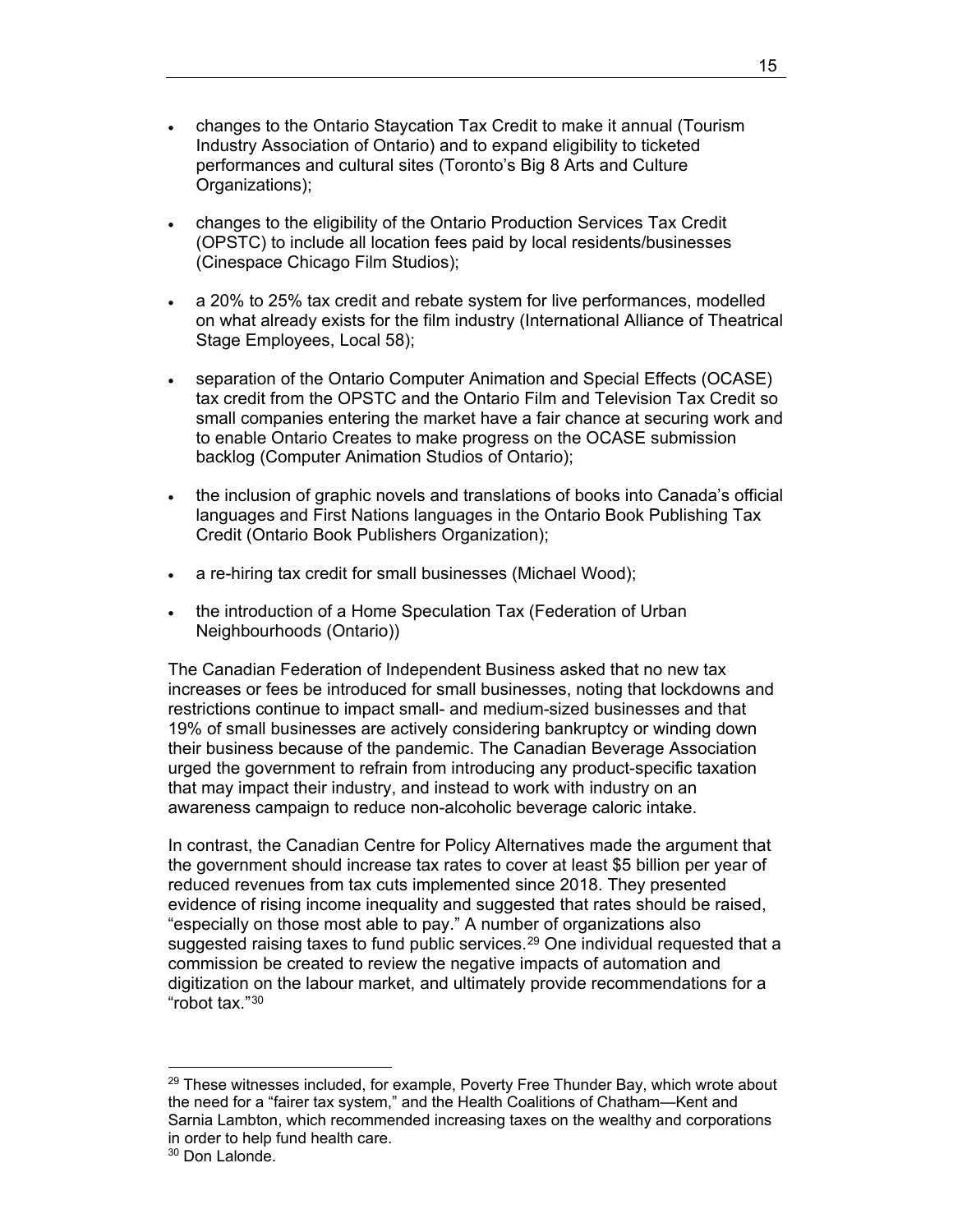- changes to the Ontario Staycation Tax Credit to make it annual (Tourism Industry Association of Ontario) and to expand eligibility to ticketed performances and cultural sites (Toronto's Big 8 Arts and Culture Organizations);
- changes to the eligibility of the Ontario Production Services Tax Credit (OPSTC) to include all location fees paid by local residents/businesses (Cinespace Chicago Film Studios);
- a 20% to 25% tax credit and rebate system for live performances, modelled on what already exists for the film industry (International Alliance of Theatrical Stage Employees, Local 58);
- separation of the Ontario Computer Animation and Special Effects (OCASE) tax credit from the OPSTC and the Ontario Film and Television Tax Credit so small companies entering the market have a fair chance at securing work and to enable Ontario Creates to make progress on the OCASE submission backlog (Computer Animation Studios of Ontario);
- the inclusion of graphic novels and translations of books into Canada's official languages and First Nations languages in the Ontario Book Publishing Tax Credit (Ontario Book Publishers Organization);
- a re-hiring tax credit for small businesses (Michael Wood);
- the introduction of a Home Speculation Tax (Federation of Urban Neighbourhoods (Ontario))

The Canadian Federation of Independent Business asked that no new tax increases or fees be introduced for small businesses, noting that lockdowns and restrictions continue to impact small- and medium-sized businesses and that 19% of small businesses are actively considering bankruptcy or winding down their business because of the pandemic. The Canadian Beverage Association urged the government to refrain from introducing any product-specific taxation that may impact their industry, and instead to work with industry on an awareness campaign to reduce non-alcoholic beverage caloric intake.

In contrast, the Canadian Centre for Policy Alternatives made the argument that the government should increase tax rates to cover at least $5 billion per year of reduced revenues from tax cuts implemented since 2018. They presented evidence of rising income inequality and suggested that rates should be raised, "especially on those most able to pay." A number of organizations also suggested raising taxes to fund public services.[29] One individual requested that a commission be created to review the negative impacts of automation and digitization on the labour market, and ultimately provide recommendations for a "robot tax."[30]

[29] These witnesses included, for example, Poverty Free Thunder Bay, which wrote about the need for a "fairer tax system," and the Health Coalitions of Chatham—Kent and Sarnia Lambton, which recommended increasing taxes on the wealthy and corporations in order to help fund health care.

[30] Don Lalonde.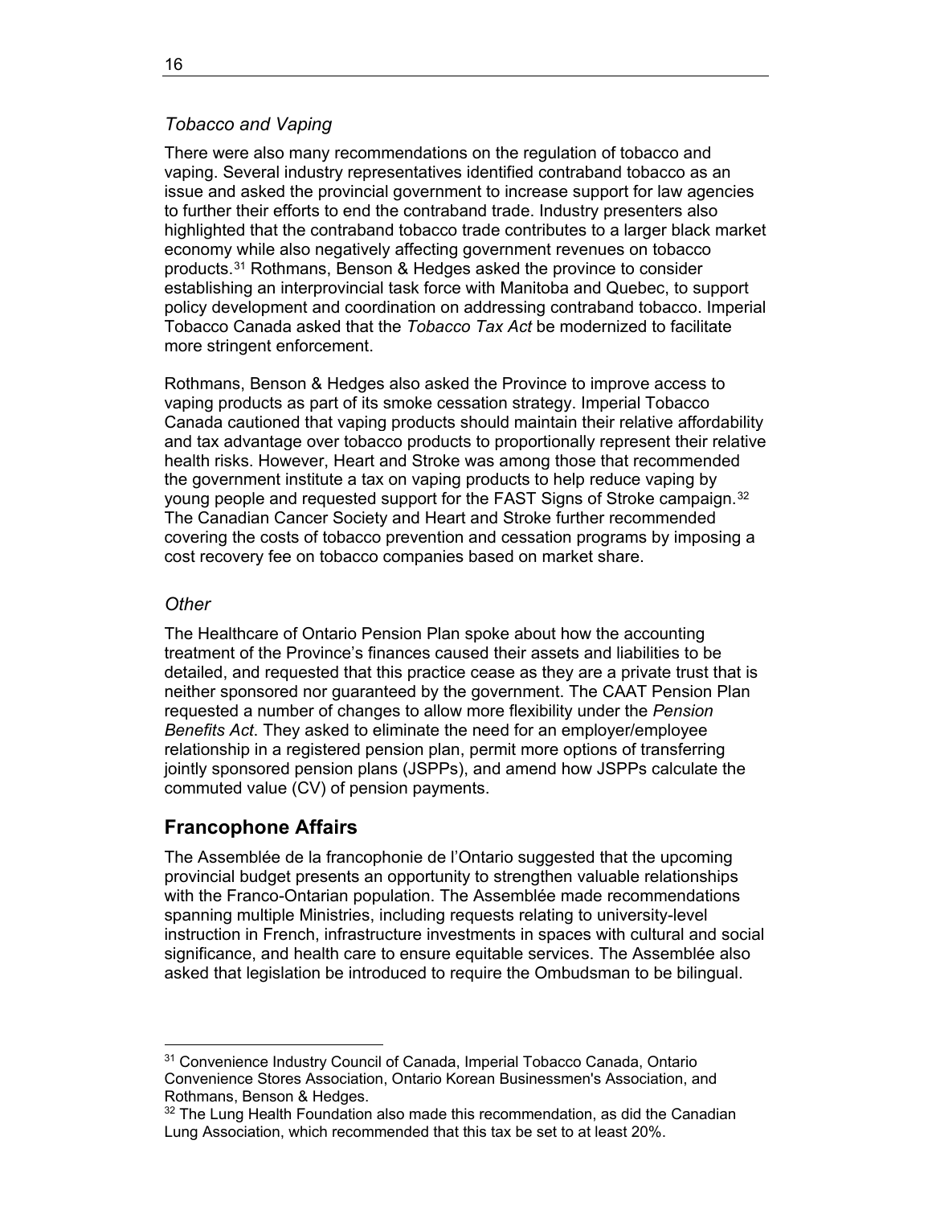### *Tobacco and Vaping*

There were also many recommendations on the regulation of tobacco and vaping. Several industry representatives identified contraband tobacco as an issue and asked the provincial government to increase support for law agencies to further their efforts to end the contraband trade. Industry presenters also highlighted that the contraband tobacco trade contributes to a larger black market economy while also negatively affecting government revenues on tobacco products.[31] Rothmans, Benson & Hedges asked the province to consider establishing an interprovincial task force with Manitoba and Quebec, to support policy development and coordination on addressing contraband tobacco. Imperial Tobacco Canada asked that the *Tobacco Tax Act* be modernized to facilitate more stringent enforcement.

Rothmans, Benson & Hedges also asked the Province to improve access to vaping products as part of its smoke cessation strategy. Imperial Tobacco Canada cautioned that vaping products should maintain their relative affordability and tax advantage over tobacco products to proportionally represent their relative health risks. However, Heart and Stroke was among those that recommended the government institute a tax on vaping products to help reduce vaping by young people and requested support for the FAST Signs of Stroke campaign.[32] The Canadian Cancer Society and Heart and Stroke further recommended covering the costs of tobacco prevention and cessation programs by imposing a cost recovery fee on tobacco companies based on market share.

### *Other*

The Healthcare of Ontario Pension Plan spoke about how the accounting treatment of the Province's finances caused their assets and liabilities to be detailed, and requested that this practice cease as they are a private trust that is neither sponsored nor guaranteed by the government. The CAAT Pension Plan requested a number of changes to allow more flexibility under the *Pension Benefits Act*. They asked to eliminate the need for an employer/employee relationship in a registered pension plan, permit more options of transferring jointly sponsored pension plans (JSPPs), and amend how JSPPs calculate the commuted value (CV) of pension payments.

## Francophone Affairs

The Assemblée de la francophonie de l'Ontario suggested that the upcoming provincial budget presents an opportunity to strengthen valuable relationships with the Franco-Ontarian population. The Assemblée made recommendations spanning multiple Ministries, including requests relating to university-level instruction in French, infrastructure investments in spaces with cultural and social significance, and health care to ensure equitable services. The Assemblée also asked that legislation be introduced to require the Ombudsman to be bilingual.

---

[31] Convenience Industry Council of Canada, Imperial Tobacco Canada, Ontario Convenience Stores Association, Ontario Korean Businessmen's Association, and Rothmans, Benson & Hedges.

[32] The Lung Health Foundation also made this recommendation, as did the Canadian Lung Association, which recommended that this tax be set to at least 20%.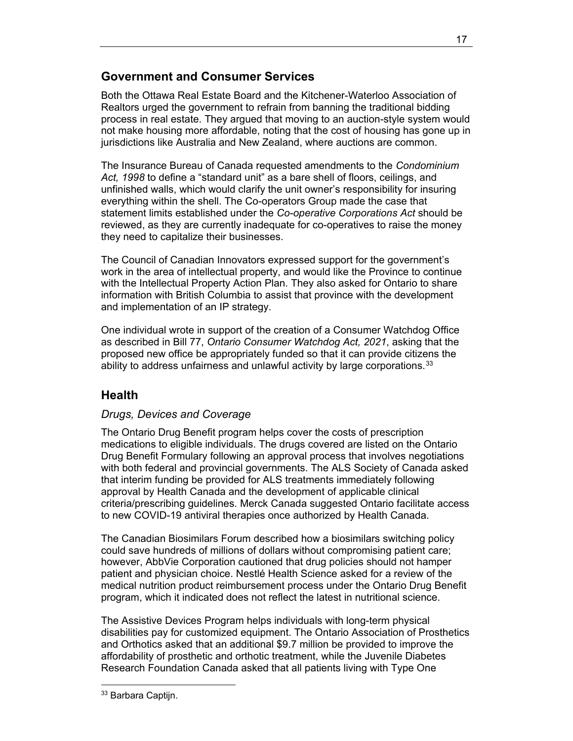## Government and Consumer Services

Both the Ottawa Real Estate Board and the Kitchener-Waterloo Association of Realtors urged the government to refrain from banning the traditional bidding process in real estate. They argued that moving to an auction-style system would not make housing more affordable, noting that the cost of housing has gone up in jurisdictions like Australia and New Zealand, where auctions are common.

The Insurance Bureau of Canada requested amendments to the *Condominium Act, 1998* to define a "standard unit" as a bare shell of floors, ceilings, and unfinished walls, which would clarify the unit owner's responsibility for insuring everything within the shell. The Co-operators Group made the case that statement limits established under the *Co-operative Corporations Act* should be reviewed, as they are currently inadequate for co-operatives to raise the money they need to capitalize their businesses.

The Council of Canadian Innovators expressed support for the government's work in the area of intellectual property, and would like the Province to continue with the Intellectual Property Action Plan. They also asked for Ontario to share information with British Columbia to assist that province with the development and implementation of an IP strategy.

One individual wrote in support of the creation of a Consumer Watchdog Office as described in Bill 77, *Ontario Consumer Watchdog Act, 2021*, asking that the proposed new office be appropriately funded so that it can provide citizens the ability to address unfairness and unlawful activity by large corporations.[33]

## Health

### *Drugs, Devices and Coverage*

The Ontario Drug Benefit program helps cover the costs of prescription medications to eligible individuals. The drugs covered are listed on the Ontario Drug Benefit Formulary following an approval process that involves negotiations with both federal and provincial governments. The ALS Society of Canada asked that interim funding be provided for ALS treatments immediately following approval by Health Canada and the development of applicable clinical criteria/prescribing guidelines. Merck Canada suggested Ontario facilitate access to new COVID-19 antiviral therapies once authorized by Health Canada.

The Canadian Biosimilars Forum described how a biosimilars switching policy could save hundreds of millions of dollars without compromising patient care; however, AbbVie Corporation cautioned that drug policies should not hamper patient and physician choice. Nestlé Health Science asked for a review of the medical nutrition product reimbursement process under the Ontario Drug Benefit program, which it indicated does not reflect the latest in nutritional science.

The Assistive Devices Program helps individuals with long-term physical disabilities pay for customized equipment. The Ontario Association of Prosthetics and Orthotics asked that an additional $9.7 million be provided to improve the affordability of prosthetic and orthotic treatment, while the Juvenile Diabetes Research Foundation Canada asked that all patients living with Type One

[33] Barbara Captijn.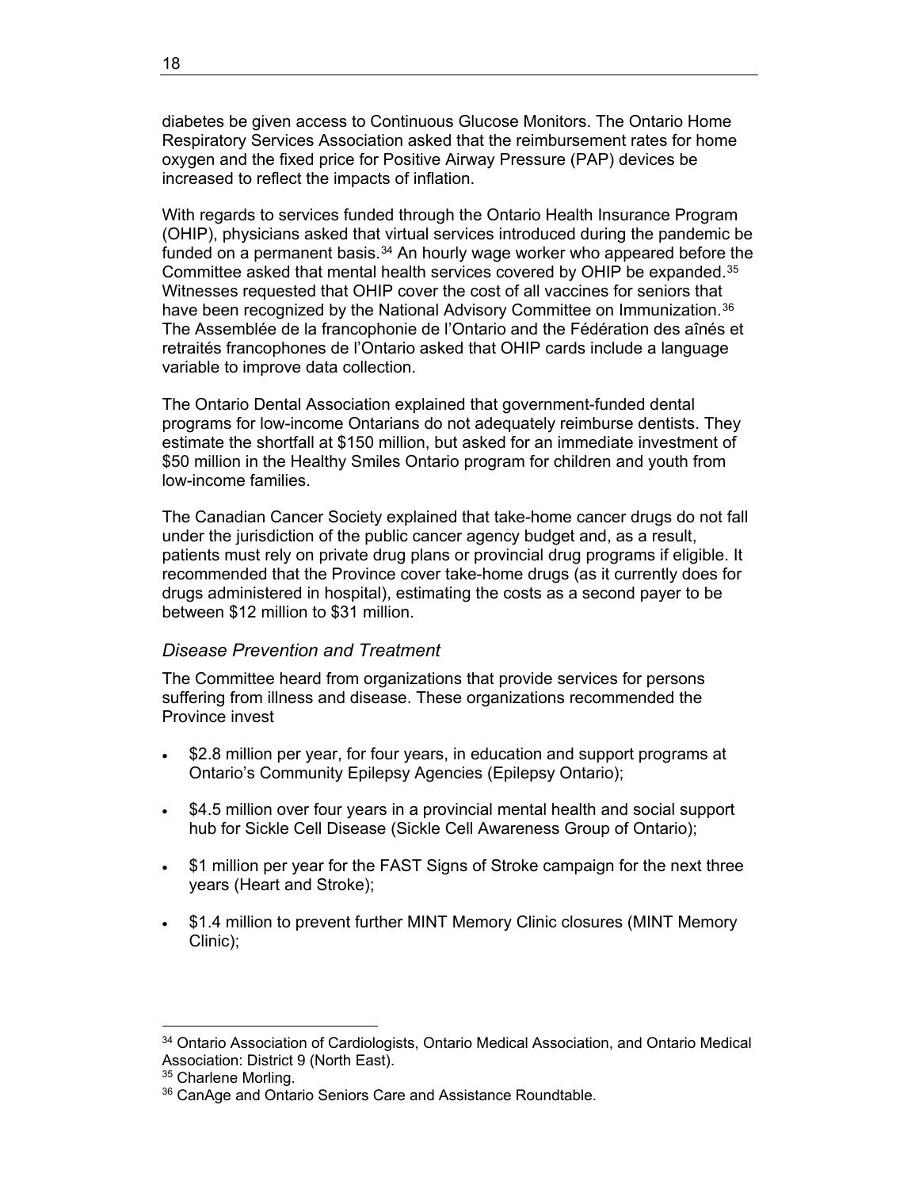diabetes be given access to Continuous Glucose Monitors. The Ontario Home Respiratory Services Association asked that the reimbursement rates for home oxygen and the fixed price for Positive Airway Pressure (PAP) devices be increased to reflect the impacts of inflation.

With regards to services funded through the Ontario Health Insurance Program (OHIP), physicians asked that virtual services introduced during the pandemic be funded on a permanent basis.[34] An hourly wage worker who appeared before the Committee asked that mental health services covered by OHIP be expanded.[35] Witnesses requested that OHIP cover the cost of all vaccines for seniors that have been recognized by the National Advisory Committee on Immunization.[36] The Assemblée de la francophonie de l'Ontario and the Fédération des aînés et retraités francophones de l'Ontario asked that OHIP cards include a language variable to improve data collection.

The Ontario Dental Association explained that government-funded dental programs for low-income Ontarians do not adequately reimburse dentists. They estimate the shortfall at $150 million, but asked for an immediate investment of $50 million in the Healthy Smiles Ontario program for children and youth from low-income families.

The Canadian Cancer Society explained that take-home cancer drugs do not fall under the jurisdiction of the public cancer agency budget and, as a result, patients must rely on private drug plans or provincial drug programs if eligible. It recommended that the Province cover take-home drugs (as it currently does for drugs administered in hospital), estimating the costs as a second payer to be between $12 million to $31 million.

### *Disease Prevention and Treatment*

The Committee heard from organizations that provide services for persons suffering from illness and disease. These organizations recommended the Province invest

- $2.8 million per year, for four years, in education and support programs at Ontario's Community Epilepsy Agencies (Epilepsy Ontario);
- $4.5 million over four years in a provincial mental health and social support hub for Sickle Cell Disease (Sickle Cell Awareness Group of Ontario);
- $1 million per year for the FAST Signs of Stroke campaign for the next three years (Heart and Stroke);
- $1.4 million to prevent further MINT Memory Clinic closures (MINT Memory Clinic);

---

[34] Ontario Association of Cardiologists, Ontario Medical Association, and Ontario Medical Association: District 9 (North East).

[35] Charlene Morling.

[36] CanAge and Ontario Seniors Care and Assistance Roundtable.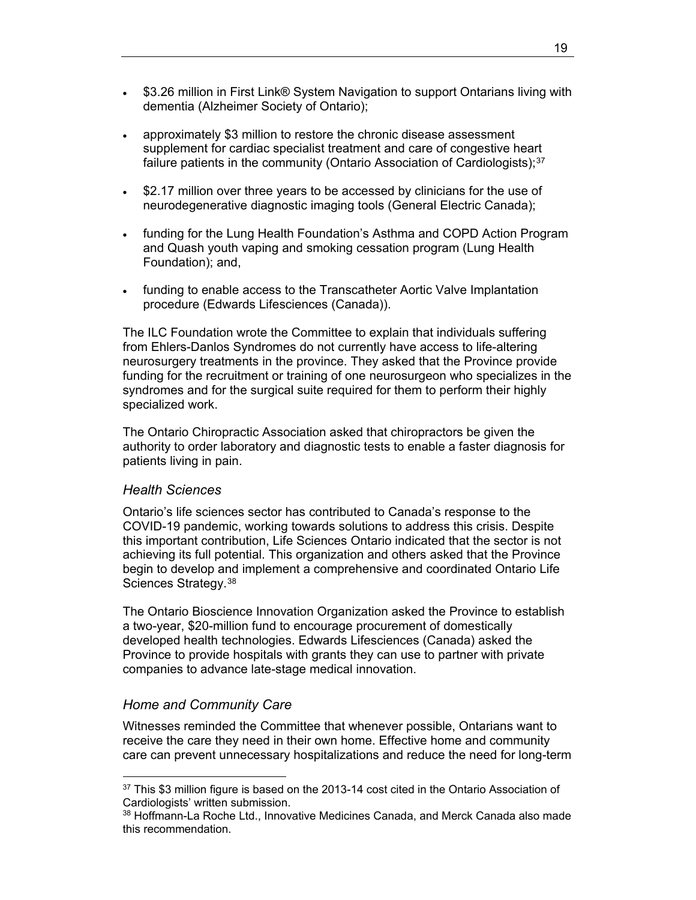- $3.26 million in First Link® System Navigation to support Ontarians living with dementia (Alzheimer Society of Ontario);
- approximately $3 million to restore the chronic disease assessment supplement for cardiac specialist treatment and care of congestive heart failure patients in the community (Ontario Association of Cardiologists);[37]
- $2.17 million over three years to be accessed by clinicians for the use of neurodegenerative diagnostic imaging tools (General Electric Canada);
- funding for the Lung Health Foundation's Asthma and COPD Action Program and Quash youth vaping and smoking cessation program (Lung Health Foundation); and,
- funding to enable access to the Transcatheter Aortic Valve Implantation procedure (Edwards Lifesciences (Canada)).

The ILC Foundation wrote the Committee to explain that individuals suffering from Ehlers-Danlos Syndromes do not currently have access to life-altering neurosurgery treatments in the province. They asked that the Province provide funding for the recruitment or training of one neurosurgeon who specializes in the syndromes and for the surgical suite required for them to perform their highly specialized work.

The Ontario Chiropractic Association asked that chiropractors be given the authority to order laboratory and diagnostic tests to enable a faster diagnosis for patients living in pain.

### *Health Sciences*

Ontario's life sciences sector has contributed to Canada's response to the COVID-19 pandemic, working towards solutions to address this crisis. Despite this important contribution, Life Sciences Ontario indicated that the sector is not achieving its full potential. This organization and others asked that the Province begin to develop and implement a comprehensive and coordinated Ontario Life Sciences Strategy.[38]

The Ontario Bioscience Innovation Organization asked the Province to establish a two-year, $20-million fund to encourage procurement of domestically developed health technologies. Edwards Lifesciences (Canada) asked the Province to provide hospitals with grants they can use to partner with private companies to advance late-stage medical innovation.

### *Home and Community Care*

Witnesses reminded the Committee that whenever possible, Ontarians want to receive the care they need in their own home. Effective home and community care can prevent unnecessary hospitalizations and reduce the need for long-term

---

[37] This $3 million figure is based on the 2013-14 cost cited in the Ontario Association of Cardiologists' written submission.

[38] Hoffmann-La Roche Ltd., Innovative Medicines Canada, and Merck Canada also made this recommendation.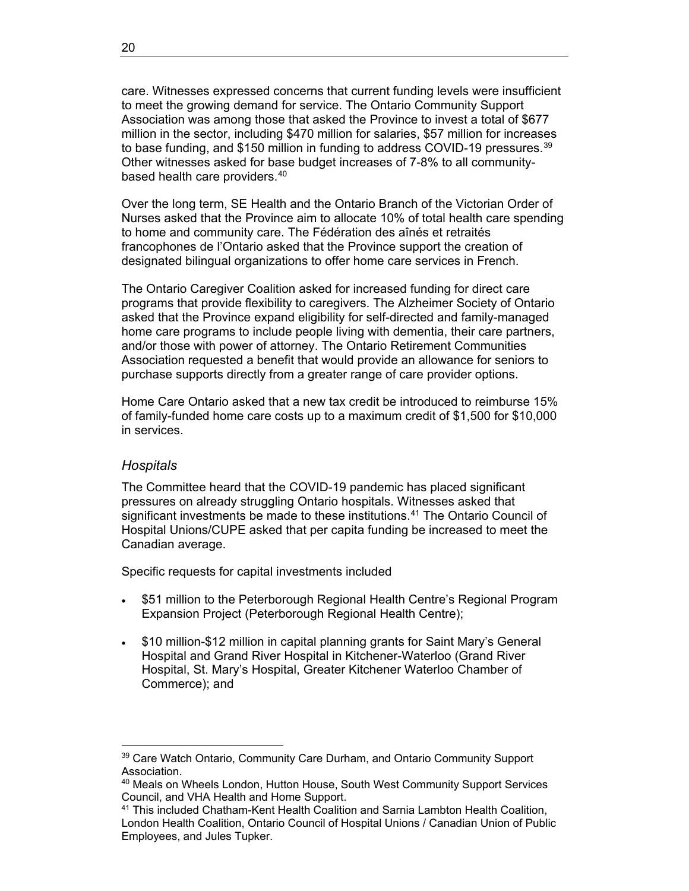care. Witnesses expressed concerns that current funding levels were insufficient to meet the growing demand for service. The Ontario Community Support Association was among those that asked the Province to invest a total of $677 million in the sector, including $470 million for salaries, $57 million for increases to base funding, and $150 million in funding to address COVID-19 pressures.[39] Other witnesses asked for base budget increases of 7-8% to all community-based health care providers.[40]

Over the long term, SE Health and the Ontario Branch of the Victorian Order of Nurses asked that the Province aim to allocate 10% of total health care spending to home and community care. The Fédération des aînés et retraités francophones de l'Ontario asked that the Province support the creation of designated bilingual organizations to offer home care services in French.

The Ontario Caregiver Coalition asked for increased funding for direct care programs that provide flexibility to caregivers. The Alzheimer Society of Ontario asked that the Province expand eligibility for self-directed and family-managed home care programs to include people living with dementia, their care partners, and/or those with power of attorney. The Ontario Retirement Communities Association requested a benefit that would provide an allowance for seniors to purchase supports directly from a greater range of care provider options.

Home Care Ontario asked that a new tax credit be introduced to reimburse 15% of family-funded home care costs up to a maximum credit of $1,500 for $10,000 in services.

### *Hospitals*

The Committee heard that the COVID-19 pandemic has placed significant pressures on already struggling Ontario hospitals. Witnesses asked that significant investments be made to these institutions.[41] The Ontario Council of Hospital Unions/CUPE asked that per capita funding be increased to meet the Canadian average.

Specific requests for capital investments included

- $51 million to the Peterborough Regional Health Centre's Regional Program Expansion Project (Peterborough Regional Health Centre);
- $10 million-$12 million in capital planning grants for Saint Mary's General Hospital and Grand River Hospital in Kitchener-Waterloo (Grand River Hospital, St. Mary's Hospital, Greater Kitchener Waterloo Chamber of Commerce); and

---

[39] Care Watch Ontario, Community Care Durham, and Ontario Community Support Association.

[40] Meals on Wheels London, Hutton House, South West Community Support Services Council, and VHA Health and Home Support.

[41] This included Chatham-Kent Health Coalition and Sarnia Lambton Health Coalition, London Health Coalition, Ontario Council of Hospital Unions / Canadian Union of Public Employees, and Jules Tupker.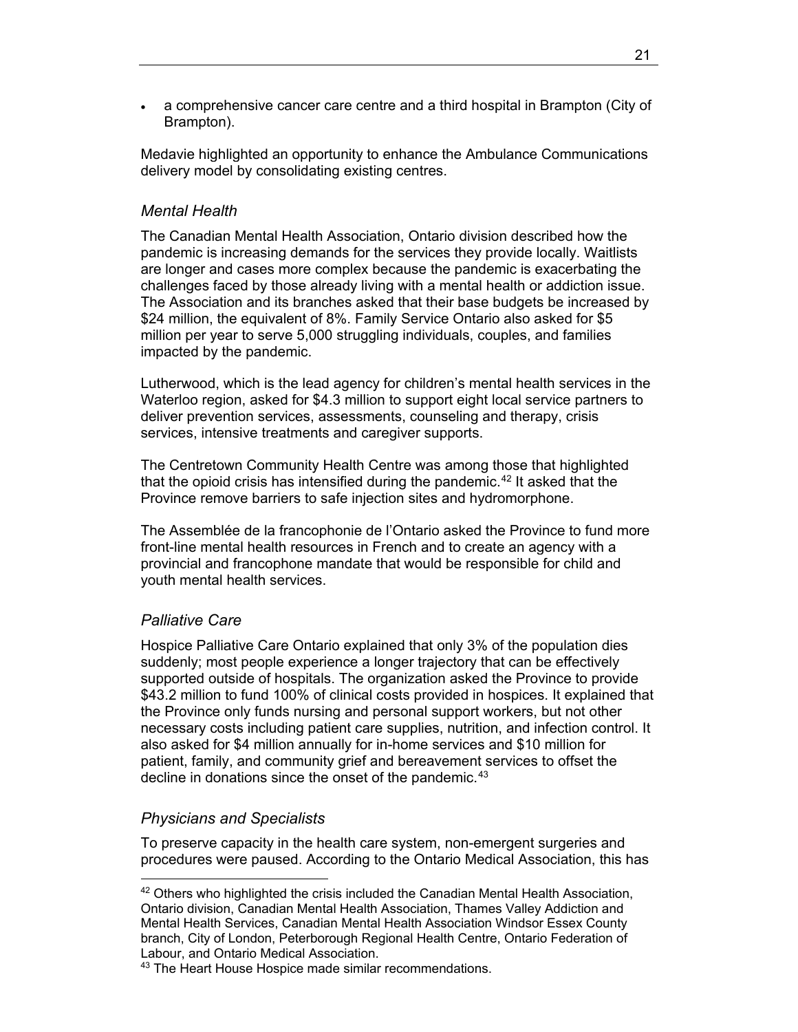- a comprehensive cancer care centre and a third hospital in Brampton (City of Brampton).

Medavie highlighted an opportunity to enhance the Ambulance Communications delivery model by consolidating existing centres.

### *Mental Health*

The Canadian Mental Health Association, Ontario division described how the pandemic is increasing demands for the services they provide locally. Waitlists are longer and cases more complex because the pandemic is exacerbating the challenges faced by those already living with a mental health or addiction issue. The Association and its branches asked that their base budgets be increased by $24 million, the equivalent of 8%. Family Service Ontario also asked for $5 million per year to serve 5,000 struggling individuals, couples, and families impacted by the pandemic.

Lutherwood, which is the lead agency for children's mental health services in the Waterloo region, asked for $4.3 million to support eight local service partners to deliver prevention services, assessments, counseling and therapy, crisis services, intensive treatments and caregiver supports.

The Centretown Community Health Centre was among those that highlighted that the opioid crisis has intensified during the pandemic.[42] It asked that the Province remove barriers to safe injection sites and hydromorphone.

The Assemblée de la francophonie de l'Ontario asked the Province to fund more front-line mental health resources in French and to create an agency with a provincial and francophone mandate that would be responsible for child and youth mental health services.

### *Palliative Care*

Hospice Palliative Care Ontario explained that only 3% of the population dies suddenly; most people experience a longer trajectory that can be effectively supported outside of hospitals. The organization asked the Province to provide $43.2 million to fund 100% of clinical costs provided in hospices. It explained that the Province only funds nursing and personal support workers, but not other necessary costs including patient care supplies, nutrition, and infection control. It also asked for $4 million annually for in-home services and $10 million for patient, family, and community grief and bereavement services to offset the decline in donations since the onset of the pandemic.[43]

### *Physicians and Specialists*

To preserve capacity in the health care system, non-emergent surgeries and procedures were paused. According to the Ontario Medical Association, this has

---

[42] Others who highlighted the crisis included the Canadian Mental Health Association, Ontario division, Canadian Mental Health Association, Thames Valley Addiction and Mental Health Services, Canadian Mental Health Association Windsor Essex County branch, City of London, Peterborough Regional Health Centre, Ontario Federation of Labour, and Ontario Medical Association.

[43] The Heart House Hospice made similar recommendations.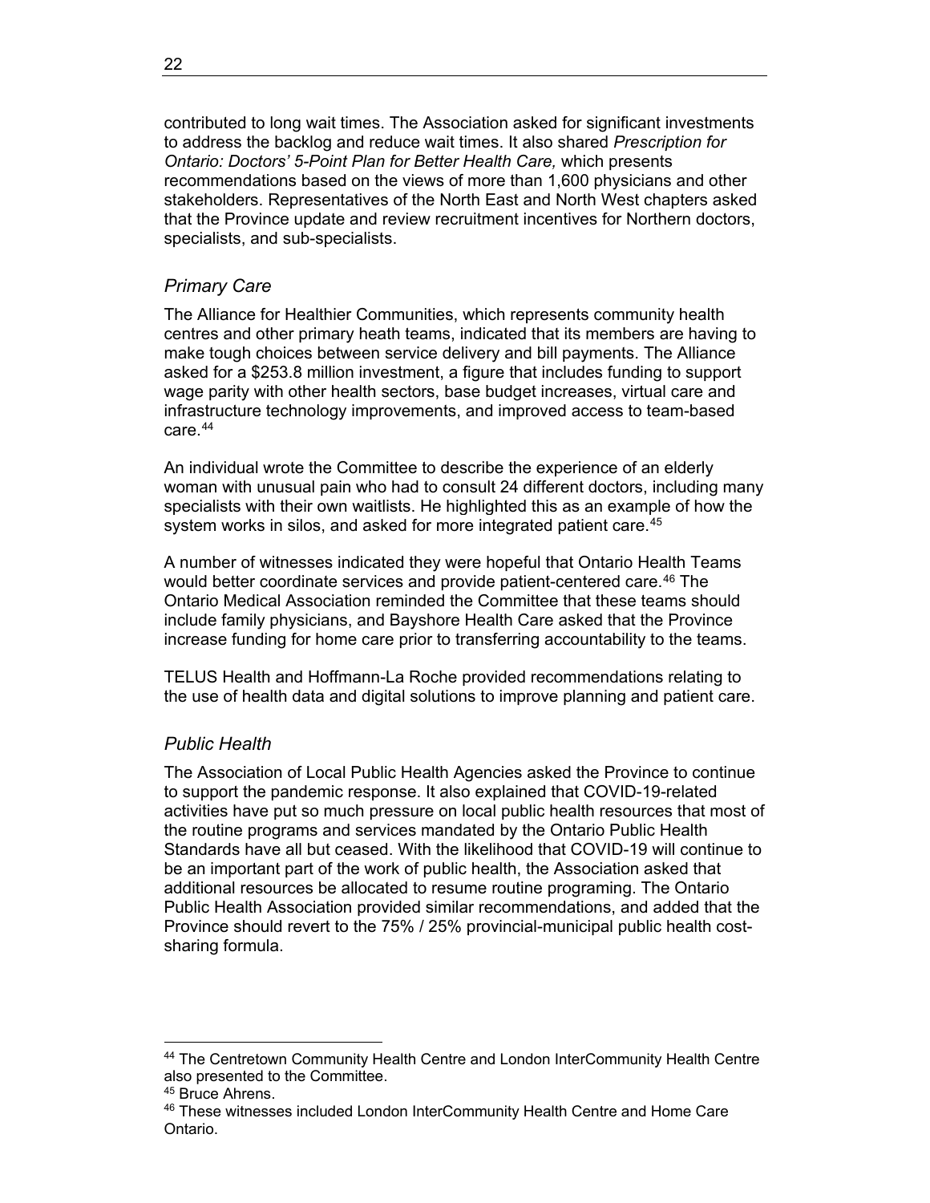contributed to long wait times. The Association asked for significant investments to address the backlog and reduce wait times. It also shared *Prescription for Ontario: Doctors' 5-Point Plan for Better Health Care,* which presents recommendations based on the views of more than 1,600 physicians and other stakeholders. Representatives of the North East and North West chapters asked that the Province update and review recruitment incentives for Northern doctors, specialists, and sub-specialists.

### *Primary Care*

The Alliance for Healthier Communities, which represents community health centres and other primary heath teams, indicated that its members are having to make tough choices between service delivery and bill payments. The Alliance asked for a $253.8 million investment, a figure that includes funding to support wage parity with other health sectors, base budget increases, virtual care and infrastructure technology improvements, and improved access to team-based care.[44]

An individual wrote the Committee to describe the experience of an elderly woman with unusual pain who had to consult 24 different doctors, including many specialists with their own waitlists. He highlighted this as an example of how the system works in silos, and asked for more integrated patient care.[45]

A number of witnesses indicated they were hopeful that Ontario Health Teams would better coordinate services and provide patient-centered care.[46] The Ontario Medical Association reminded the Committee that these teams should include family physicians, and Bayshore Health Care asked that the Province increase funding for home care prior to transferring accountability to the teams.

TELUS Health and Hoffmann-La Roche provided recommendations relating to the use of health data and digital solutions to improve planning and patient care.

### *Public Health*

The Association of Local Public Health Agencies asked the Province to continue to support the pandemic response. It also explained that COVID-19-related activities have put so much pressure on local public health resources that most of the routine programs and services mandated by the Ontario Public Health Standards have all but ceased. With the likelihood that COVID-19 will continue to be an important part of the work of public health, the Association asked that additional resources be allocated to resume routine programing. The Ontario Public Health Association provided similar recommendations, and added that the Province should revert to the 75% / 25% provincial-municipal public health cost-sharing formula.

---

[44] The Centretown Community Health Centre and London InterCommunity Health Centre also presented to the Committee.

[45] Bruce Ahrens.

[46] These witnesses included London InterCommunity Health Centre and Home Care Ontario.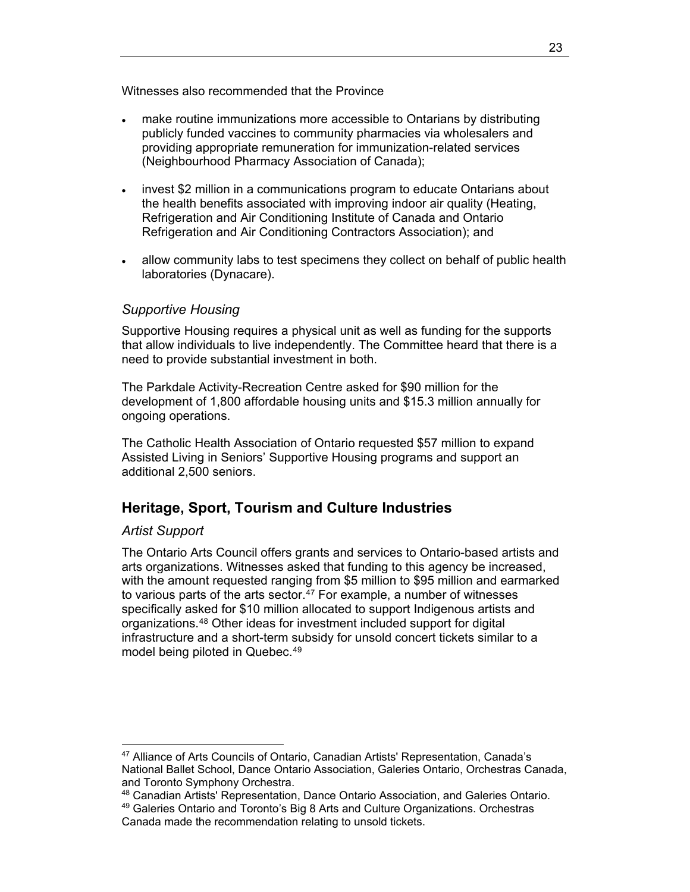Witnesses also recommended that the Province

- make routine immunizations more accessible to Ontarians by distributing publicly funded vaccines to community pharmacies via wholesalers and providing appropriate remuneration for immunization-related services (Neighbourhood Pharmacy Association of Canada);
- invest $2 million in a communications program to educate Ontarians about the health benefits associated with improving indoor air quality (Heating, Refrigeration and Air Conditioning Institute of Canada and Ontario Refrigeration and Air Conditioning Contractors Association); and
- allow community labs to test specimens they collect on behalf of public health laboratories (Dynacare).

### *Supportive Housing*

Supportive Housing requires a physical unit as well as funding for the supports that allow individuals to live independently. The Committee heard that there is a need to provide substantial investment in both.

The Parkdale Activity-Recreation Centre asked for $90 million for the development of 1,800 affordable housing units and $15.3 million annually for ongoing operations.

The Catholic Health Association of Ontario requested $57 million to expand Assisted Living in Seniors' Supportive Housing programs and support an additional 2,500 seniors.

## Heritage, Sport, Tourism and Culture Industries

### *Artist Support*

The Ontario Arts Council offers grants and services to Ontario-based artists and arts organizations. Witnesses asked that funding to this agency be increased, with the amount requested ranging from $5 million to $95 million and earmarked to various parts of the arts sector.[47] For example, a number of witnesses specifically asked for $10 million allocated to support Indigenous artists and organizations.[48] Other ideas for investment included support for digital infrastructure and a short-term subsidy for unsold concert tickets similar to a model being piloted in Quebec.[49]

---

[47] Alliance of Arts Councils of Ontario, Canadian Artists' Representation, Canada's National Ballet School, Dance Ontario Association, Galeries Ontario, Orchestras Canada, and Toronto Symphony Orchestra.

[48] Canadian Artists' Representation, Dance Ontario Association, and Galeries Ontario.

[49] Galeries Ontario and Toronto's Big 8 Arts and Culture Organizations. Orchestras Canada made the recommendation relating to unsold tickets.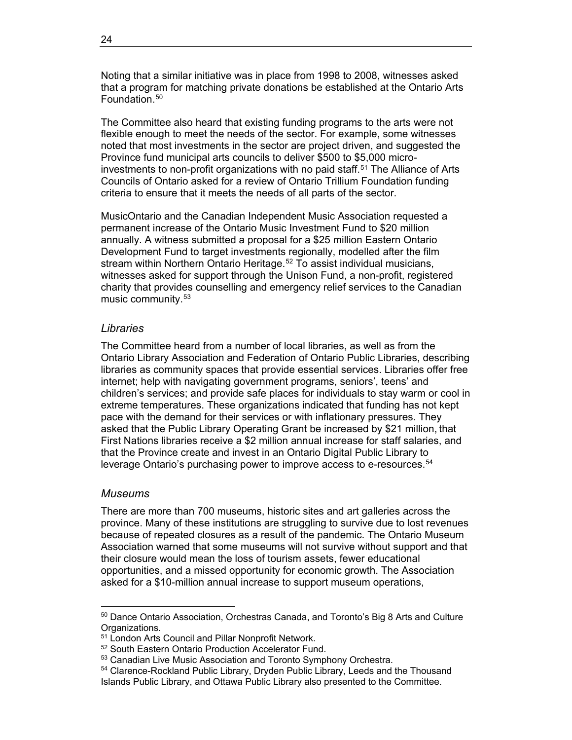Noting that a similar initiative was in place from 1998 to 2008, witnesses asked that a program for matching private donations be established at the Ontario Arts Foundation.[50]

The Committee also heard that existing funding programs to the arts were not flexible enough to meet the needs of the sector. For example, some witnesses noted that most investments in the sector are project driven, and suggested the Province fund municipal arts councils to deliver $500 to $5,000 micro-investments to non-profit organizations with no paid staff.[51] The Alliance of Arts Councils of Ontario asked for a review of Ontario Trillium Foundation funding criteria to ensure that it meets the needs of all parts of the sector.

MusicOntario and the Canadian Independent Music Association requested a permanent increase of the Ontario Music Investment Fund to $20 million annually. A witness submitted a proposal for a $25 million Eastern Ontario Development Fund to target investments regionally, modelled after the film stream within Northern Ontario Heritage.[52] To assist individual musicians, witnesses asked for support through the Unison Fund, a non-profit, registered charity that provides counselling and emergency relief services to the Canadian music community.[53]

### *Libraries*

The Committee heard from a number of local libraries, as well as from the Ontario Library Association and Federation of Ontario Public Libraries, describing libraries as community spaces that provide essential services. Libraries offer free internet; help with navigating government programs, seniors', teens' and children's services; and provide safe places for individuals to stay warm or cool in extreme temperatures. These organizations indicated that funding has not kept pace with the demand for their services or with inflationary pressures. They asked that the Public Library Operating Grant be increased by $21 million, that First Nations libraries receive a $2 million annual increase for staff salaries, and that the Province create and invest in an Ontario Digital Public Library to leverage Ontario's purchasing power to improve access to e-resources.[54]

### *Museums*

There are more than 700 museums, historic sites and art galleries across the province. Many of these institutions are struggling to survive due to lost revenues because of repeated closures as a result of the pandemic. The Ontario Museum Association warned that some museums will not survive without support and that their closure would mean the loss of tourism assets, fewer educational opportunities, and a missed opportunity for economic growth. The Association asked for a $10-million annual increase to support museum operations,

---

[50] Dance Ontario Association, Orchestras Canada, and Toronto's Big 8 Arts and Culture Organizations.

[51] London Arts Council and Pillar Nonprofit Network.

[52] South Eastern Ontario Production Accelerator Fund.

[53] Canadian Live Music Association and Toronto Symphony Orchestra.

[54] Clarence-Rockland Public Library, Dryden Public Library, Leeds and the Thousand Islands Public Library, and Ottawa Public Library also presented to the Committee.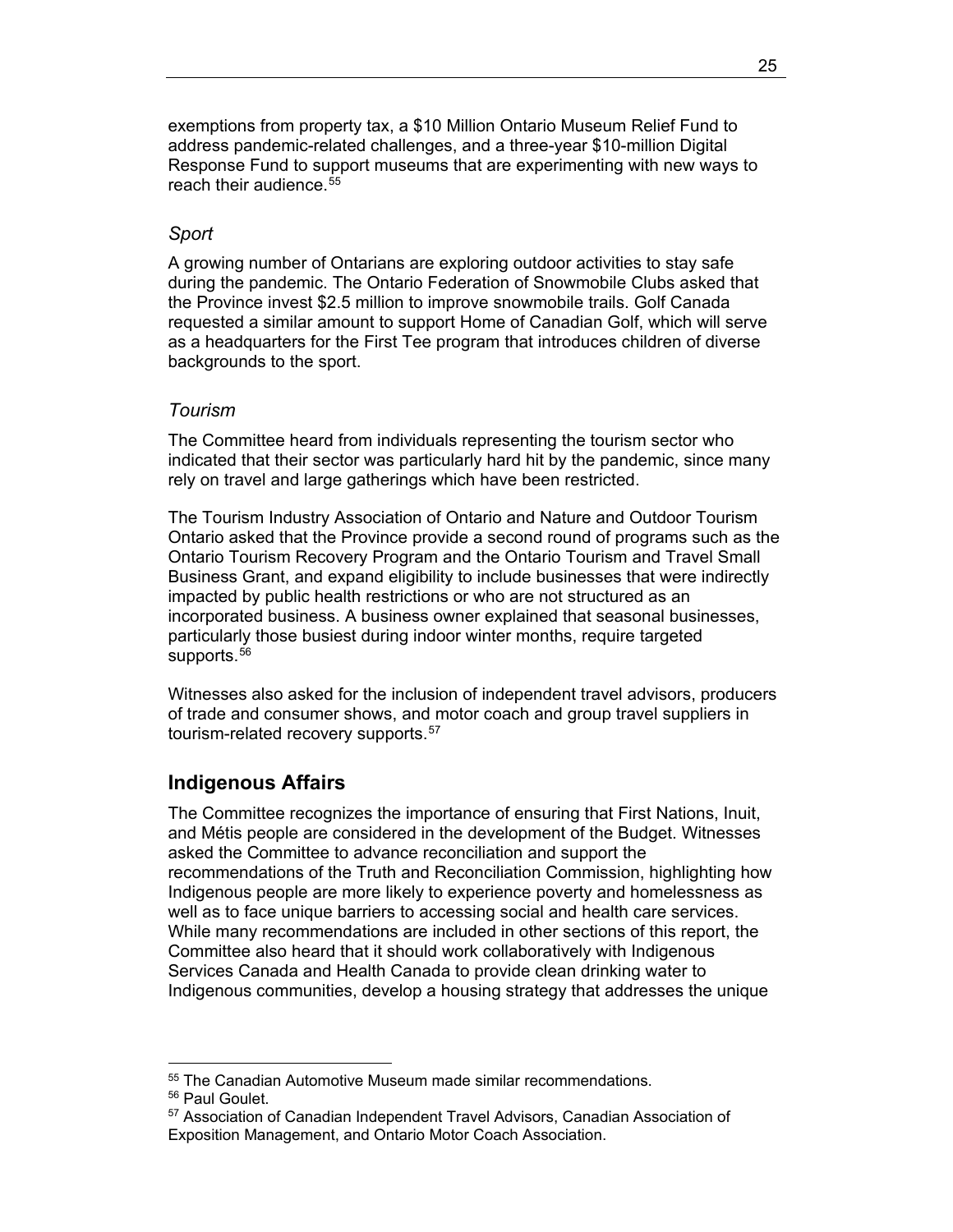exemptions from property tax, a $10 Million Ontario Museum Relief Fund to address pandemic-related challenges, and a three-year $10-million Digital Response Fund to support museums that are experimenting with new ways to reach their audience.[55]

### *Sport*

A growing number of Ontarians are exploring outdoor activities to stay safe during the pandemic. The Ontario Federation of Snowmobile Clubs asked that the Province invest $2.5 million to improve snowmobile trails. Golf Canada requested a similar amount to support Home of Canadian Golf, which will serve as a headquarters for the First Tee program that introduces children of diverse backgrounds to the sport.

### *Tourism*

The Committee heard from individuals representing the tourism sector who indicated that their sector was particularly hard hit by the pandemic, since many rely on travel and large gatherings which have been restricted.

The Tourism Industry Association of Ontario and Nature and Outdoor Tourism Ontario asked that the Province provide a second round of programs such as the Ontario Tourism Recovery Program and the Ontario Tourism and Travel Small Business Grant, and expand eligibility to include businesses that were indirectly impacted by public health restrictions or who are not structured as an incorporated business. A business owner explained that seasonal businesses, particularly those busiest during indoor winter months, require targeted supports.[56]

Witnesses also asked for the inclusion of independent travel advisors, producers of trade and consumer shows, and motor coach and group travel suppliers in tourism-related recovery supports.[57]

## Indigenous Affairs

The Committee recognizes the importance of ensuring that First Nations, Inuit, and Métis people are considered in the development of the Budget. Witnesses asked the Committee to advance reconciliation and support the recommendations of the Truth and Reconciliation Commission, highlighting how Indigenous people are more likely to experience poverty and homelessness as well as to face unique barriers to accessing social and health care services. While many recommendations are included in other sections of this report, the Committee also heard that it should work collaboratively with Indigenous Services Canada and Health Canada to provide clean drinking water to Indigenous communities, develop a housing strategy that addresses the unique

---

[55] The Canadian Automotive Museum made similar recommendations.

[56] Paul Goulet.

[57] Association of Canadian Independent Travel Advisors, Canadian Association of Exposition Management, and Ontario Motor Coach Association.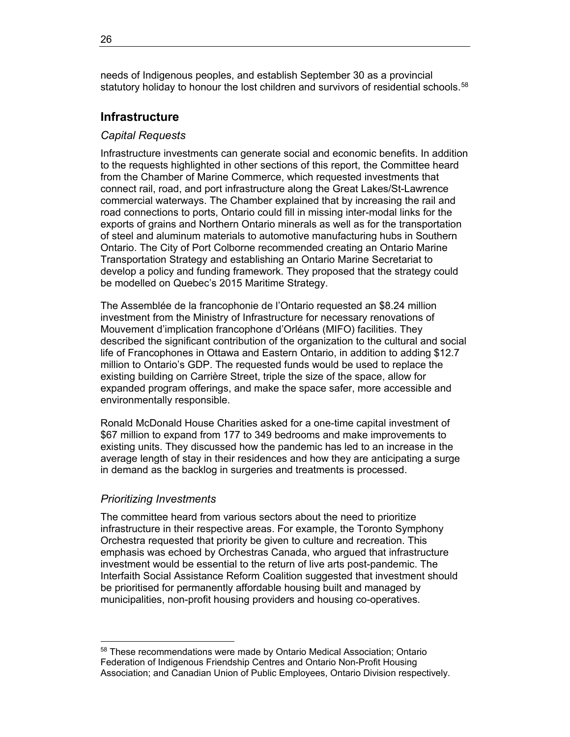needs of Indigenous peoples, and establish September 30 as a provincial statutory holiday to honour the lost children and survivors of residential schools.[58]

## Infrastructure

### *Capital Requests*

Infrastructure investments can generate social and economic benefits. In addition to the requests highlighted in other sections of this report, the Committee heard from the Chamber of Marine Commerce, which requested investments that connect rail, road, and port infrastructure along the Great Lakes/St-Lawrence commercial waterways. The Chamber explained that by increasing the rail and road connections to ports, Ontario could fill in missing inter-modal links for the exports of grains and Northern Ontario minerals as well as for the transportation of steel and aluminum materials to automotive manufacturing hubs in Southern Ontario. The City of Port Colborne recommended creating an Ontario Marine Transportation Strategy and establishing an Ontario Marine Secretariat to develop a policy and funding framework. They proposed that the strategy could be modelled on Quebec's 2015 Maritime Strategy.

The Assemblée de la francophonie de l'Ontario requested an $8.24 million investment from the Ministry of Infrastructure for necessary renovations of Mouvement d'implication francophone d'Orléans (MIFO) facilities. They described the significant contribution of the organization to the cultural and social life of Francophones in Ottawa and Eastern Ontario, in addition to adding $12.7 million to Ontario's GDP. The requested funds would be used to replace the existing building on Carrière Street, triple the size of the space, allow for expanded program offerings, and make the space safer, more accessible and environmentally responsible.

Ronald McDonald House Charities asked for a one-time capital investment of $67 million to expand from 177 to 349 bedrooms and make improvements to existing units. They discussed how the pandemic has led to an increase in the average length of stay in their residences and how they are anticipating a surge in demand as the backlog in surgeries and treatments is processed.

### *Prioritizing Investments*

The committee heard from various sectors about the need to prioritize infrastructure in their respective areas. For example, the Toronto Symphony Orchestra requested that priority be given to culture and recreation. This emphasis was echoed by Orchestras Canada, who argued that infrastructure investment would be essential to the return of live arts post-pandemic. The Interfaith Social Assistance Reform Coalition suggested that investment should be prioritised for permanently affordable housing built and managed by municipalities, non-profit housing providers and housing co-operatives.

---

[58] These recommendations were made by Ontario Medical Association; Ontario Federation of Indigenous Friendship Centres and Ontario Non-Profit Housing Association; and Canadian Union of Public Employees, Ontario Division respectively.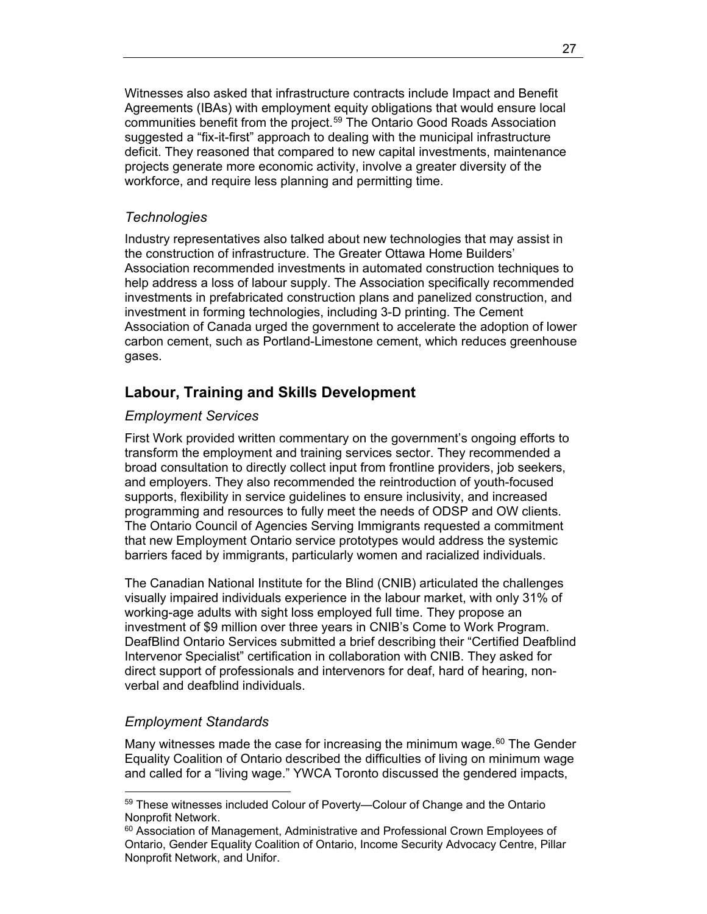Witnesses also asked that infrastructure contracts include Impact and Benefit Agreements (IBAs) with employment equity obligations that would ensure local communities benefit from the project.[59] The Ontario Good Roads Association suggested a "fix-it-first" approach to dealing with the municipal infrastructure deficit. They reasoned that compared to new capital investments, maintenance projects generate more economic activity, involve a greater diversity of the workforce, and require less planning and permitting time.

### *Technologies*

Industry representatives also talked about new technologies that may assist in the construction of infrastructure. The Greater Ottawa Home Builders' Association recommended investments in automated construction techniques to help address a loss of labour supply. The Association specifically recommended investments in prefabricated construction plans and panelized construction, and investment in forming technologies, including 3-D printing. The Cement Association of Canada urged the government to accelerate the adoption of lower carbon cement, such as Portland-Limestone cement, which reduces greenhouse gases.

## Labour, Training and Skills Development

### *Employment Services*

First Work provided written commentary on the government's ongoing efforts to transform the employment and training services sector. They recommended a broad consultation to directly collect input from frontline providers, job seekers, and employers. They also recommended the reintroduction of youth-focused supports, flexibility in service guidelines to ensure inclusivity, and increased programming and resources to fully meet the needs of ODSP and OW clients. The Ontario Council of Agencies Serving Immigrants requested a commitment that new Employment Ontario service prototypes would address the systemic barriers faced by immigrants, particularly women and racialized individuals.

The Canadian National Institute for the Blind (CNIB) articulated the challenges visually impaired individuals experience in the labour market, with only 31% of working-age adults with sight loss employed full time. They propose an investment of $9 million over three years in CNIB's Come to Work Program. DeafBlind Ontario Services submitted a brief describing their "Certified Deafblind Intervenor Specialist" certification in collaboration with CNIB. They asked for direct support of professionals and intervenors for deaf, hard of hearing, non-verbal and deafblind individuals.

### *Employment Standards*

Many witnesses made the case for increasing the minimum wage.[60] The Gender Equality Coalition of Ontario described the difficulties of living on minimum wage and called for a "living wage." YWCA Toronto discussed the gendered impacts,

---

[59] These witnesses included Colour of Poverty—Colour of Change and the Ontario Nonprofit Network.

[60] Association of Management, Administrative and Professional Crown Employees of Ontario, Gender Equality Coalition of Ontario, Income Security Advocacy Centre, Pillar Nonprofit Network, and Unifor.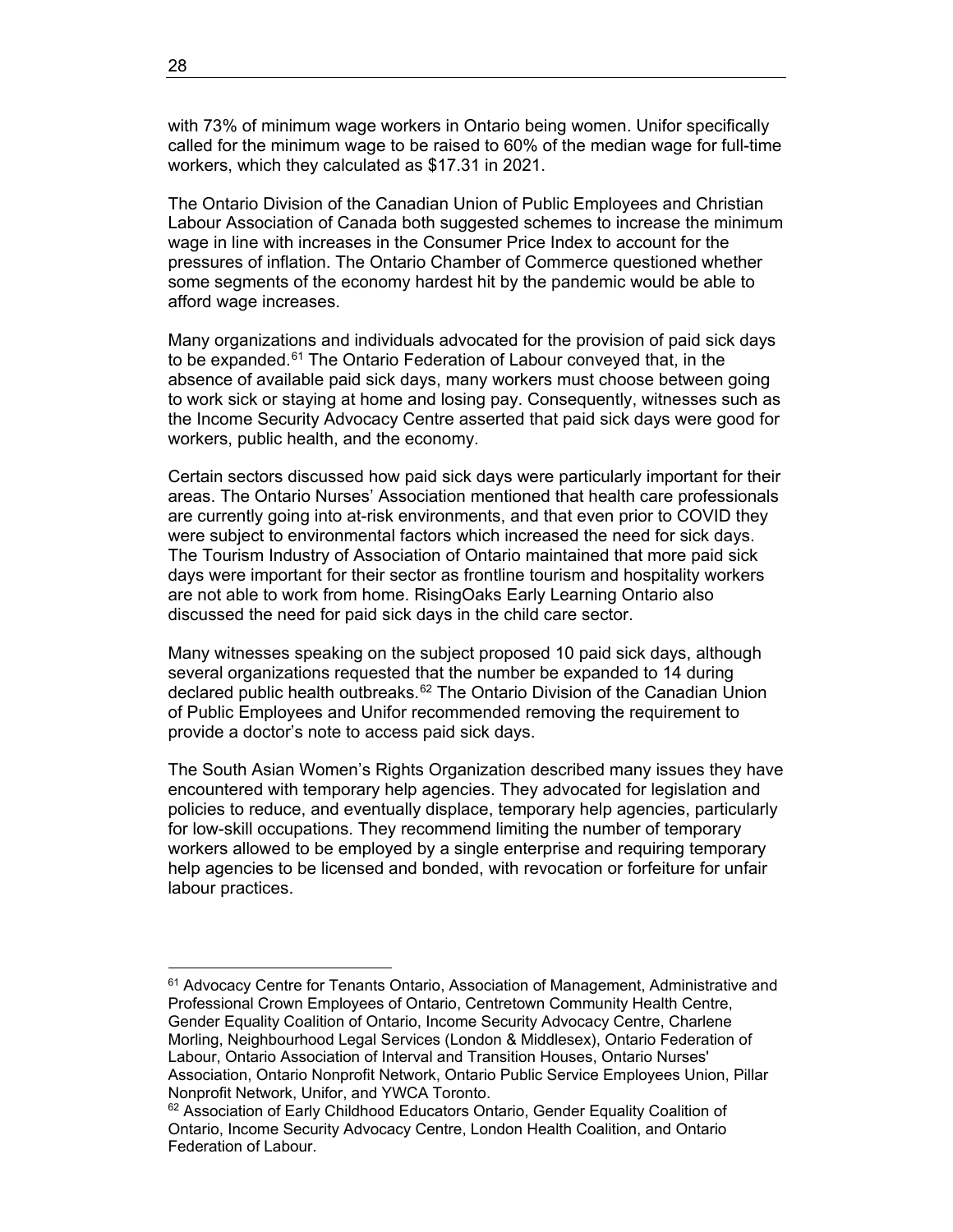with 73% of minimum wage workers in Ontario being women. Unifor specifically called for the minimum wage to be raised to 60% of the median wage for full-time workers, which they calculated as $17.31 in 2021.

The Ontario Division of the Canadian Union of Public Employees and Christian Labour Association of Canada both suggested schemes to increase the minimum wage in line with increases in the Consumer Price Index to account for the pressures of inflation. The Ontario Chamber of Commerce questioned whether some segments of the economy hardest hit by the pandemic would be able to afford wage increases.

Many organizations and individuals advocated for the provision of paid sick days to be expanded.[61] The Ontario Federation of Labour conveyed that, in the absence of available paid sick days, many workers must choose between going to work sick or staying at home and losing pay. Consequently, witnesses such as the Income Security Advocacy Centre asserted that paid sick days were good for workers, public health, and the economy.

Certain sectors discussed how paid sick days were particularly important for their areas. The Ontario Nurses' Association mentioned that health care professionals are currently going into at-risk environments, and that even prior to COVID they were subject to environmental factors which increased the need for sick days. The Tourism Industry of Association of Ontario maintained that more paid sick days were important for their sector as frontline tourism and hospitality workers are not able to work from home. RisingOaks Early Learning Ontario also discussed the need for paid sick days in the child care sector.

Many witnesses speaking on the subject proposed 10 paid sick days, although several organizations requested that the number be expanded to 14 during declared public health outbreaks.[62] The Ontario Division of the Canadian Union of Public Employees and Unifor recommended removing the requirement to provide a doctor's note to access paid sick days.

The South Asian Women's Rights Organization described many issues they have encountered with temporary help agencies. They advocated for legislation and policies to reduce, and eventually displace, temporary help agencies, particularly for low-skill occupations. They recommend limiting the number of temporary workers allowed to be employed by a single enterprise and requiring temporary help agencies to be licensed and bonded, with revocation or forfeiture for unfair labour practices.

---

[61] Advocacy Centre for Tenants Ontario, Association of Management, Administrative and Professional Crown Employees of Ontario, Centretown Community Health Centre, Gender Equality Coalition of Ontario, Income Security Advocacy Centre, Charlene Morling, Neighbourhood Legal Services (London & Middlesex), Ontario Federation of Labour, Ontario Association of Interval and Transition Houses, Ontario Nurses' Association, Ontario Nonprofit Network, Ontario Public Service Employees Union, Pillar Nonprofit Network, Unifor, and YWCA Toronto.

[62] Association of Early Childhood Educators Ontario, Gender Equality Coalition of Ontario, Income Security Advocacy Centre, London Health Coalition, and Ontario Federation of Labour.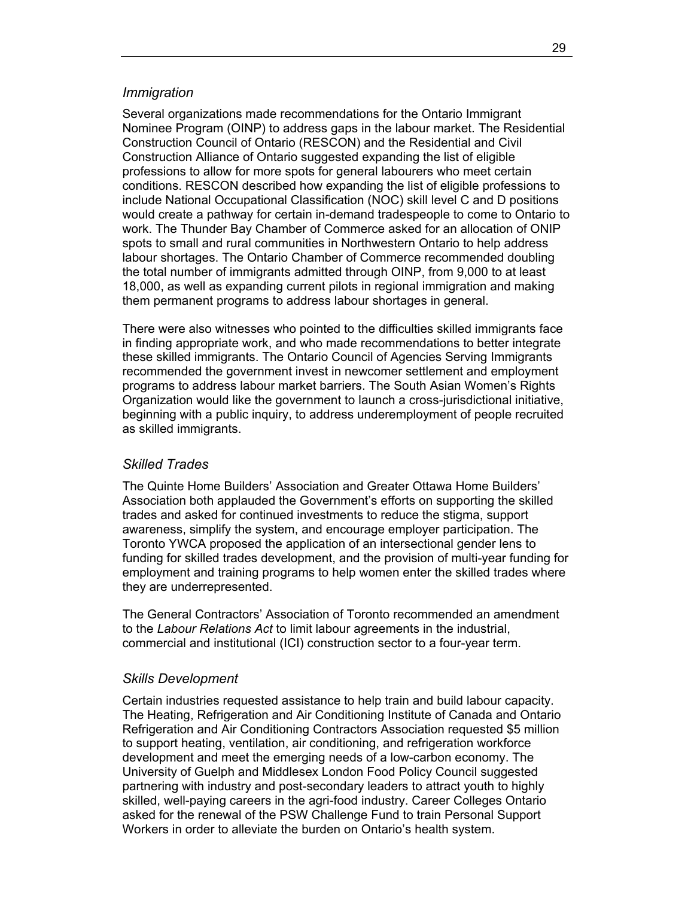### *Immigration*

Several organizations made recommendations for the Ontario Immigrant Nominee Program (OINP) to address gaps in the labour market. The Residential Construction Council of Ontario (RESCON) and the Residential and Civil Construction Alliance of Ontario suggested expanding the list of eligible professions to allow for more spots for general labourers who meet certain conditions. RESCON described how expanding the list of eligible professions to include National Occupational Classification (NOC) skill level C and D positions would create a pathway for certain in-demand tradespeople to come to Ontario to work. The Thunder Bay Chamber of Commerce asked for an allocation of ONIP spots to small and rural communities in Northwestern Ontario to help address labour shortages. The Ontario Chamber of Commerce recommended doubling the total number of immigrants admitted through OINP, from 9,000 to at least 18,000, as well as expanding current pilots in regional immigration and making them permanent programs to address labour shortages in general.

There were also witnesses who pointed to the difficulties skilled immigrants face in finding appropriate work, and who made recommendations to better integrate these skilled immigrants. The Ontario Council of Agencies Serving Immigrants recommended the government invest in newcomer settlement and employment programs to address labour market barriers. The South Asian Women's Rights Organization would like the government to launch a cross-jurisdictional initiative, beginning with a public inquiry, to address underemployment of people recruited as skilled immigrants.

### *Skilled Trades*

The Quinte Home Builders' Association and Greater Ottawa Home Builders' Association both applauded the Government's efforts on supporting the skilled trades and asked for continued investments to reduce the stigma, support awareness, simplify the system, and encourage employer participation. The Toronto YWCA proposed the application of an intersectional gender lens to funding for skilled trades development, and the provision of multi-year funding for employment and training programs to help women enter the skilled trades where they are underrepresented.

The General Contractors' Association of Toronto recommended an amendment to the *Labour Relations Act* to limit labour agreements in the industrial, commercial and institutional (ICI) construction sector to a four-year term.

### *Skills Development*

Certain industries requested assistance to help train and build labour capacity. The Heating, Refrigeration and Air Conditioning Institute of Canada and Ontario Refrigeration and Air Conditioning Contractors Association requested $5 million to support heating, ventilation, air conditioning, and refrigeration workforce development and meet the emerging needs of a low-carbon economy. The University of Guelph and Middlesex London Food Policy Council suggested partnering with industry and post-secondary leaders to attract youth to highly skilled, well-paying careers in the agri-food industry. Career Colleges Ontario asked for the renewal of the PSW Challenge Fund to train Personal Support Workers in order to alleviate the burden on Ontario's health system.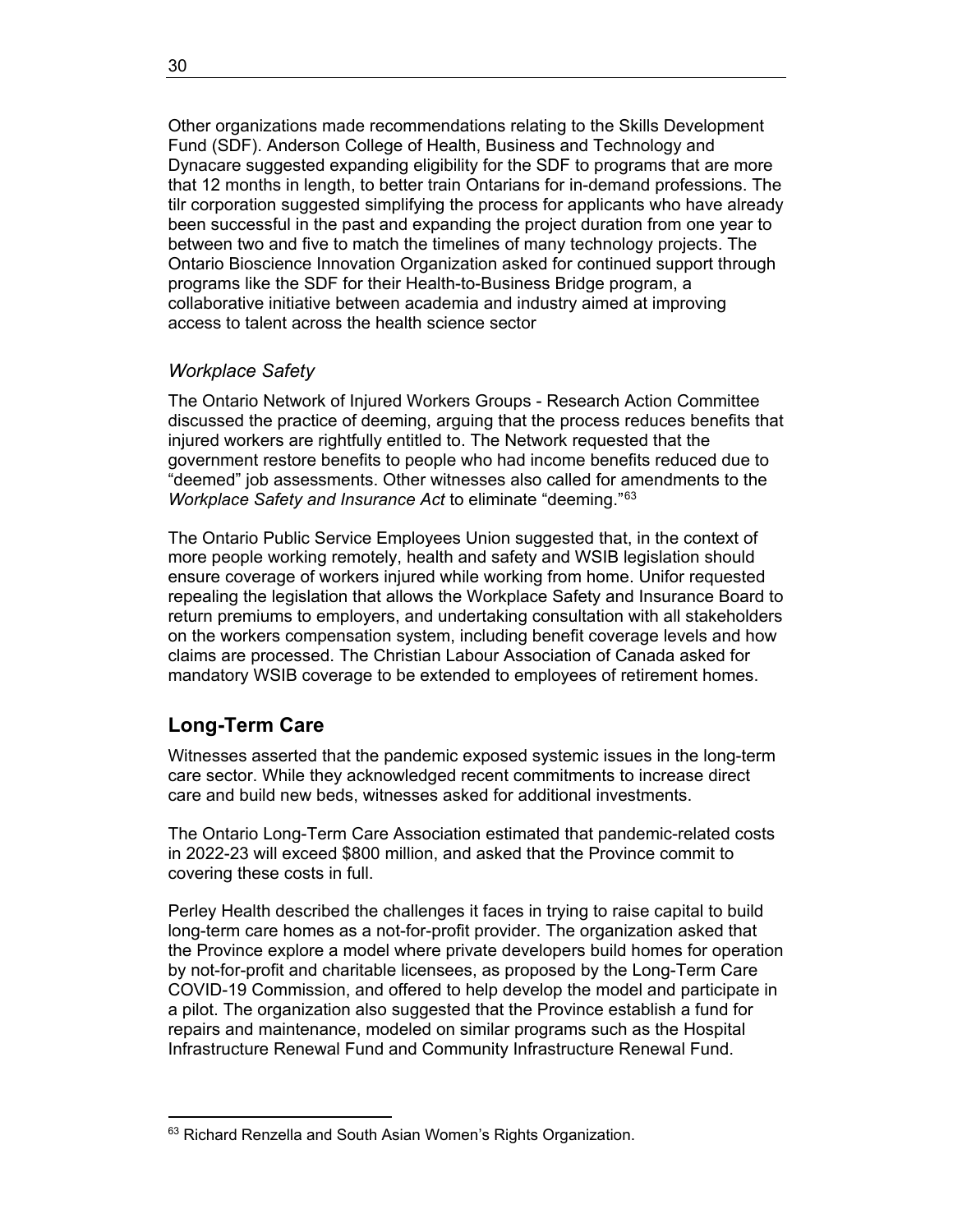Other organizations made recommendations relating to the Skills Development Fund (SDF). Anderson College of Health, Business and Technology and Dynacare suggested expanding eligibility for the SDF to programs that are more that 12 months in length, to better train Ontarians for in-demand professions. The tilr corporation suggested simplifying the process for applicants who have already been successful in the past and expanding the project duration from one year to between two and five to match the timelines of many technology projects. The Ontario Bioscience Innovation Organization asked for continued support through programs like the SDF for their Health-to-Business Bridge program, a collaborative initiative between academia and industry aimed at improving access to talent across the health science sector

### *Workplace Safety*

The Ontario Network of Injured Workers Groups - Research Action Committee discussed the practice of deeming, arguing that the process reduces benefits that injured workers are rightfully entitled to. The Network requested that the government restore benefits to people who had income benefits reduced due to "deemed" job assessments. Other witnesses also called for amendments to the *Workplace Safety and Insurance Act* to eliminate "deeming."[63]

The Ontario Public Service Employees Union suggested that, in the context of more people working remotely, health and safety and WSIB legislation should ensure coverage of workers injured while working from home. Unifor requested repealing the legislation that allows the Workplace Safety and Insurance Board to return premiums to employers, and undertaking consultation with all stakeholders on the workers compensation system, including benefit coverage levels and how claims are processed. The Christian Labour Association of Canada asked for mandatory WSIB coverage to be extended to employees of retirement homes.

## Long-Term Care

Witnesses asserted that the pandemic exposed systemic issues in the long-term care sector. While they acknowledged recent commitments to increase direct care and build new beds, witnesses asked for additional investments.

The Ontario Long-Term Care Association estimated that pandemic-related costs in 2022-23 will exceed $800 million, and asked that the Province commit to covering these costs in full.

Perley Health described the challenges it faces in trying to raise capital to build long-term care homes as a not-for-profit provider. The organization asked that the Province explore a model where private developers build homes for operation by not-for-profit and charitable licensees, as proposed by the Long-Term Care COVID-19 Commission, and offered to help develop the model and participate in a pilot. The organization also suggested that the Province establish a fund for repairs and maintenance, modeled on similar programs such as the Hospital Infrastructure Renewal Fund and Community Infrastructure Renewal Fund.

---

[63] Richard Renzella and South Asian Women's Rights Organization.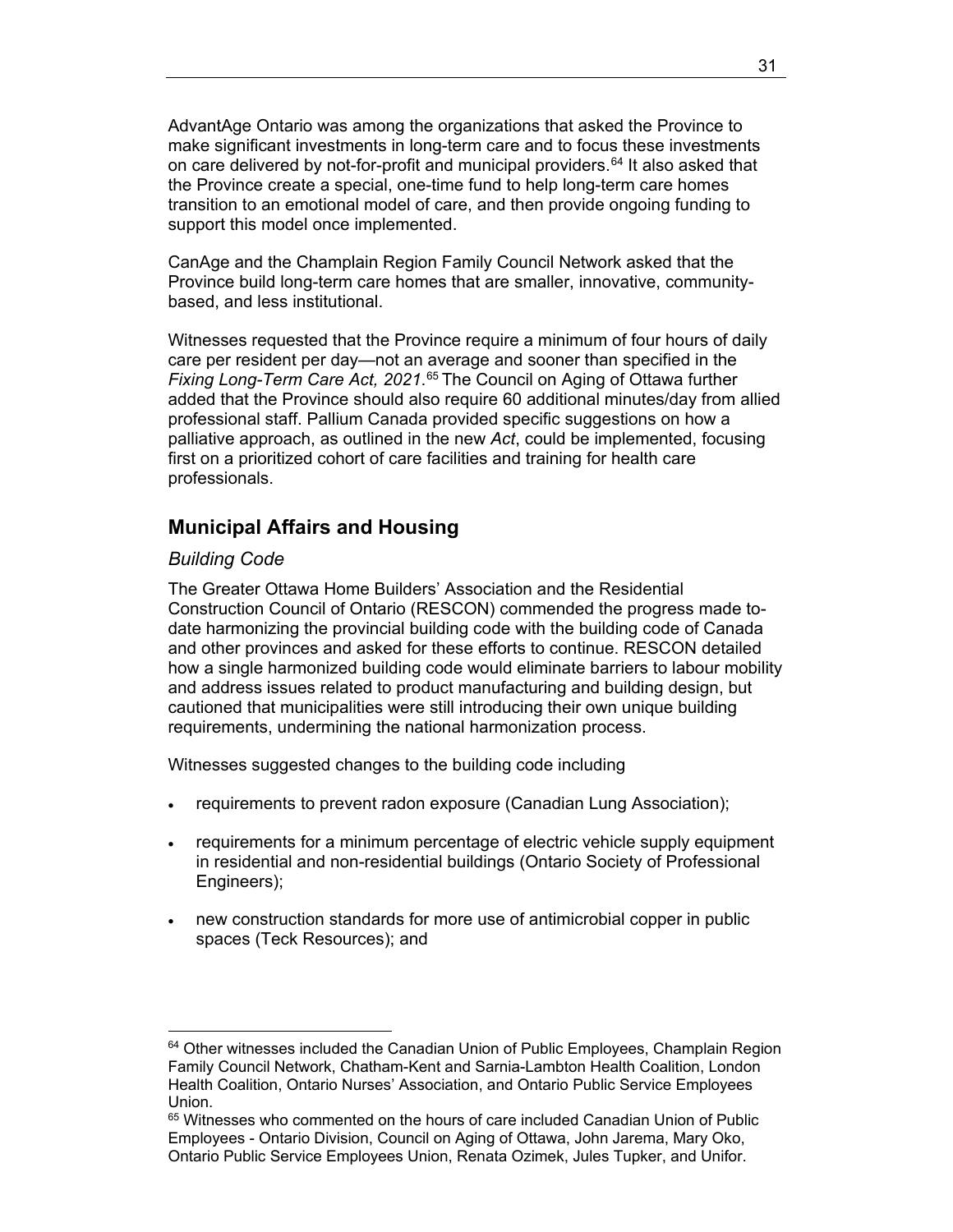AdvantAge Ontario was among the organizations that asked the Province to make significant investments in long-term care and to focus these investments on care delivered by not-for-profit and municipal providers.[64] It also asked that the Province create a special, one-time fund to help long-term care homes transition to an emotional model of care, and then provide ongoing funding to support this model once implemented.

CanAge and the Champlain Region Family Council Network asked that the Province build long-term care homes that are smaller, innovative, community-based, and less institutional.

Witnesses requested that the Province require a minimum of four hours of daily care per resident per day—not an average and sooner than specified in the *Fixing Long-Term Care Act, 2021*.[65] The Council on Aging of Ottawa further added that the Province should also require 60 additional minutes/day from allied professional staff. Pallium Canada provided specific suggestions on how a palliative approach, as outlined in the new *Act*, could be implemented, focusing first on a prioritized cohort of care facilities and training for health care professionals.

## Municipal Affairs and Housing

### *Building Code*

The Greater Ottawa Home Builders' Association and the Residential Construction Council of Ontario (RESCON) commended the progress made to-date harmonizing the provincial building code with the building code of Canada and other provinces and asked for these efforts to continue. RESCON detailed how a single harmonized building code would eliminate barriers to labour mobility and address issues related to product manufacturing and building design, but cautioned that municipalities were still introducing their own unique building requirements, undermining the national harmonization process.

Witnesses suggested changes to the building code including

- requirements to prevent radon exposure (Canadian Lung Association);
- requirements for a minimum percentage of electric vehicle supply equipment in residential and non-residential buildings (Ontario Society of Professional Engineers);
- new construction standards for more use of antimicrobial copper in public spaces (Teck Resources); and

---

[64] Other witnesses included the Canadian Union of Public Employees, Champlain Region Family Council Network, Chatham-Kent and Sarnia-Lambton Health Coalition, London Health Coalition, Ontario Nurses' Association, and Ontario Public Service Employees Union.

[65] Witnesses who commented on the hours of care included Canadian Union of Public Employees - Ontario Division, Council on Aging of Ottawa, John Jarema, Mary Oko, Ontario Public Service Employees Union, Renata Ozimek, Jules Tupker, and Unifor.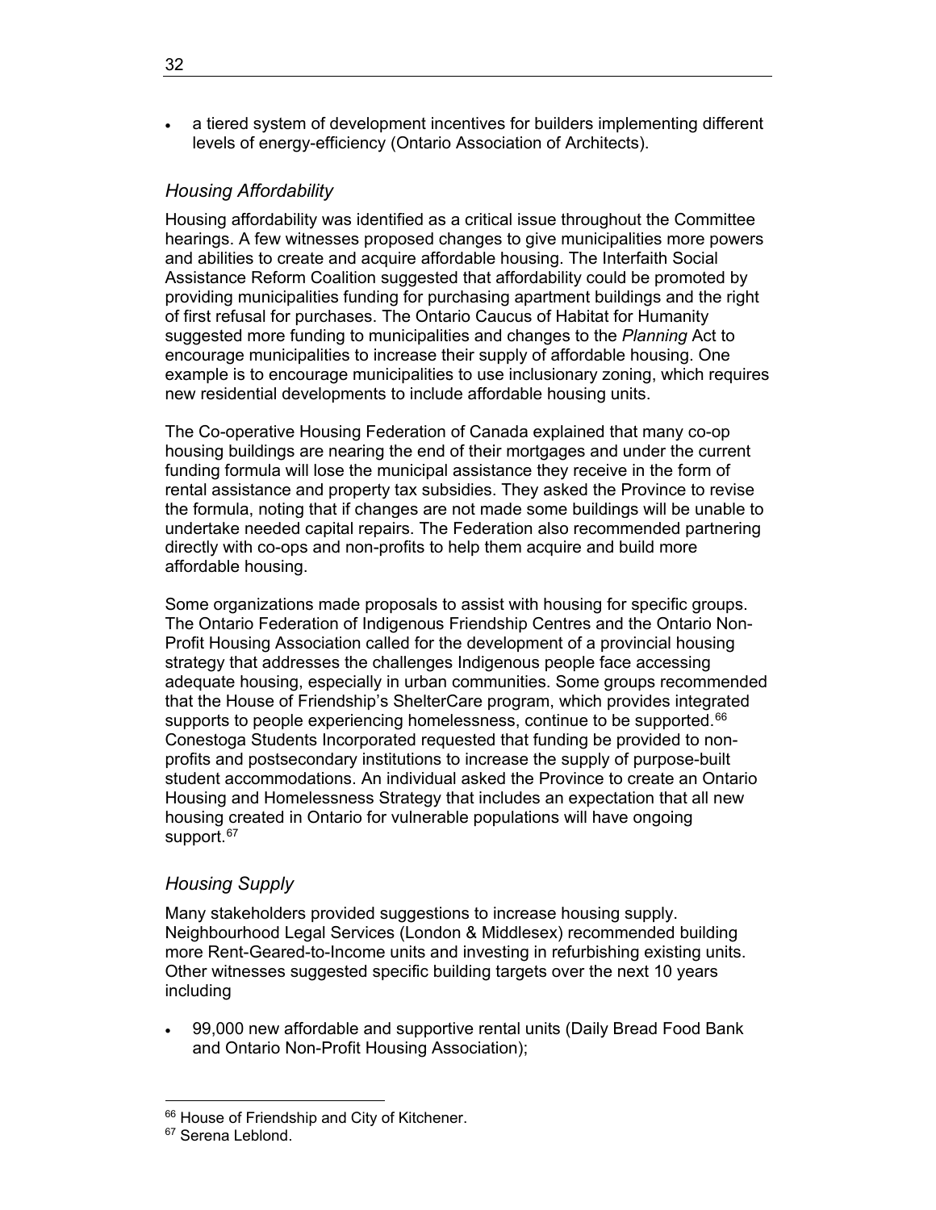- a tiered system of development incentives for builders implementing different levels of energy-efficiency (Ontario Association of Architects).

### *Housing Affordability*

Housing affordability was identified as a critical issue throughout the Committee hearings. A few witnesses proposed changes to give municipalities more powers and abilities to create and acquire affordable housing. The Interfaith Social Assistance Reform Coalition suggested that affordability could be promoted by providing municipalities funding for purchasing apartment buildings and the right of first refusal for purchases. The Ontario Caucus of Habitat for Humanity suggested more funding to municipalities and changes to the *Planning* Act to encourage municipalities to increase their supply of affordable housing. One example is to encourage municipalities to use inclusionary zoning, which requires new residential developments to include affordable housing units.

The Co-operative Housing Federation of Canada explained that many co-op housing buildings are nearing the end of their mortgages and under the current funding formula will lose the municipal assistance they receive in the form of rental assistance and property tax subsidies. They asked the Province to revise the formula, noting that if changes are not made some buildings will be unable to undertake needed capital repairs. The Federation also recommended partnering directly with co-ops and non-profits to help them acquire and build more affordable housing.

Some organizations made proposals to assist with housing for specific groups. The Ontario Federation of Indigenous Friendship Centres and the Ontario Non-Profit Housing Association called for the development of a provincial housing strategy that addresses the challenges Indigenous people face accessing adequate housing, especially in urban communities. Some groups recommended that the House of Friendship's ShelterCare program, which provides integrated supports to people experiencing homelessness, continue to be supported.[66] Conestoga Students Incorporated requested that funding be provided to non-profits and postsecondary institutions to increase the supply of purpose-built student accommodations. An individual asked the Province to create an Ontario Housing and Homelessness Strategy that includes an expectation that all new housing created in Ontario for vulnerable populations will have ongoing support.[67]

### *Housing Supply*

Many stakeholders provided suggestions to increase housing supply. Neighbourhood Legal Services (London & Middlesex) recommended building more Rent-Geared-to-Income units and investing in refurbishing existing units. Other witnesses suggested specific building targets over the next 10 years including

- 99,000 new affordable and supportive rental units (Daily Bread Food Bank and Ontario Non-Profit Housing Association);

---

[66] House of Friendship and City of Kitchener.

[67] Serena Leblond.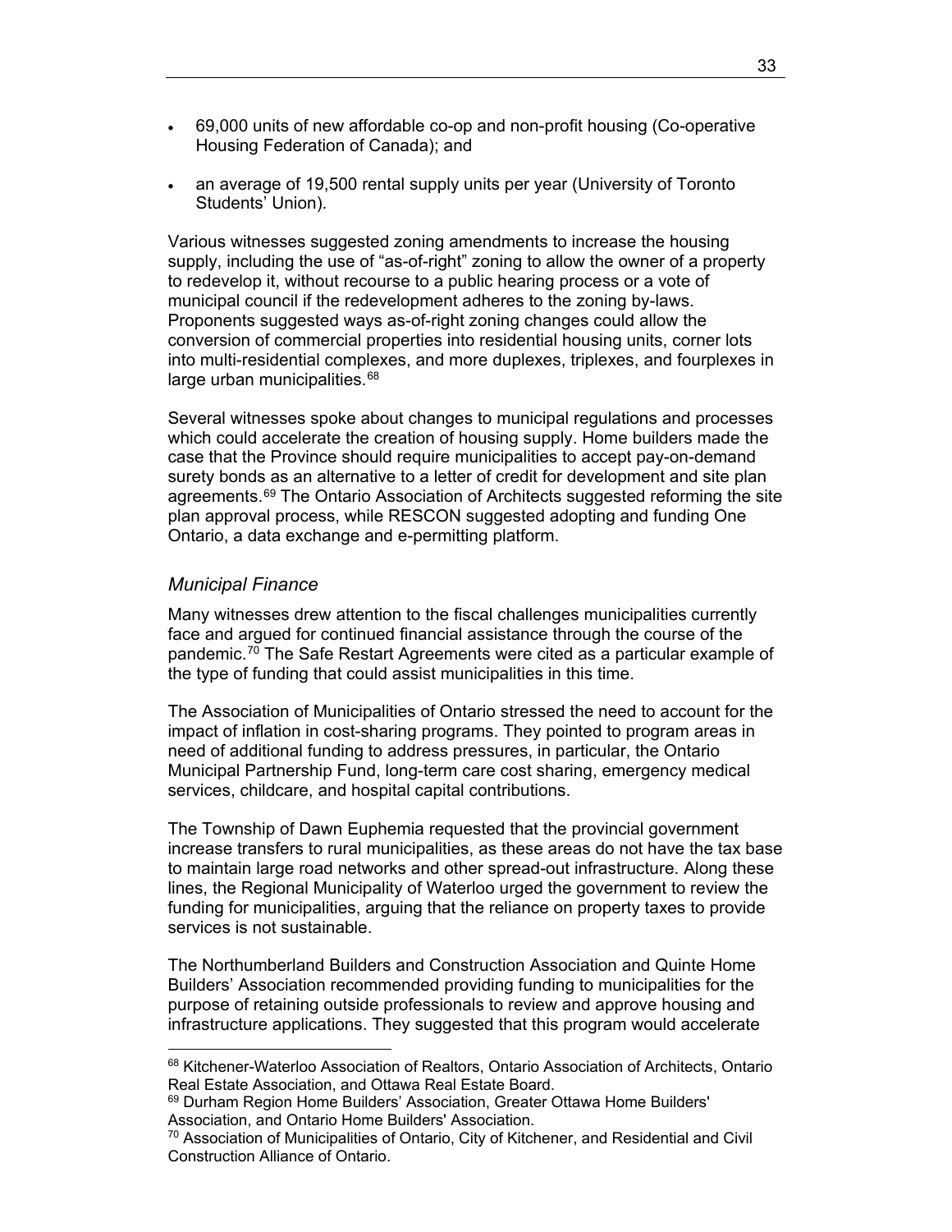- 69,000 units of new affordable co-op and non-profit housing (Co-operative Housing Federation of Canada); and
- an average of 19,500 rental supply units per year (University of Toronto Students' Union).

Various witnesses suggested zoning amendments to increase the housing supply, including the use of "as-of-right" zoning to allow the owner of a property to redevelop it, without recourse to a public hearing process or a vote of municipal council if the redevelopment adheres to the zoning by-laws. Proponents suggested ways as-of-right zoning changes could allow the conversion of commercial properties into residential housing units, corner lots into multi-residential complexes, and more duplexes, triplexes, and fourplexes in large urban municipalities.[68]

Several witnesses spoke about changes to municipal regulations and processes which could accelerate the creation of housing supply. Home builders made the case that the Province should require municipalities to accept pay-on-demand surety bonds as an alternative to a letter of credit for development and site plan agreements.[69] The Ontario Association of Architects suggested reforming the site plan approval process, while RESCON suggested adopting and funding One Ontario, a data exchange and e-permitting platform.

### *Municipal Finance*

Many witnesses drew attention to the fiscal challenges municipalities currently face and argued for continued financial assistance through the course of the pandemic.[70] The Safe Restart Agreements were cited as a particular example of the type of funding that could assist municipalities in this time.

The Association of Municipalities of Ontario stressed the need to account for the impact of inflation in cost-sharing programs. They pointed to program areas in need of additional funding to address pressures, in particular, the Ontario Municipal Partnership Fund, long-term care cost sharing, emergency medical services, childcare, and hospital capital contributions.

The Township of Dawn Euphemia requested that the provincial government increase transfers to rural municipalities, as these areas do not have the tax base to maintain large road networks and other spread-out infrastructure. Along these lines, the Regional Municipality of Waterloo urged the government to review the funding for municipalities, arguing that the reliance on property taxes to provide services is not sustainable.

The Northumberland Builders and Construction Association and Quinte Home Builders' Association recommended providing funding to municipalities for the purpose of retaining outside professionals to review and approve housing and infrastructure applications. They suggested that this program would accelerate

---

[68] Kitchener-Waterloo Association of Realtors, Ontario Association of Architects, Ontario Real Estate Association, and Ottawa Real Estate Board.

[69] Durham Region Home Builders' Association, Greater Ottawa Home Builders' Association, and Ontario Home Builders' Association.

[70] Association of Municipalities of Ontario, City of Kitchener, and Residential and Civil Construction Alliance of Ontario.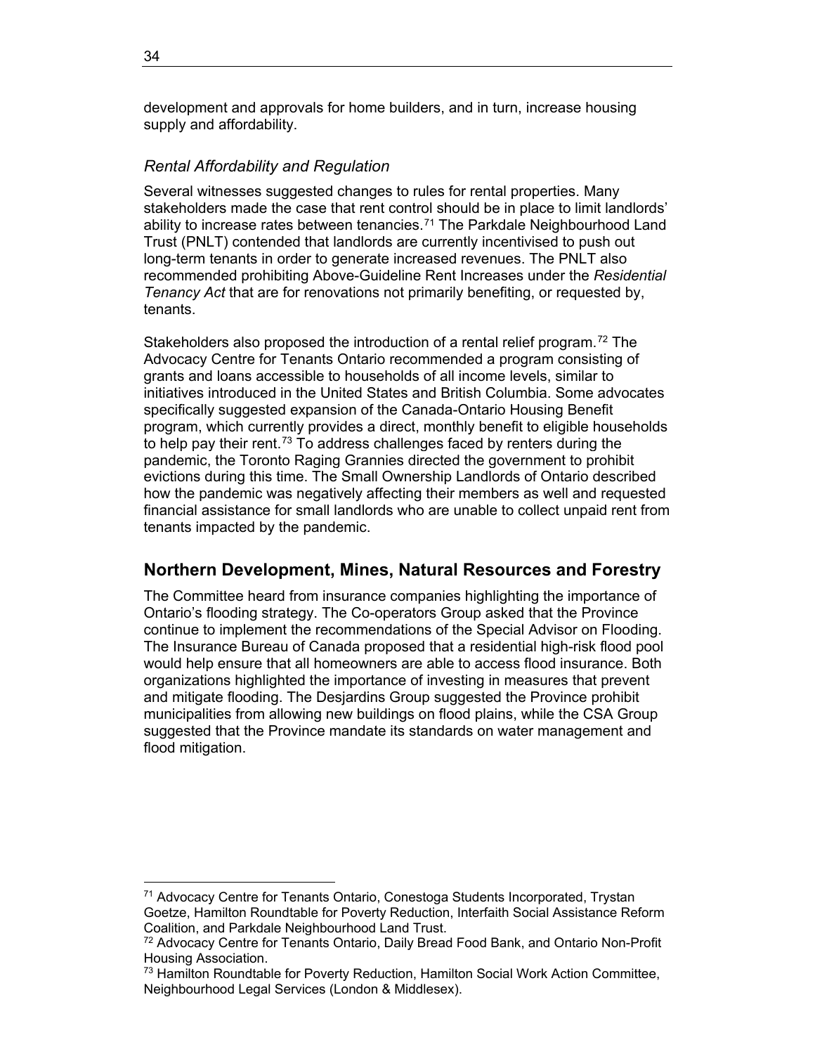development and approvals for home builders, and in turn, increase housing supply and affordability.

### *Rental Affordability and Regulation*

Several witnesses suggested changes to rules for rental properties. Many stakeholders made the case that rent control should be in place to limit landlords' ability to increase rates between tenancies.[71] The Parkdale Neighbourhood Land Trust (PNLT) contended that landlords are currently incentivised to push out long-term tenants in order to generate increased revenues. The PNLT also recommended prohibiting Above-Guideline Rent Increases under the *Residential Tenancy Act* that are for renovations not primarily benefiting, or requested by, tenants.

Stakeholders also proposed the introduction of a rental relief program.[72] The Advocacy Centre for Tenants Ontario recommended a program consisting of grants and loans accessible to households of all income levels, similar to initiatives introduced in the United States and British Columbia. Some advocates specifically suggested expansion of the Canada-Ontario Housing Benefit program, which currently provides a direct, monthly benefit to eligible households to help pay their rent.[73] To address challenges faced by renters during the pandemic, the Toronto Raging Grannies directed the government to prohibit evictions during this time. The Small Ownership Landlords of Ontario described how the pandemic was negatively affecting their members as well and requested financial assistance for small landlords who are unable to collect unpaid rent from tenants impacted by the pandemic.

## Northern Development, Mines, Natural Resources and Forestry

The Committee heard from insurance companies highlighting the importance of Ontario's flooding strategy. The Co-operators Group asked that the Province continue to implement the recommendations of the Special Advisor on Flooding. The Insurance Bureau of Canada proposed that a residential high-risk flood pool would help ensure that all homeowners are able to access flood insurance. Both organizations highlighted the importance of investing in measures that prevent and mitigate flooding. The Desjardins Group suggested the Province prohibit municipalities from allowing new buildings on flood plains, while the CSA Group suggested that the Province mandate its standards on water management and flood mitigation.

---

[71] Advocacy Centre for Tenants Ontario, Conestoga Students Incorporated, Trystan Goetze, Hamilton Roundtable for Poverty Reduction, Interfaith Social Assistance Reform Coalition, and Parkdale Neighbourhood Land Trust.

[72] Advocacy Centre for Tenants Ontario, Daily Bread Food Bank, and Ontario Non-Profit Housing Association.

[73] Hamilton Roundtable for Poverty Reduction, Hamilton Social Work Action Committee, Neighbourhood Legal Services (London & Middlesex).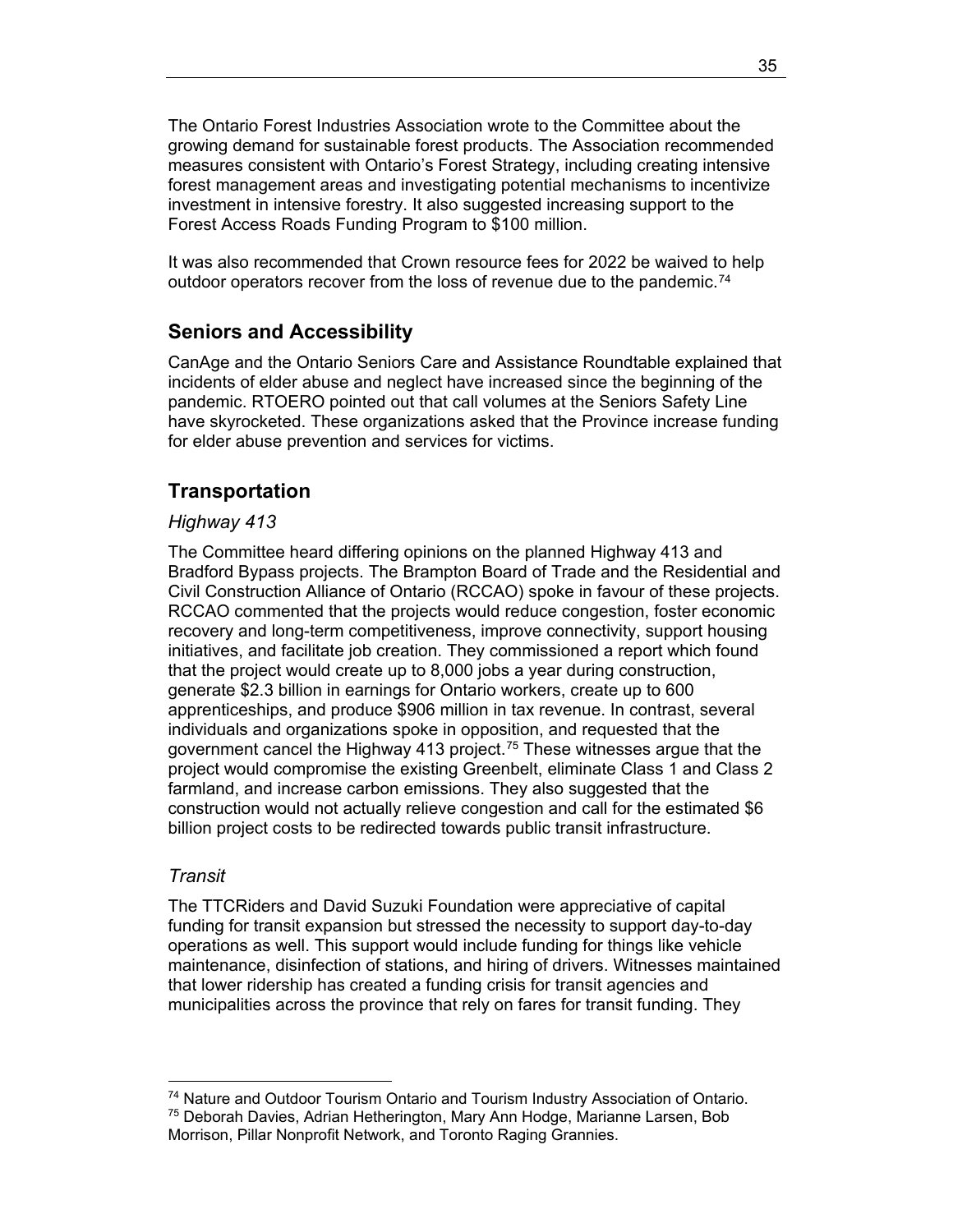The Ontario Forest Industries Association wrote to the Committee about the growing demand for sustainable forest products. The Association recommended measures consistent with Ontario's Forest Strategy, including creating intensive forest management areas and investigating potential mechanisms to incentivize investment in intensive forestry. It also suggested increasing support to the Forest Access Roads Funding Program to $100 million.

It was also recommended that Crown resource fees for 2022 be waived to help outdoor operators recover from the loss of revenue due to the pandemic.[74]

## Seniors and Accessibility

CanAge and the Ontario Seniors Care and Assistance Roundtable explained that incidents of elder abuse and neglect have increased since the beginning of the pandemic. RTOERO pointed out that call volumes at the Seniors Safety Line have skyrocketed. These organizations asked that the Province increase funding for elder abuse prevention and services for victims.

## Transportation

### *Highway 413*

The Committee heard differing opinions on the planned Highway 413 and Bradford Bypass projects. The Brampton Board of Trade and the Residential and Civil Construction Alliance of Ontario (RCCAO) spoke in favour of these projects. RCCAO commented that the projects would reduce congestion, foster economic recovery and long-term competitiveness, improve connectivity, support housing initiatives, and facilitate job creation. They commissioned a report which found that the project would create up to 8,000 jobs a year during construction, generate $2.3 billion in earnings for Ontario workers, create up to 600 apprenticeships, and produce $906 million in tax revenue. In contrast, several individuals and organizations spoke in opposition, and requested that the government cancel the Highway 413 project.[75] These witnesses argue that the project would compromise the existing Greenbelt, eliminate Class 1 and Class 2 farmland, and increase carbon emissions. They also suggested that the construction would not actually relieve congestion and call for the estimated $6 billion project costs to be redirected towards public transit infrastructure.

### *Transit*

The TTCRiders and David Suzuki Foundation were appreciative of capital funding for transit expansion but stressed the necessity to support day-to-day operations as well. This support would include funding for things like vehicle maintenance, disinfection of stations, and hiring of drivers. Witnesses maintained that lower ridership has created a funding crisis for transit agencies and municipalities across the province that rely on fares for transit funding. They

---

[74] Nature and Outdoor Tourism Ontario and Tourism Industry Association of Ontario.

[75] Deborah Davies, Adrian Hetherington, Mary Ann Hodge, Marianne Larsen, Bob Morrison, Pillar Nonprofit Network, and Toronto Raging Grannies.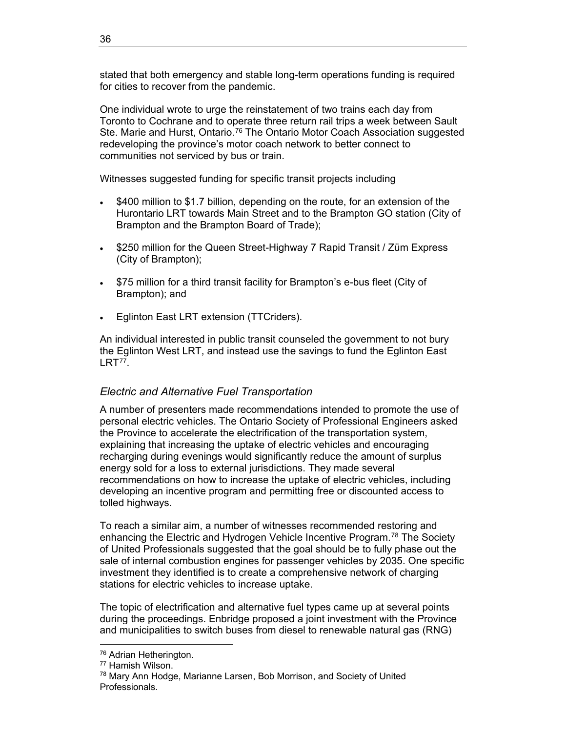stated that both emergency and stable long-term operations funding is required for cities to recover from the pandemic.

One individual wrote to urge the reinstatement of two trains each day from Toronto to Cochrane and to operate three return rail trips a week between Sault Ste. Marie and Hurst, Ontario.[76] The Ontario Motor Coach Association suggested redeveloping the province's motor coach network to better connect to communities not serviced by bus or train.

Witnesses suggested funding for specific transit projects including

- $400 million to $1.7 billion, depending on the route, for an extension of the Hurontario LRT towards Main Street and to the Brampton GO station (City of Brampton and the Brampton Board of Trade);
- $250 million for the Queen Street-Highway 7 Rapid Transit / Züm Express (City of Brampton);
- $75 million for a third transit facility for Brampton's e-bus fleet (City of Brampton); and
- Eglinton East LRT extension (TTCriders).

An individual interested in public transit counseled the government to not bury the Eglinton West LRT, and instead use the savings to fund the Eglinton East LRT[77].

### *Electric and Alternative Fuel Transportation*

A number of presenters made recommendations intended to promote the use of personal electric vehicles. The Ontario Society of Professional Engineers asked the Province to accelerate the electrification of the transportation system, explaining that increasing the uptake of electric vehicles and encouraging recharging during evenings would significantly reduce the amount of surplus energy sold for a loss to external jurisdictions. They made several recommendations on how to increase the uptake of electric vehicles, including developing an incentive program and permitting free or discounted access to tolled highways.

To reach a similar aim, a number of witnesses recommended restoring and enhancing the Electric and Hydrogen Vehicle Incentive Program.[78] The Society of United Professionals suggested that the goal should be to fully phase out the sale of internal combustion engines for passenger vehicles by 2035. One specific investment they identified is to create a comprehensive network of charging stations for electric vehicles to increase uptake.

The topic of electrification and alternative fuel types came up at several points during the proceedings. Enbridge proposed a joint investment with the Province and municipalities to switch buses from diesel to renewable natural gas (RNG)

---

[76] Adrian Hetherington.

[77] Hamish Wilson.

[78] Mary Ann Hodge, Marianne Larsen, Bob Morrison, and Society of United Professionals.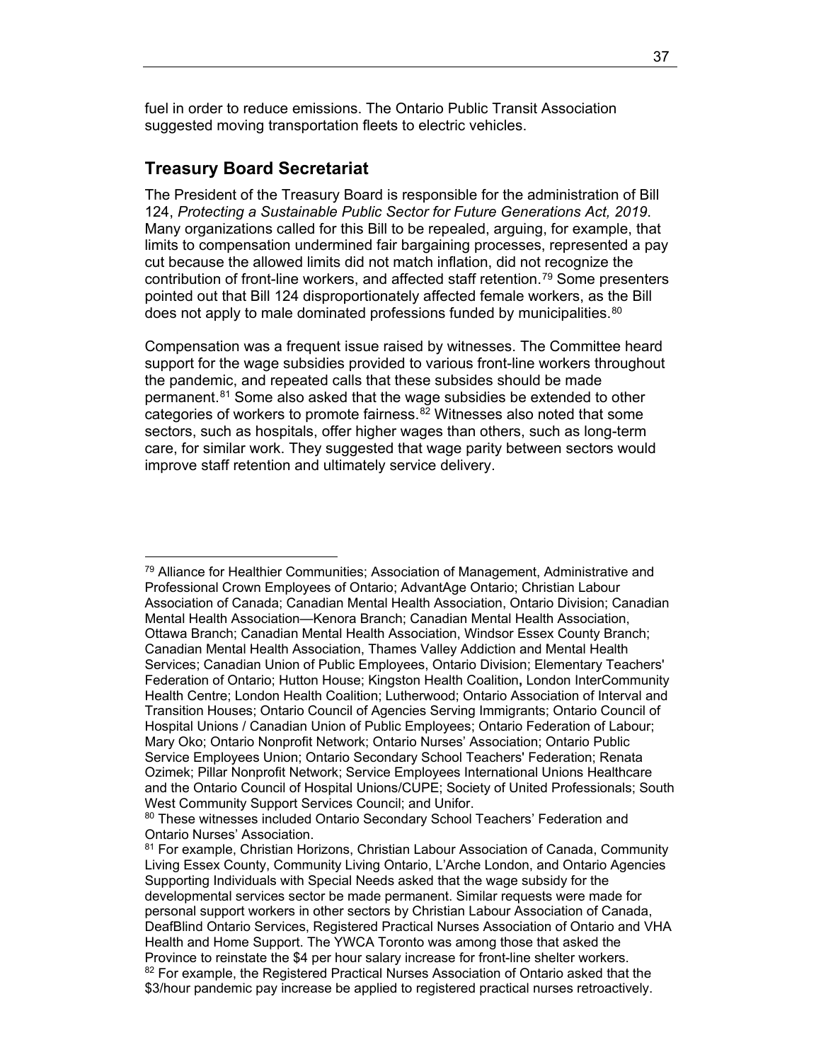fuel in order to reduce emissions. The Ontario Public Transit Association suggested moving transportation fleets to electric vehicles.

## Treasury Board Secretariat

The President of the Treasury Board is responsible for the administration of Bill 124, *Protecting a Sustainable Public Sector for Future Generations Act, 2019*. Many organizations called for this Bill to be repealed, arguing, for example, that limits to compensation undermined fair bargaining processes, represented a pay cut because the allowed limits did not match inflation, did not recognize the contribution of front-line workers, and affected staff retention.[79] Some presenters pointed out that Bill 124 disproportionately affected female workers, as the Bill does not apply to male dominated professions funded by municipalities.[80]

Compensation was a frequent issue raised by witnesses. The Committee heard support for the wage subsidies provided to various front-line workers throughout the pandemic, and repeated calls that these subsides should be made permanent.[81] Some also asked that the wage subsidies be extended to other categories of workers to promote fairness.[82] Witnesses also noted that some sectors, such as hospitals, offer higher wages than others, such as long-term care, for similar work. They suggested that wage parity between sectors would improve staff retention and ultimately service delivery.

---

[79] Alliance for Healthier Communities; Association of Management, Administrative and Professional Crown Employees of Ontario; AdvantAge Ontario; Christian Labour Association of Canada; Canadian Mental Health Association, Ontario Division; Canadian Mental Health Association—Kenora Branch; Canadian Mental Health Association, Ottawa Branch; Canadian Mental Health Association, Windsor Essex County Branch; Canadian Mental Health Association, Thames Valley Addiction and Mental Health Services; Canadian Union of Public Employees, Ontario Division; Elementary Teachers' Federation of Ontario; Hutton House; Kingston Health Coalition**,** London InterCommunity Health Centre; London Health Coalition; Lutherwood; Ontario Association of Interval and Transition Houses; Ontario Council of Agencies Serving Immigrants; Ontario Council of Hospital Unions / Canadian Union of Public Employees; Ontario Federation of Labour; Mary Oko; Ontario Nonprofit Network; Ontario Nurses' Association; Ontario Public Service Employees Union; Ontario Secondary School Teachers' Federation; Renata Ozimek; Pillar Nonprofit Network; Service Employees International Unions Healthcare and the Ontario Council of Hospital Unions/CUPE; Society of United Professionals; South West Community Support Services Council; and Unifor.

[80] These witnesses included Ontario Secondary School Teachers' Federation and Ontario Nurses' Association.

[81] For example, Christian Horizons, Christian Labour Association of Canada, Community Living Essex County, Community Living Ontario, L'Arche London, and Ontario Agencies Supporting Individuals with Special Needs asked that the wage subsidy for the developmental services sector be made permanent. Similar requests were made for personal support workers in other sectors by Christian Labour Association of Canada, DeafBlind Ontario Services, Registered Practical Nurses Association of Ontario and VHA Health and Home Support. The YWCA Toronto was among those that asked the Province to reinstate the $4 per hour salary increase for front-line shelter workers.

[82] For example, the Registered Practical Nurses Association of Ontario asked that the $3/hour pandemic pay increase be applied to registered practical nurses retroactively.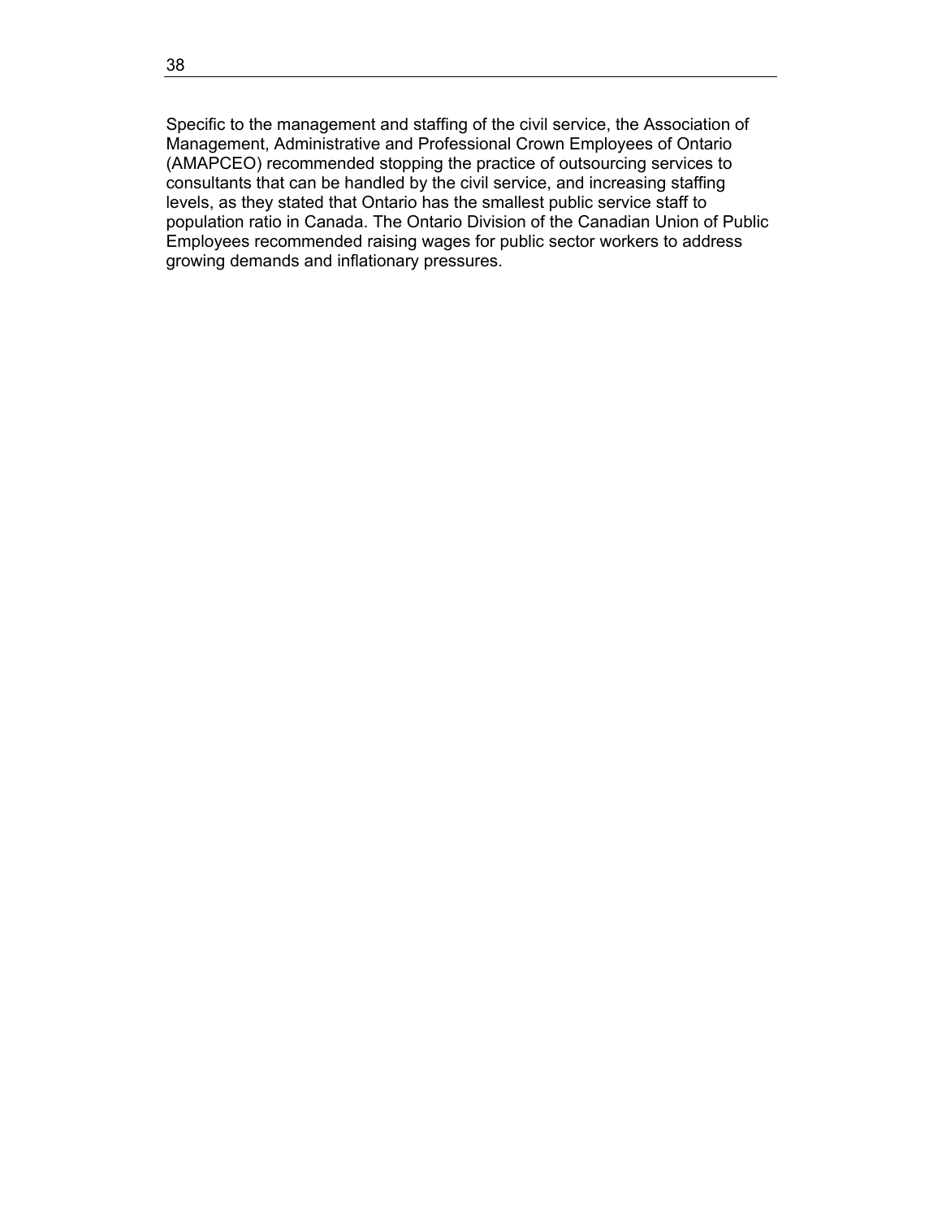Specific to the management and staffing of the civil service, the Association of Management, Administrative and Professional Crown Employees of Ontario (AMAPCEO) recommended stopping the practice of outsourcing services to consultants that can be handled by the civil service, and increasing staffing levels, as they stated that Ontario has the smallest public service staff to population ratio in Canada. The Ontario Division of the Canadian Union of Public Employees recommended raising wages for public sector workers to address growing demands and inflationary pressures.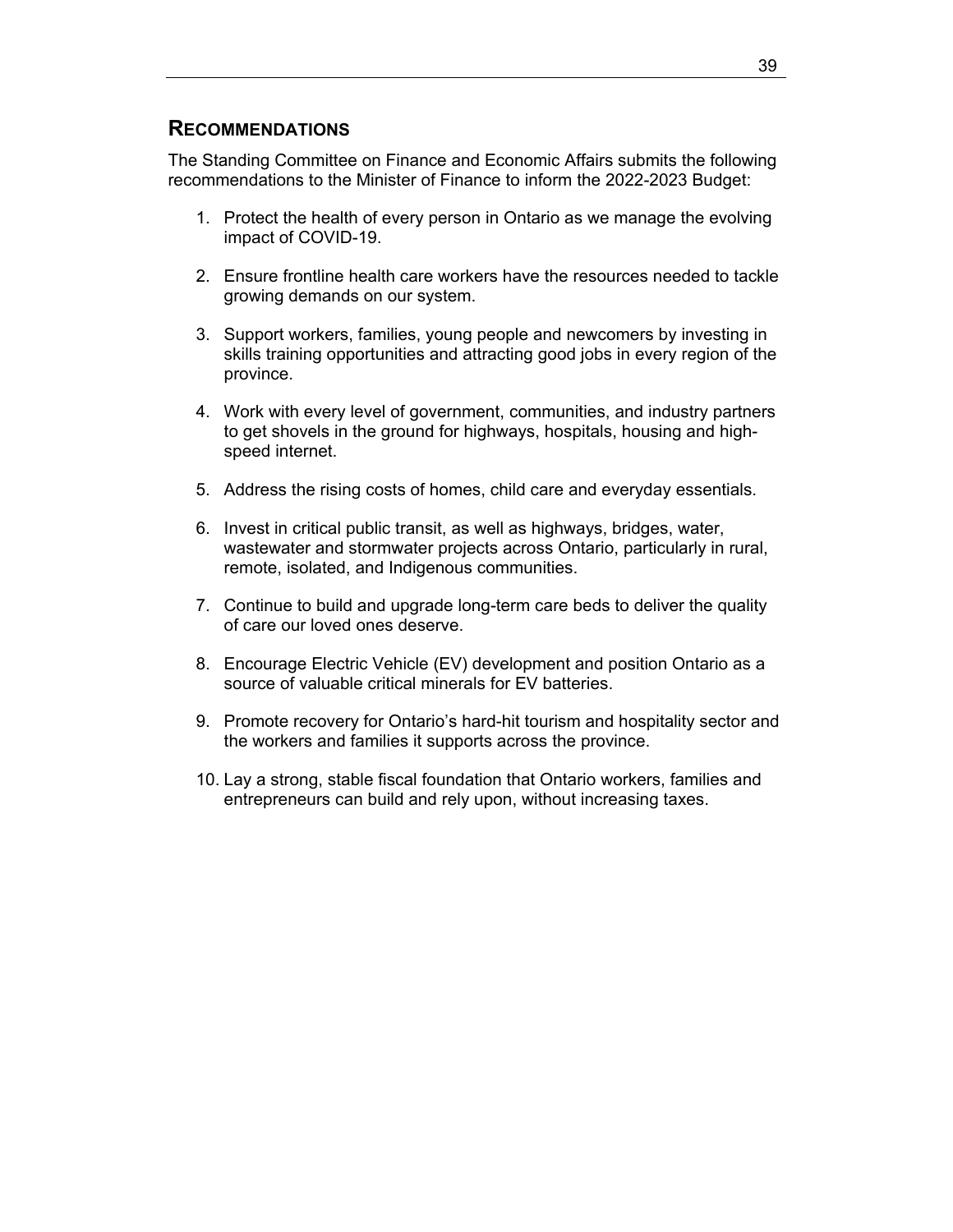## RECOMMENDATIONS

The Standing Committee on Finance and Economic Affairs submits the following recommendations to the Minister of Finance to inform the 2022-2023 Budget:

1. Protect the health of every person in Ontario as we manage the evolving impact of COVID-19.

2. Ensure frontline health care workers have the resources needed to tackle growing demands on our system.

3. Support workers, families, young people and newcomers by investing in skills training opportunities and attracting good jobs in every region of the province.

4. Work with every level of government, communities, and industry partners to get shovels in the ground for highways, hospitals, housing and high-speed internet.

5. Address the rising costs of homes, child care and everyday essentials.

6. Invest in critical public transit, as well as highways, bridges, water, wastewater and stormwater projects across Ontario, particularly in rural, remote, isolated, and Indigenous communities.

7. Continue to build and upgrade long-term care beds to deliver the quality of care our loved ones deserve.

8. Encourage Electric Vehicle (EV) development and position Ontario as a source of valuable critical minerals for EV batteries.

9. Promote recovery for Ontario's hard-hit tourism and hospitality sector and the workers and families it supports across the province.

10. Lay a strong, stable fiscal foundation that Ontario workers, families and entrepreneurs can build and rely upon, without increasing taxes.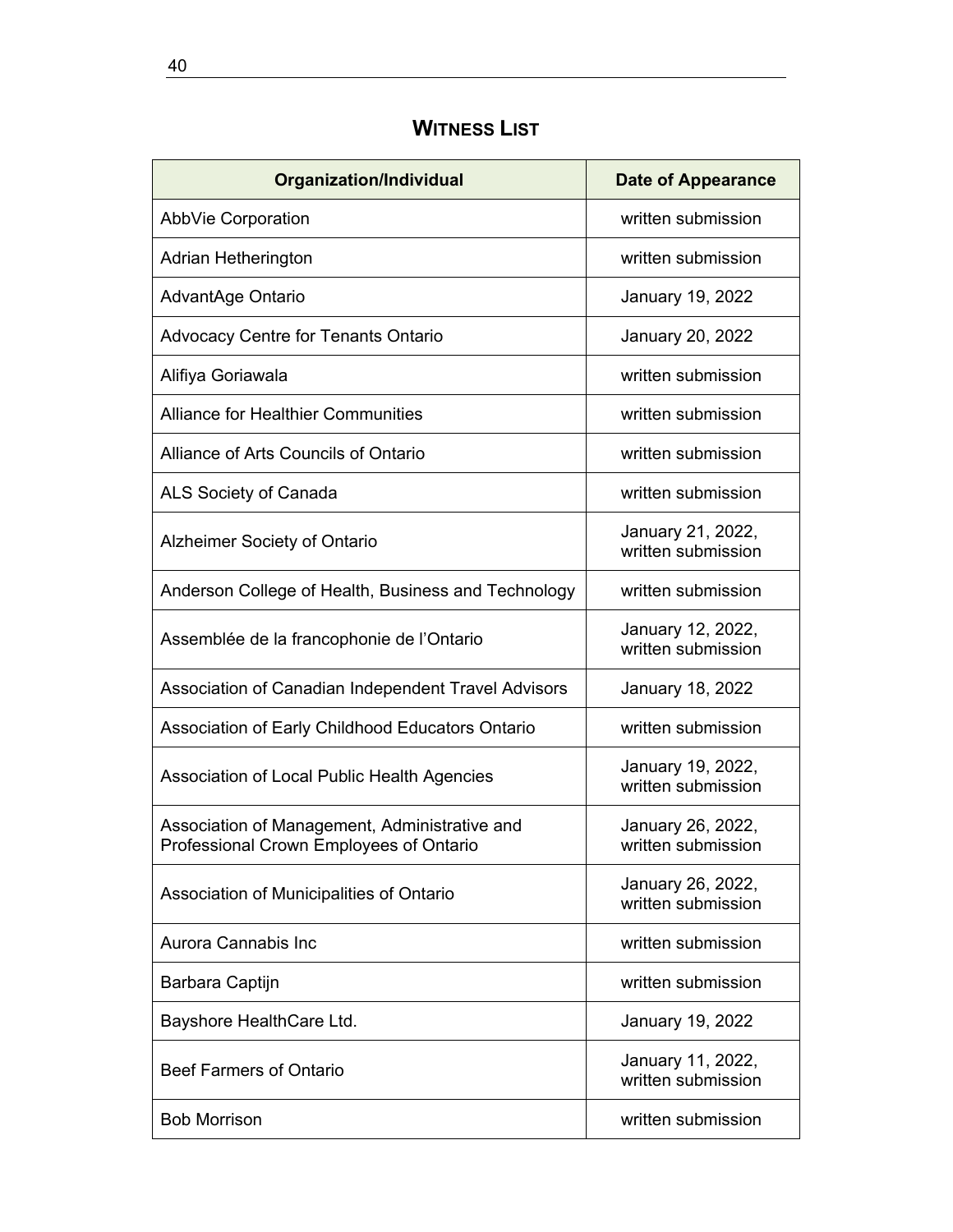## Witness List

| Organization/Individual | Date of Appearance |
|---|---|
| AbbVie Corporation | written submission |
| Adrian Hetherington | written submission |
| AdvantAge Ontario | January 19, 2022 |
| Advocacy Centre for Tenants Ontario | January 20, 2022 |
| Alifiya Goriawala | written submission |
| Alliance for Healthier Communities | written submission |
| Alliance of Arts Councils of Ontario | written submission |
| ALS Society of Canada | written submission |
| Alzheimer Society of Ontario | January 21, 2022, written submission |
| Anderson College of Health, Business and Technology | written submission |
| Assemblée de la francophonie de l'Ontario | January 12, 2022, written submission |
| Association of Canadian Independent Travel Advisors | January 18, 2022 |
| Association of Early Childhood Educators Ontario | written submission |
| Association of Local Public Health Agencies | January 19, 2022, written submission |
| Association of Management, Administrative and Professional Crown Employees of Ontario | January 26, 2022, written submission |
| Association of Municipalities of Ontario | January 26, 2022, written submission |
| Aurora Cannabis Inc | written submission |
| Barbara Captijn | written submission |
| Bayshore HealthCare Ltd. | January 19, 2022 |
| Beef Farmers of Ontario | January 11, 2022, written submission |
| Bob Morrison | written submission |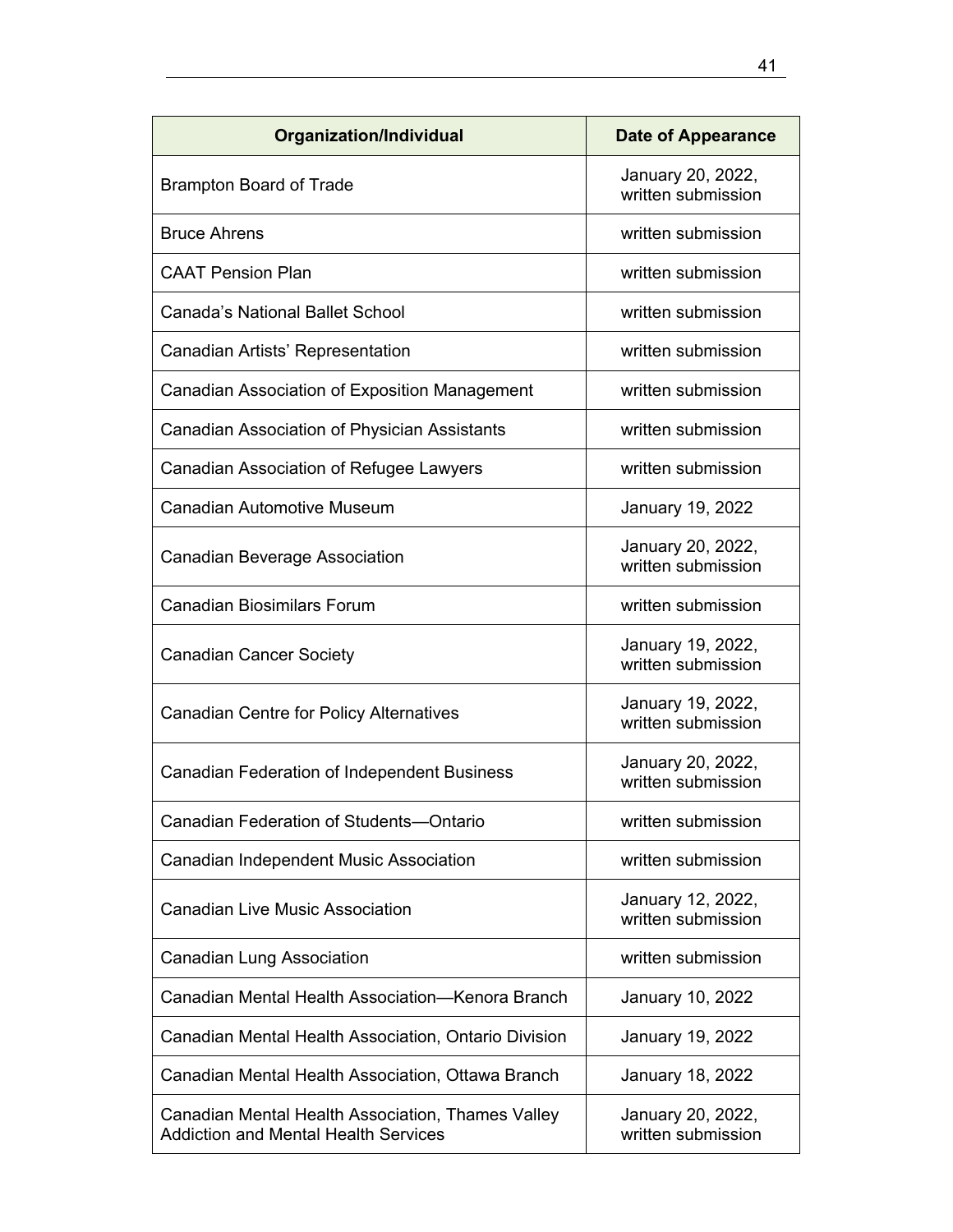| Organization/Individual | Date of Appearance |
| --- | --- |
| Brampton Board of Trade | January 20, 2022, written submission |
| Bruce Ahrens | written submission |
| CAAT Pension Plan | written submission |
| Canada’s National Ballet School | written submission |
| Canadian Artists’ Representation | written submission |
| Canadian Association of Exposition Management | written submission |
| Canadian Association of Physician Assistants | written submission |
| Canadian Association of Refugee Lawyers | written submission |
| Canadian Automotive Museum | January 19, 2022 |
| Canadian Beverage Association | January 20, 2022, written submission |
| Canadian Biosimilars Forum | written submission |
| Canadian Cancer Society | January 19, 2022, written submission |
| Canadian Centre for Policy Alternatives | January 19, 2022, written submission |
| Canadian Federation of Independent Business | January 20, 2022, written submission |
| Canadian Federation of Students—Ontario | written submission |
| Canadian Independent Music Association | written submission |
| Canadian Live Music Association | January 12, 2022, written submission |
| Canadian Lung Association | written submission |
| Canadian Mental Health Association—Kenora Branch | January 10, 2022 |
| Canadian Mental Health Association, Ontario Division | January 19, 2022 |
| Canadian Mental Health Association, Ottawa Branch | January 18, 2022 |
| Canadian Mental Health Association, Thames Valley Addiction and Mental Health Services | January 20, 2022, written submission |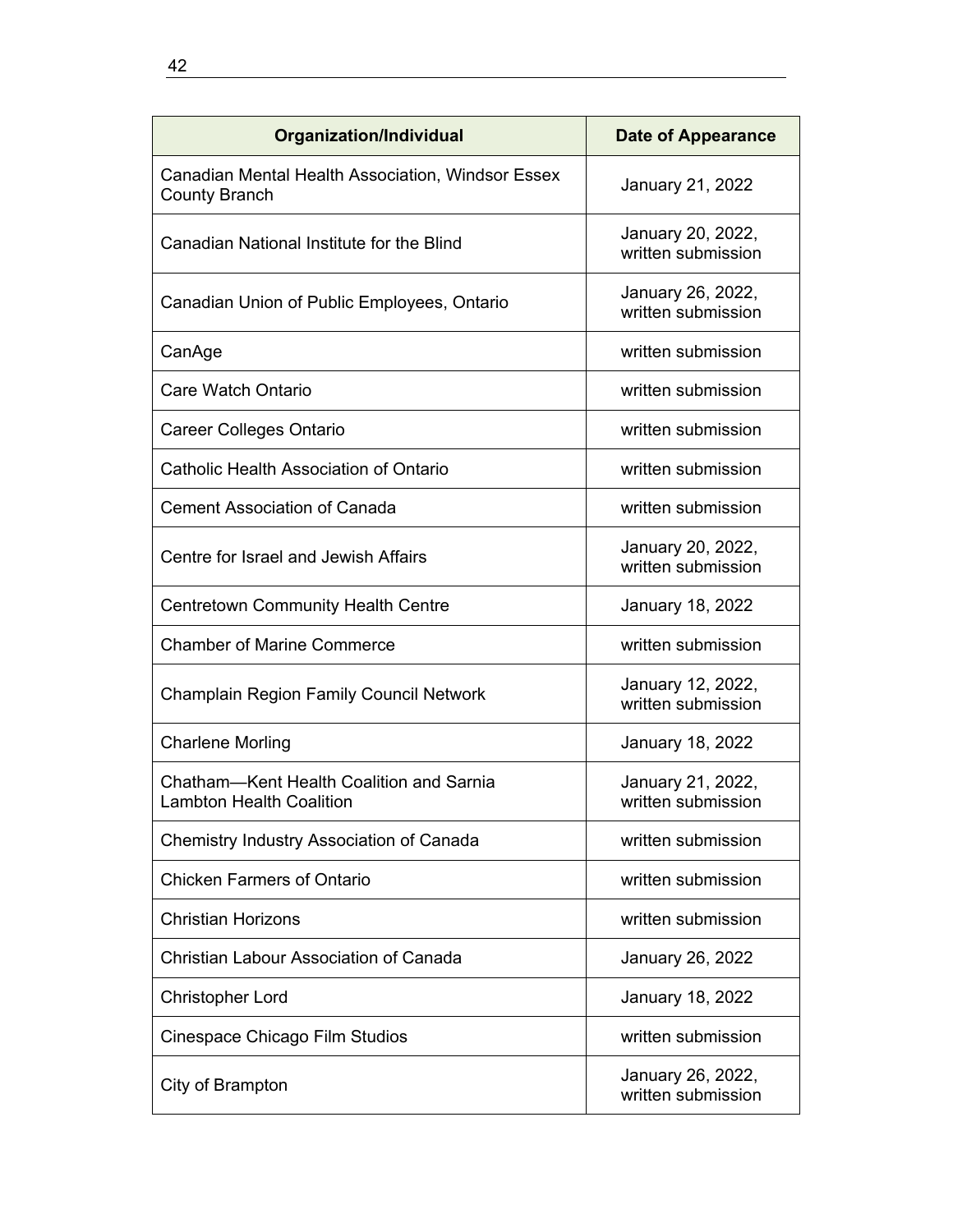| Organization/Individual | Date of Appearance |
| --- | --- |
| Canadian Mental Health Association, Windsor Essex County Branch | January 21, 2022 |
| Canadian National Institute for the Blind | January 20, 2022, written submission |
| Canadian Union of Public Employees, Ontario | January 26, 2022, written submission |
| CanAge | written submission |
| Care Watch Ontario | written submission |
| Career Colleges Ontario | written submission |
| Catholic Health Association of Ontario | written submission |
| Cement Association of Canada | written submission |
| Centre for Israel and Jewish Affairs | January 20, 2022, written submission |
| Centretown Community Health Centre | January 18, 2022 |
| Chamber of Marine Commerce | written submission |
| Champlain Region Family Council Network | January 12, 2022, written submission |
| Charlene Morling | January 18, 2022 |
| Chatham—Kent Health Coalition and Sarnia Lambton Health Coalition | January 21, 2022, written submission |
| Chemistry Industry Association of Canada | written submission |
| Chicken Farmers of Ontario | written submission |
| Christian Horizons | written submission |
| Christian Labour Association of Canada | January 26, 2022 |
| Christopher Lord | January 18, 2022 |
| Cinespace Chicago Film Studios | written submission |
| City of Brampton | January 26, 2022, written submission |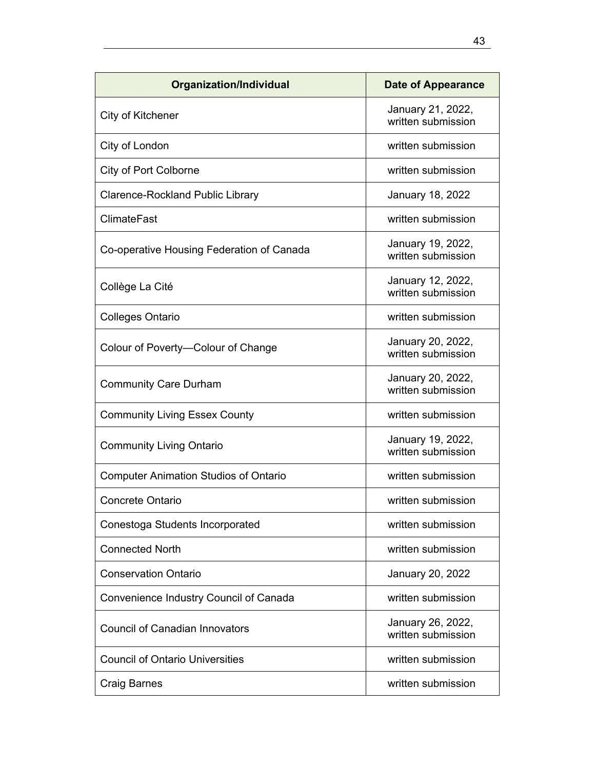| Organization/Individual | Date of Appearance |
|---|---|
| City of Kitchener | January 21, 2022, written submission |
| City of London | written submission |
| City of Port Colborne | written submission |
| Clarence-Rockland Public Library | January 18, 2022 |
| ClimateFast | written submission |
| Co-operative Housing Federation of Canada | January 19, 2022, written submission |
| Collège La Cité | January 12, 2022, written submission |
| Colleges Ontario | written submission |
| Colour of Poverty—Colour of Change | January 20, 2022, written submission |
| Community Care Durham | January 20, 2022, written submission |
| Community Living Essex County | written submission |
| Community Living Ontario | January 19, 2022, written submission |
| Computer Animation Studios of Ontario | written submission |
| Concrete Ontario | written submission |
| Conestoga Students Incorporated | written submission |
| Connected North | written submission |
| Conservation Ontario | January 20, 2022 |
| Convenience Industry Council of Canada | written submission |
| Council of Canadian Innovators | January 26, 2022, written submission |
| Council of Ontario Universities | written submission |
| Craig Barnes | written submission |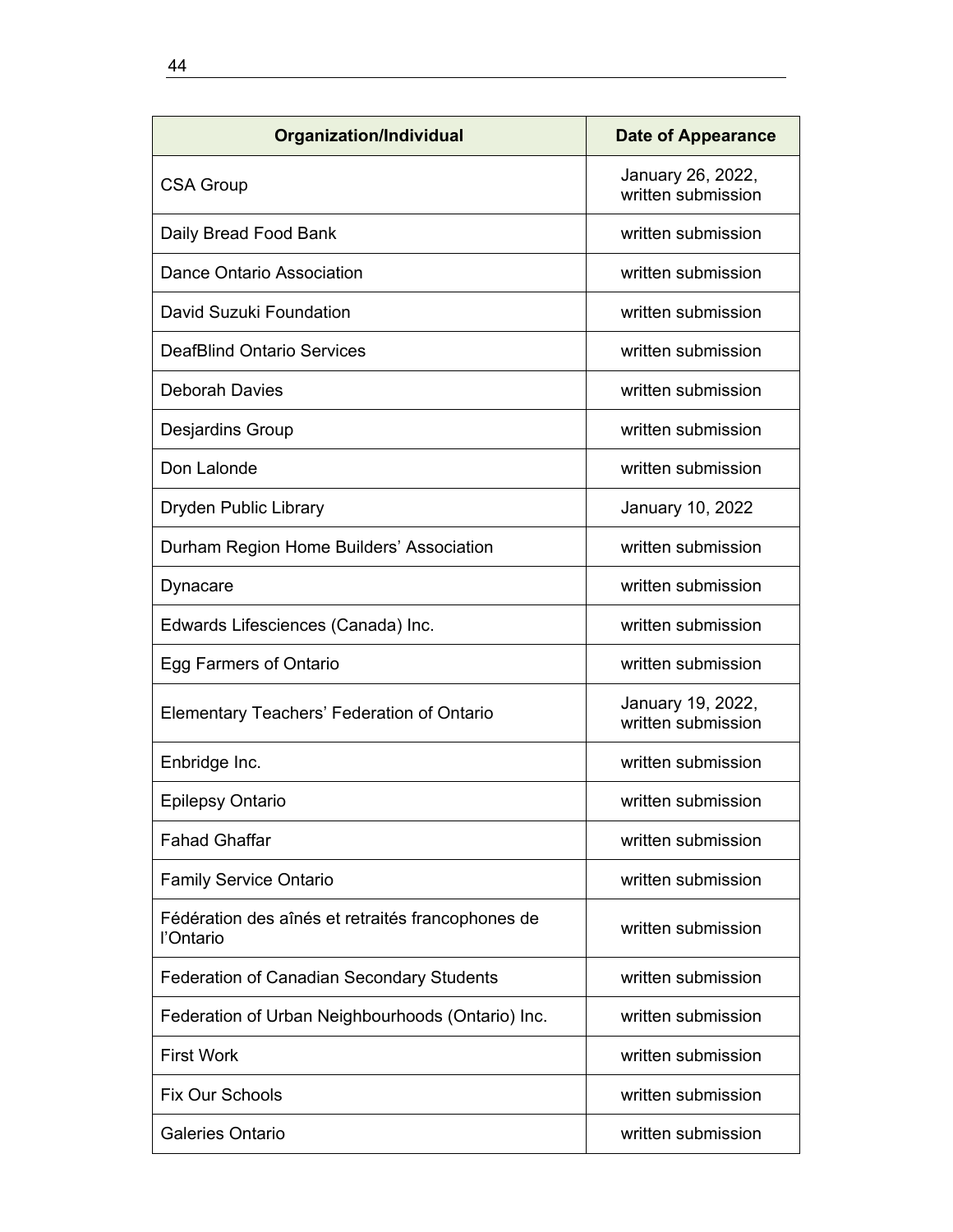| Organization/Individual | Date of Appearance |
| --- | --- |
| CSA Group | January 26, 2022, written submission |
| Daily Bread Food Bank | written submission |
| Dance Ontario Association | written submission |
| David Suzuki Foundation | written submission |
| DeafBlind Ontario Services | written submission |
| Deborah Davies | written submission |
| Desjardins Group | written submission |
| Don Lalonde | written submission |
| Dryden Public Library | January 10, 2022 |
| Durham Region Home Builders' Association | written submission |
| Dynacare | written submission |
| Edwards Lifesciences (Canada) Inc. | written submission |
| Egg Farmers of Ontario | written submission |
| Elementary Teachers' Federation of Ontario | January 19, 2022, written submission |
| Enbridge Inc. | written submission |
| Epilepsy Ontario | written submission |
| Fahad Ghaffar | written submission |
| Family Service Ontario | written submission |
| Fédération des aînés et retraités francophones de l'Ontario | written submission |
| Federation of Canadian Secondary Students | written submission |
| Federation of Urban Neighbourhoods (Ontario) Inc. | written submission |
| First Work | written submission |
| Fix Our Schools | written submission |
| Galeries Ontario | written submission |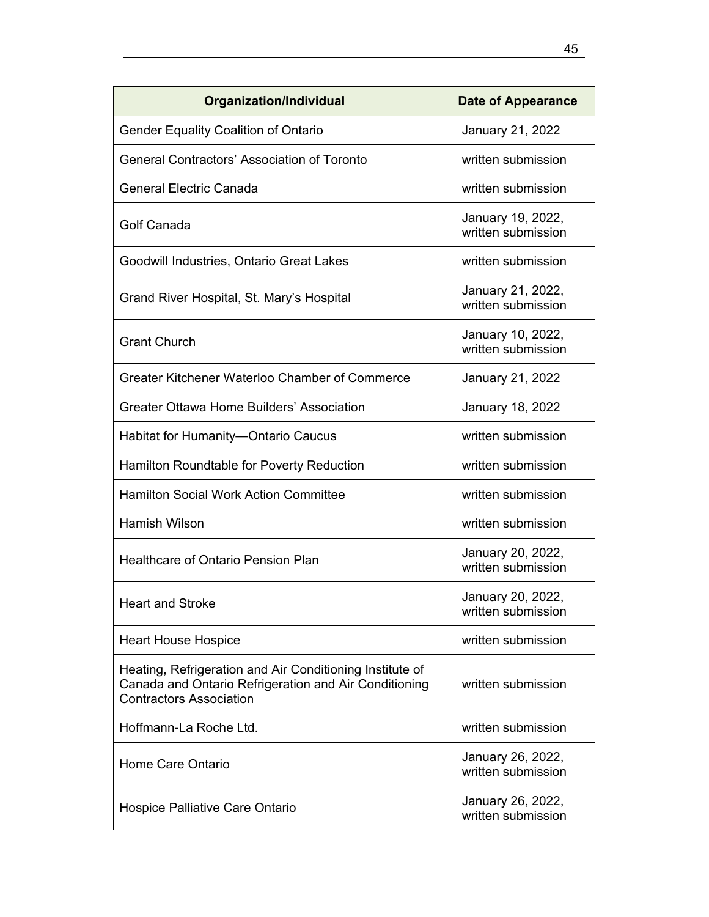| Organization/Individual | Date of Appearance |
|---|---|
| Gender Equality Coalition of Ontario | January 21, 2022 |
| General Contractors' Association of Toronto | written submission |
| General Electric Canada | written submission |
| Golf Canada | January 19, 2022, written submission |
| Goodwill Industries, Ontario Great Lakes | written submission |
| Grand River Hospital, St. Mary's Hospital | January 21, 2022, written submission |
| Grant Church | January 10, 2022, written submission |
| Greater Kitchener Waterloo Chamber of Commerce | January 21, 2022 |
| Greater Ottawa Home Builders' Association | January 18, 2022 |
| Habitat for Humanity—Ontario Caucus | written submission |
| Hamilton Roundtable for Poverty Reduction | written submission |
| Hamilton Social Work Action Committee | written submission |
| Hamish Wilson | written submission |
| Healthcare of Ontario Pension Plan | January 20, 2022, written submission |
| Heart and Stroke | January 20, 2022, written submission |
| Heart House Hospice | written submission |
| Heating, Refrigeration and Air Conditioning Institute of Canada and Ontario Refrigeration and Air Conditioning Contractors Association | written submission |
| Hoffmann-La Roche Ltd. | written submission |
| Home Care Ontario | January 26, 2022, written submission |
| Hospice Palliative Care Ontario | January 26, 2022, written submission |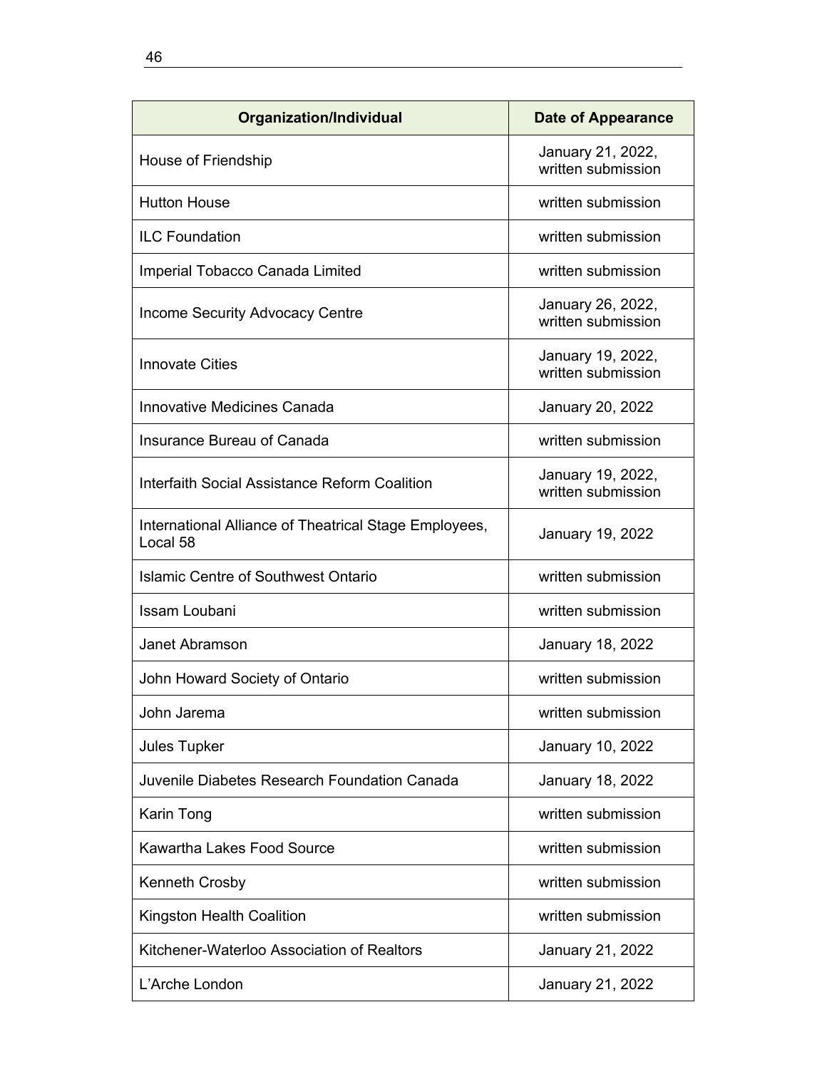| Organization/Individual | Date of Appearance |
| --- | --- |
| House of Friendship | January 21, 2022, written submission |
| Hutton House | written submission |
| ILC Foundation | written submission |
| Imperial Tobacco Canada Limited | written submission |
| Income Security Advocacy Centre | January 26, 2022, written submission |
| Innovate Cities | January 19, 2022, written submission |
| Innovative Medicines Canada | January 20, 2022 |
| Insurance Bureau of Canada | written submission |
| Interfaith Social Assistance Reform Coalition | January 19, 2022, written submission |
| International Alliance of Theatrical Stage Employees, Local 58 | January 19, 2022 |
| Islamic Centre of Southwest Ontario | written submission |
| Issam Loubani | written submission |
| Janet Abramson | January 18, 2022 |
| John Howard Society of Ontario | written submission |
| John Jarema | written submission |
| Jules Tupker | January 10, 2022 |
| Juvenile Diabetes Research Foundation Canada | January 18, 2022 |
| Karin Tong | written submission |
| Kawartha Lakes Food Source | written submission |
| Kenneth Crosby | written submission |
| Kingston Health Coalition | written submission |
| Kitchener-Waterloo Association of Realtors | January 21, 2022 |
| L'Arche London | January 21, 2022 |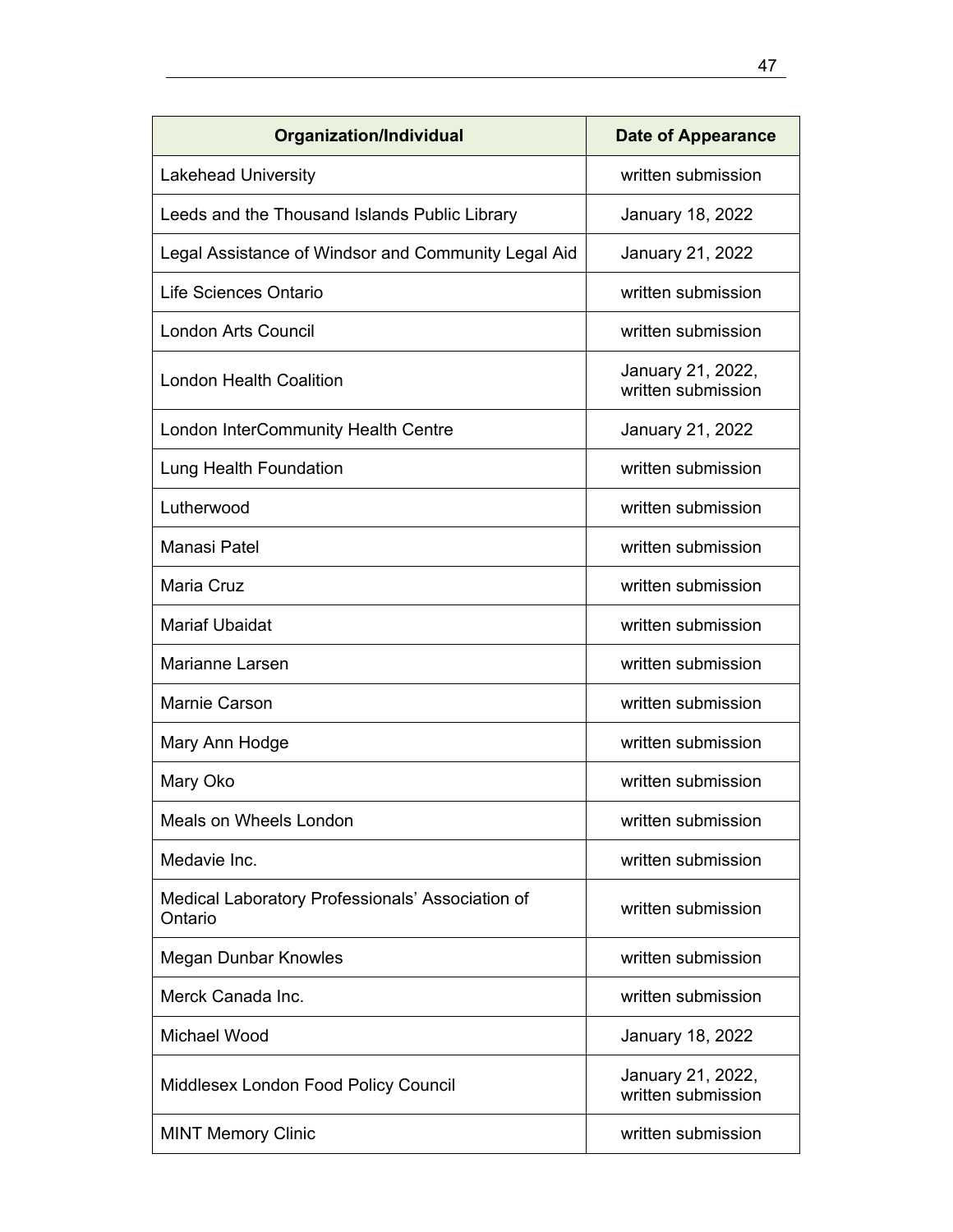| Organization/Individual | Date of Appearance |
| --- | --- |
| Lakehead University | written submission |
| Leeds and the Thousand Islands Public Library | January 18, 2022 |
| Legal Assistance of Windsor and Community Legal Aid | January 21, 2022 |
| Life Sciences Ontario | written submission |
| London Arts Council | written submission |
| London Health Coalition | January 21, 2022, written submission |
| London InterCommunity Health Centre | January 21, 2022 |
| Lung Health Foundation | written submission |
| Lutherwood | written submission |
| Manasi Patel | written submission |
| Maria Cruz | written submission |
| Mariaf Ubaidat | written submission |
| Marianne Larsen | written submission |
| Marnie Carson | written submission |
| Mary Ann Hodge | written submission |
| Mary Oko | written submission |
| Meals on Wheels London | written submission |
| Medavie Inc. | written submission |
| Medical Laboratory Professionals' Association of Ontario | written submission |
| Megan Dunbar Knowles | written submission |
| Merck Canada Inc. | written submission |
| Michael Wood | January 18, 2022 |
| Middlesex London Food Policy Council | January 21, 2022, written submission |
| MINT Memory Clinic | written submission |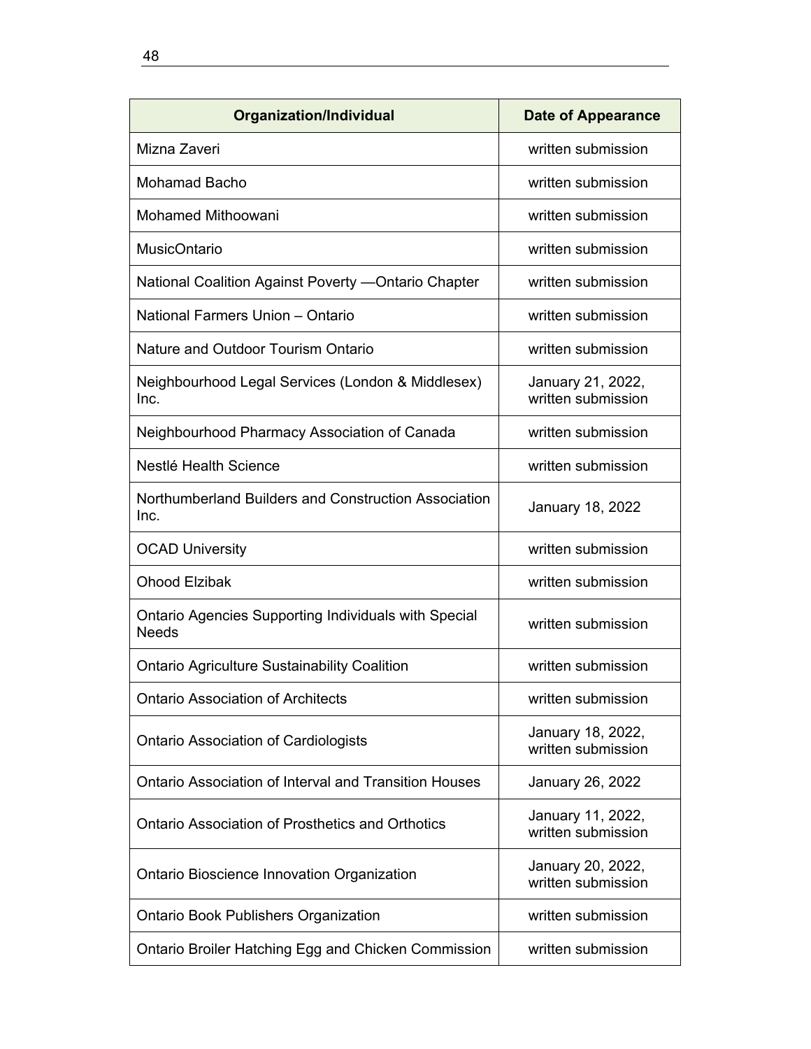| Organization/Individual | Date of Appearance |
|---|---|
| Mizna Zaveri | written submission |
| Mohamad Bacho | written submission |
| Mohamed Mithoowani | written submission |
| MusicOntario | written submission |
| National Coalition Against Poverty —Ontario Chapter | written submission |
| National Farmers Union – Ontario | written submission |
| Nature and Outdoor Tourism Ontario | written submission |
| Neighbourhood Legal Services (London & Middlesex) Inc. | January 21, 2022, written submission |
| Neighbourhood Pharmacy Association of Canada | written submission |
| Nestlé Health Science | written submission |
| Northumberland Builders and Construction Association Inc. | January 18, 2022 |
| OCAD University | written submission |
| Ohood Elzibak | written submission |
| Ontario Agencies Supporting Individuals with Special Needs | written submission |
| Ontario Agriculture Sustainability Coalition | written submission |
| Ontario Association of Architects | written submission |
| Ontario Association of Cardiologists | January 18, 2022, written submission |
| Ontario Association of Interval and Transition Houses | January 26, 2022 |
| Ontario Association of Prosthetics and Orthotics | January 11, 2022, written submission |
| Ontario Bioscience Innovation Organization | January 20, 2022, written submission |
| Ontario Book Publishers Organization | written submission |
| Ontario Broiler Hatching Egg and Chicken Commission | written submission |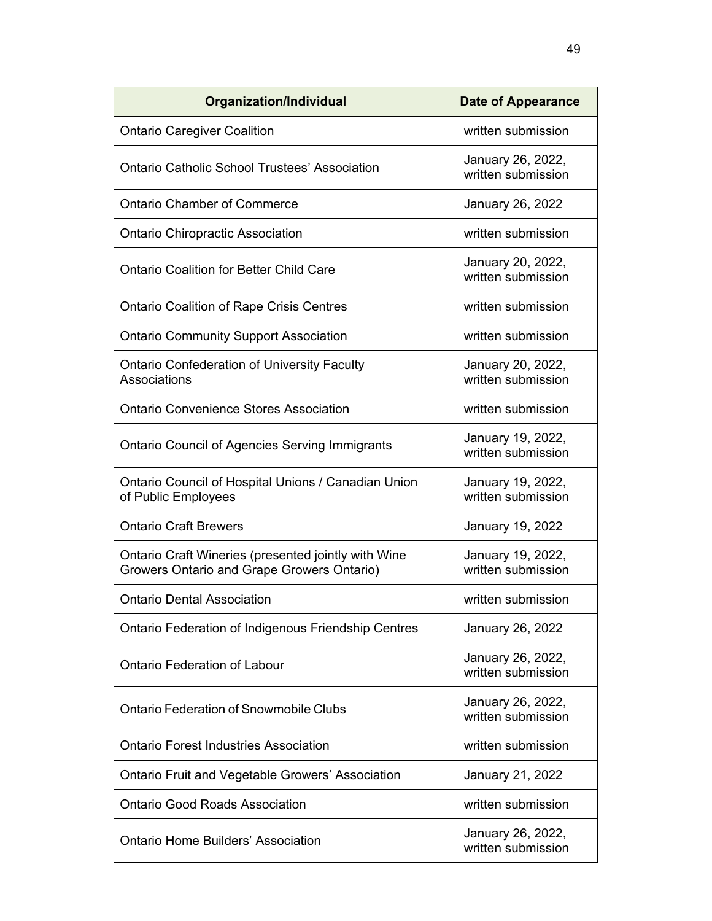| Organization/Individual | Date of Appearance |
| --- | --- |
| Ontario Caregiver Coalition | written submission |
| Ontario Catholic School Trustees' Association | January 26, 2022, written submission |
| Ontario Chamber of Commerce | January 26, 2022 |
| Ontario Chiropractic Association | written submission |
| Ontario Coalition for Better Child Care | January 20, 2022, written submission |
| Ontario Coalition of Rape Crisis Centres | written submission |
| Ontario Community Support Association | written submission |
| Ontario Confederation of University Faculty Associations | January 20, 2022, written submission |
| Ontario Convenience Stores Association | written submission |
| Ontario Council of Agencies Serving Immigrants | January 19, 2022, written submission |
| Ontario Council of Hospital Unions / Canadian Union of Public Employees | January 19, 2022, written submission |
| Ontario Craft Brewers | January 19, 2022 |
| Ontario Craft Wineries (presented jointly with Wine Growers Ontario and Grape Growers Ontario) | January 19, 2022, written submission |
| Ontario Dental Association | written submission |
| Ontario Federation of Indigenous Friendship Centres | January 26, 2022 |
| Ontario Federation of Labour | January 26, 2022, written submission |
| Ontario Federation of Snowmobile Clubs | January 26, 2022, written submission |
| Ontario Forest Industries Association | written submission |
| Ontario Fruit and Vegetable Growers' Association | January 21, 2022 |
| Ontario Good Roads Association | written submission |
| Ontario Home Builders' Association | January 26, 2022, written submission |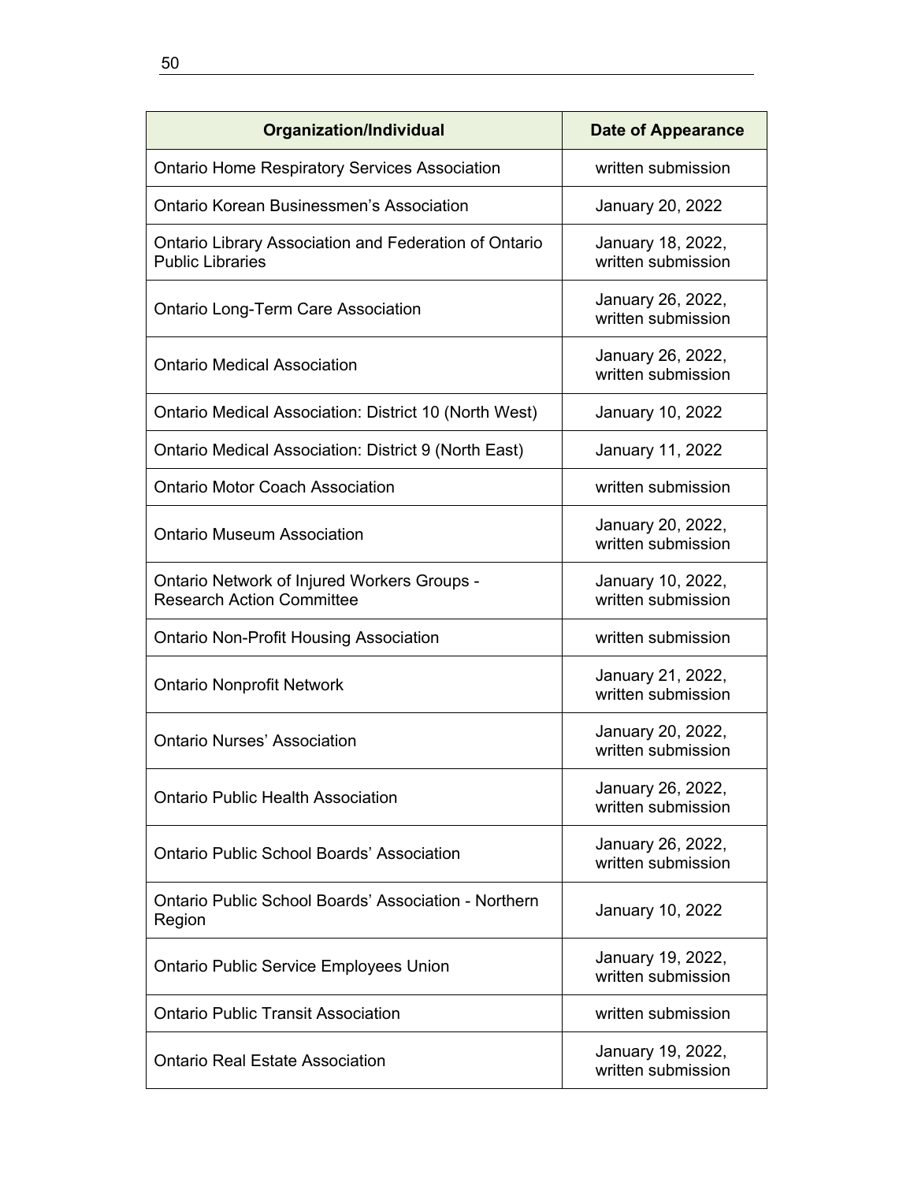| Organization/Individual | Date of Appearance |
| --- | --- |
| Ontario Home Respiratory Services Association | written submission |
| Ontario Korean Businessmen’s Association | January 20, 2022 |
| Ontario Library Association and Federation of Ontario Public Libraries | January 18, 2022, written submission |
| Ontario Long-Term Care Association | January 26, 2022, written submission |
| Ontario Medical Association | January 26, 2022, written submission |
| Ontario Medical Association: District 10 (North West) | January 10, 2022 |
| Ontario Medical Association: District 9 (North East) | January 11, 2022 |
| Ontario Motor Coach Association | written submission |
| Ontario Museum Association | January 20, 2022, written submission |
| Ontario Network of Injured Workers Groups - Research Action Committee | January 10, 2022, written submission |
| Ontario Non-Profit Housing Association | written submission |
| Ontario Nonprofit Network | January 21, 2022, written submission |
| Ontario Nurses’ Association | January 20, 2022, written submission |
| Ontario Public Health Association | January 26, 2022, written submission |
| Ontario Public School Boards’ Association | January 26, 2022, written submission |
| Ontario Public School Boards’ Association - Northern Region | January 10, 2022 |
| Ontario Public Service Employees Union | January 19, 2022, written submission |
| Ontario Public Transit Association | written submission |
| Ontario Real Estate Association | January 19, 2022, written submission |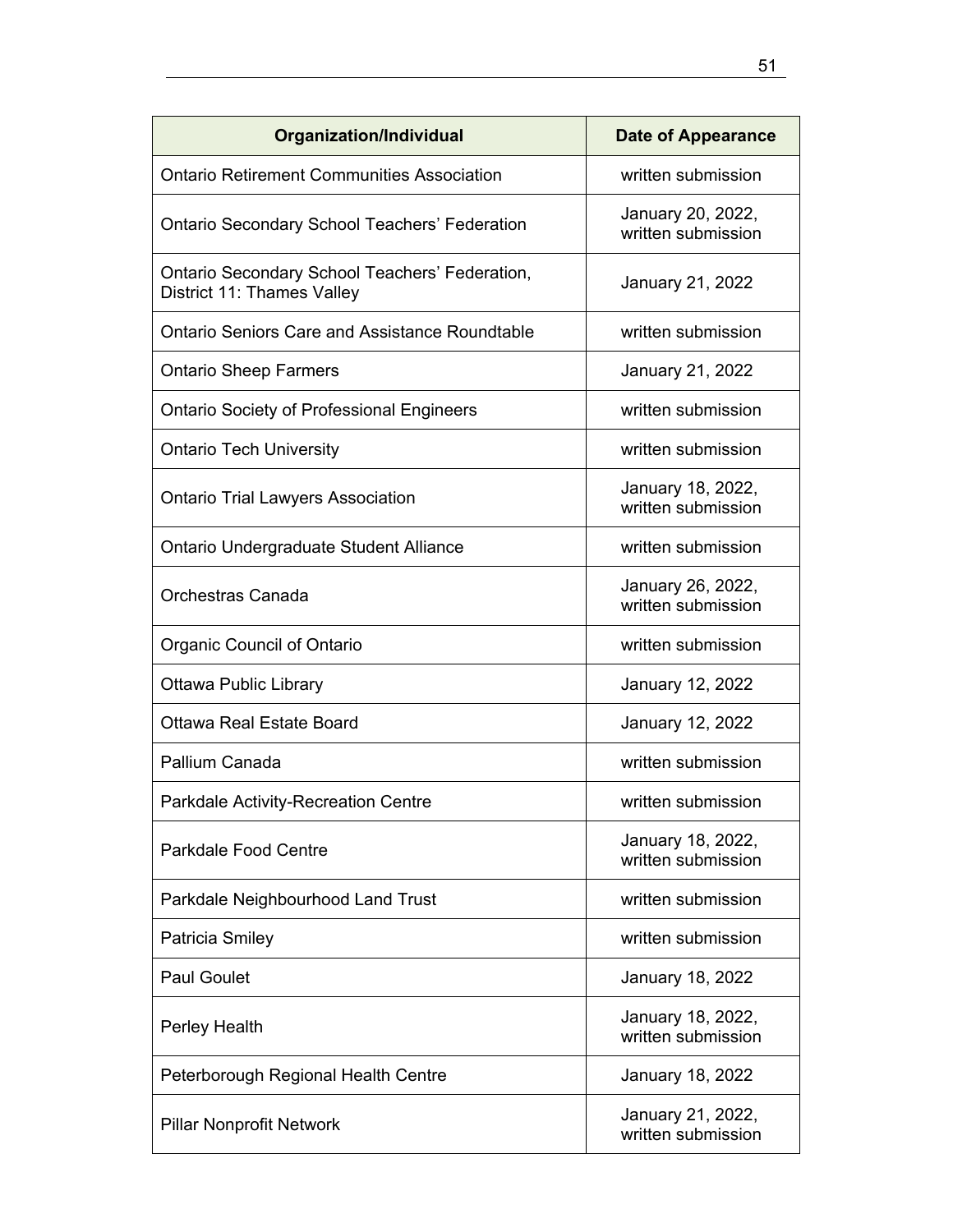| Organization/Individual | Date of Appearance |
| --- | --- |
| Ontario Retirement Communities Association | written submission |
| Ontario Secondary School Teachers' Federation | January 20, 2022, written submission |
| Ontario Secondary School Teachers' Federation, District 11: Thames Valley | January 21, 2022 |
| Ontario Seniors Care and Assistance Roundtable | written submission |
| Ontario Sheep Farmers | January 21, 2022 |
| Ontario Society of Professional Engineers | written submission |
| Ontario Tech University | written submission |
| Ontario Trial Lawyers Association | January 18, 2022, written submission |
| Ontario Undergraduate Student Alliance | written submission |
| Orchestras Canada | January 26, 2022, written submission |
| Organic Council of Ontario | written submission |
| Ottawa Public Library | January 12, 2022 |
| Ottawa Real Estate Board | January 12, 2022 |
| Pallium Canada | written submission |
| Parkdale Activity-Recreation Centre | written submission |
| Parkdale Food Centre | January 18, 2022, written submission |
| Parkdale Neighbourhood Land Trust | written submission |
| Patricia Smiley | written submission |
| Paul Goulet | January 18, 2022 |
| Perley Health | January 18, 2022, written submission |
| Peterborough Regional Health Centre | January 18, 2022 |
| Pillar Nonprofit Network | January 21, 2022, written submission |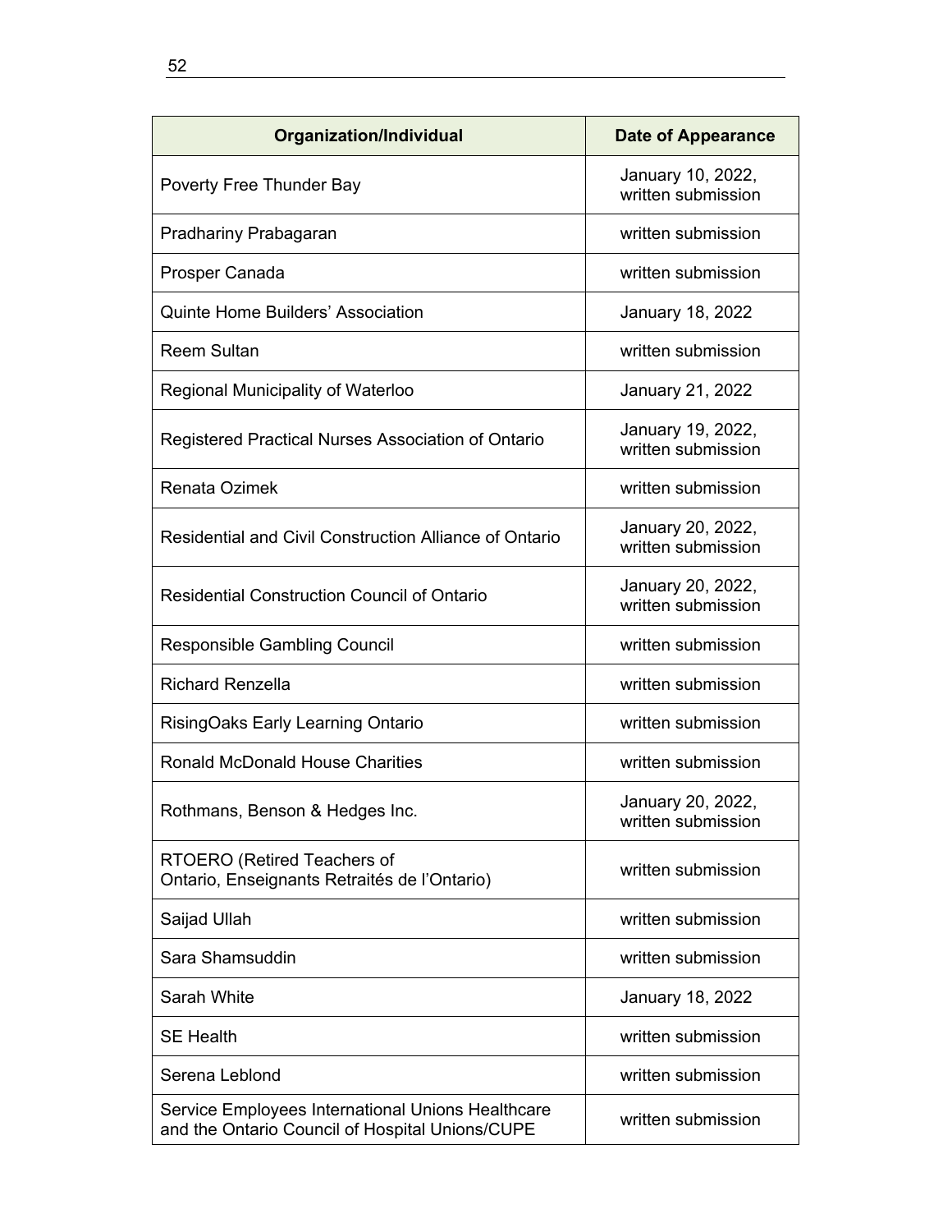| Organization/Individual | Date of Appearance |
|---|---|
| Poverty Free Thunder Bay | January 10, 2022, written submission |
| Pradhariny Prabagaran | written submission |
| Prosper Canada | written submission |
| Quinte Home Builders' Association | January 18, 2022 |
| Reem Sultan | written submission |
| Regional Municipality of Waterloo | January 21, 2022 |
| Registered Practical Nurses Association of Ontario | January 19, 2022, written submission |
| Renata Ozimek | written submission |
| Residential and Civil Construction Alliance of Ontario | January 20, 2022, written submission |
| Residential Construction Council of Ontario | January 20, 2022, written submission |
| Responsible Gambling Council | written submission |
| Richard Renzella | written submission |
| RisingOaks Early Learning Ontario | written submission |
| Ronald McDonald House Charities | written submission |
| Rothmans, Benson & Hedges Inc. | January 20, 2022, written submission |
| RTOERO (Retired Teachers of Ontario, Enseignants Retraités de l'Ontario) | written submission |
| Saijad Ullah | written submission |
| Sara Shamsuddin | written submission |
| Sarah White | January 18, 2022 |
| SE Health | written submission |
| Serena Leblond | written submission |
| Service Employees International Unions Healthcare and the Ontario Council of Hospital Unions/CUPE | written submission |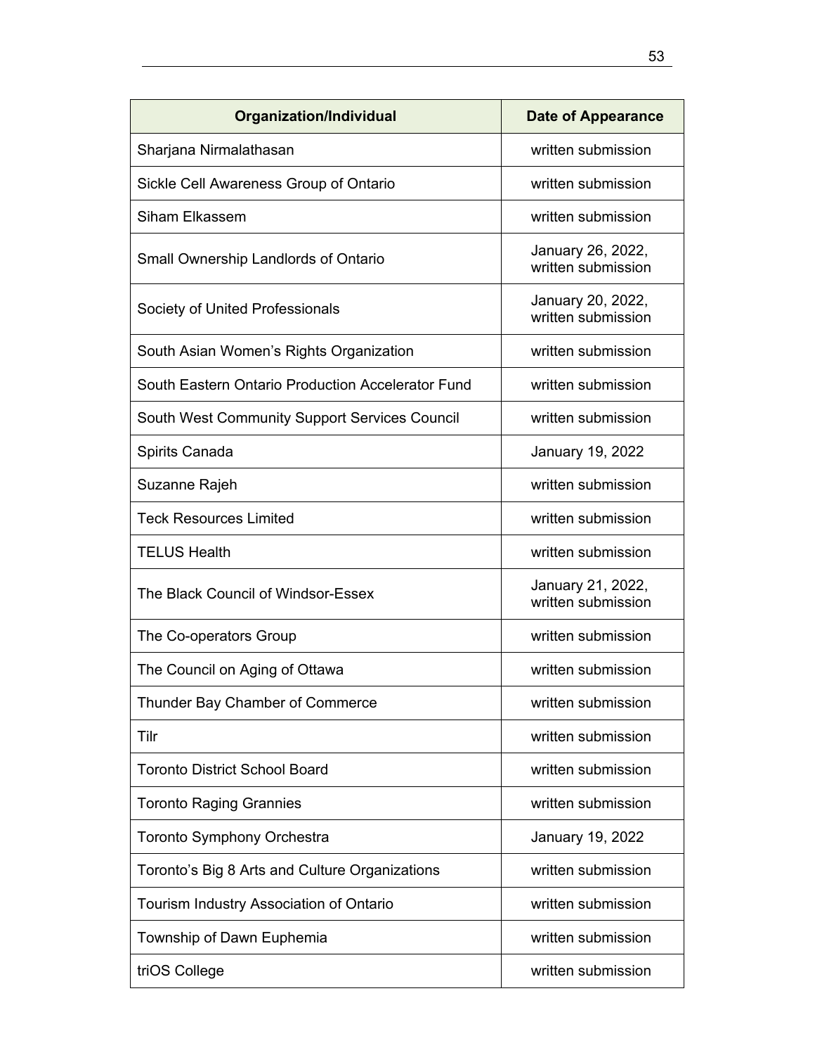| Organization/Individual | Date of Appearance |
| --- | --- |
| Sharjana Nirmalathasan | written submission |
| Sickle Cell Awareness Group of Ontario | written submission |
| Siham Elkassem | written submission |
| Small Ownership Landlords of Ontario | January 26, 2022, written submission |
| Society of United Professionals | January 20, 2022, written submission |
| South Asian Women's Rights Organization | written submission |
| South Eastern Ontario Production Accelerator Fund | written submission |
| South West Community Support Services Council | written submission |
| Spirits Canada | January 19, 2022 |
| Suzanne Rajeh | written submission |
| Teck Resources Limited | written submission |
| TELUS Health | written submission |
| The Black Council of Windsor-Essex | January 21, 2022, written submission |
| The Co-operators Group | written submission |
| The Council on Aging of Ottawa | written submission |
| Thunder Bay Chamber of Commerce | written submission |
| Tilr | written submission |
| Toronto District School Board | written submission |
| Toronto Raging Grannies | written submission |
| Toronto Symphony Orchestra | January 19, 2022 |
| Toronto's Big 8 Arts and Culture Organizations | written submission |
| Tourism Industry Association of Ontario | written submission |
| Township of Dawn Euphemia | written submission |
| triOS College | written submission |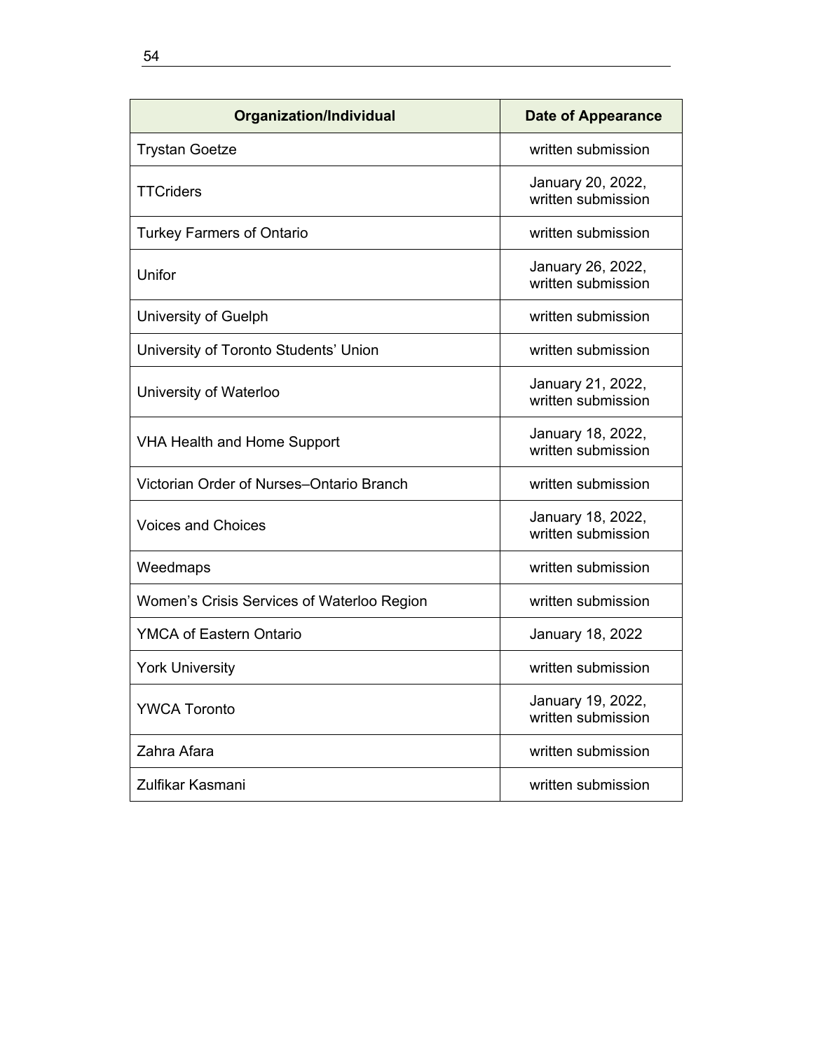| Organization/Individual | Date of Appearance |
| --- | --- |
| Trystan Goetze | written submission |
| TTCriders | January 20, 2022, written submission |
| Turkey Farmers of Ontario | written submission |
| Unifor | January 26, 2022, written submission |
| University of Guelph | written submission |
| University of Toronto Students' Union | written submission |
| University of Waterloo | January 21, 2022, written submission |
| VHA Health and Home Support | January 18, 2022, written submission |
| Victorian Order of Nurses–Ontario Branch | written submission |
| Voices and Choices | January 18, 2022, written submission |
| Weedmaps | written submission |
| Women's Crisis Services of Waterloo Region | written submission |
| YMCA of Eastern Ontario | January 18, 2022 |
| York University | written submission |
| YWCA Toronto | January 19, 2022, written submission |
| Zahra Afara | written submission |
| Zulfikar Kasmani | written submission |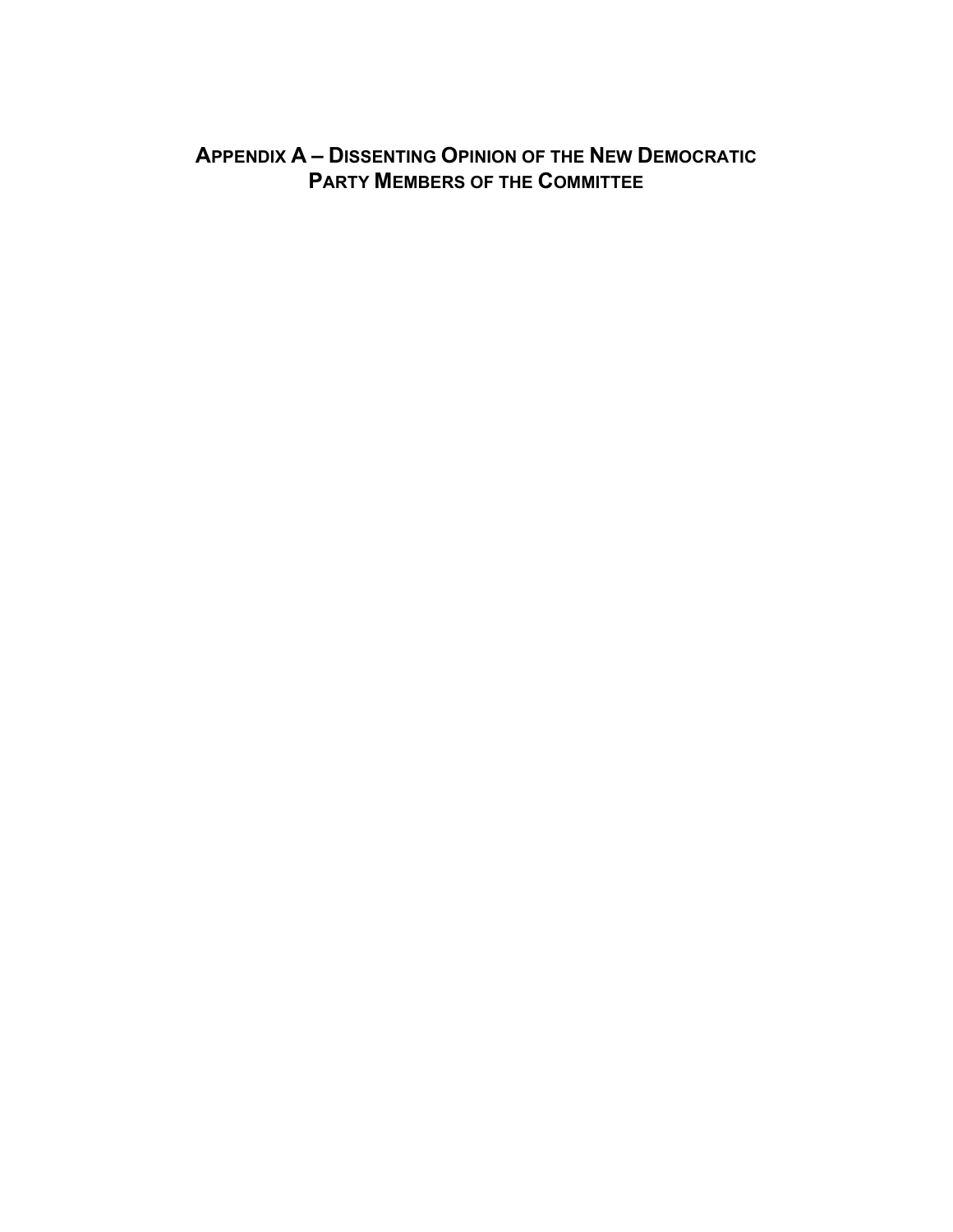# Appendix A – Dissenting Opinion of the New Democratic Party Members of the Committee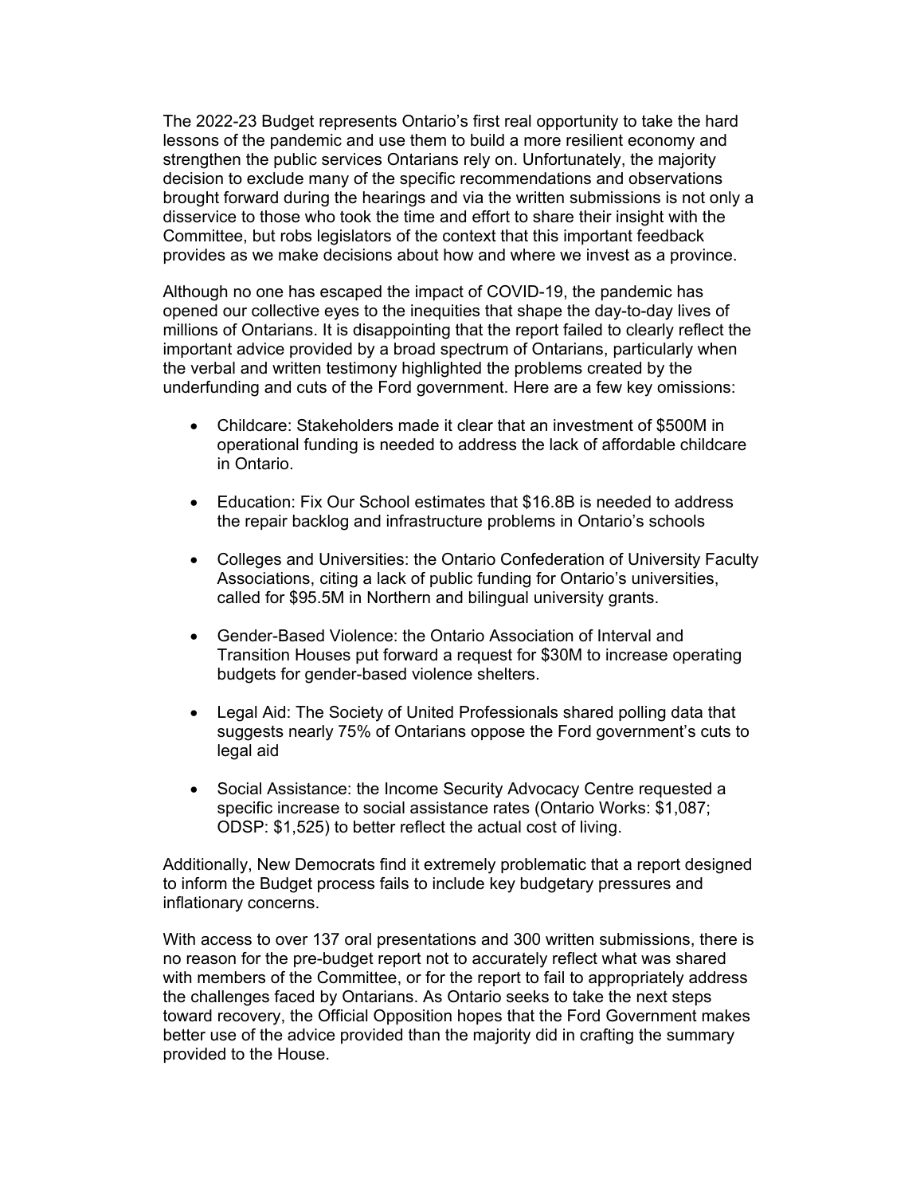The 2022-23 Budget represents Ontario's first real opportunity to take the hard lessons of the pandemic and use them to build a more resilient economy and strengthen the public services Ontarians rely on. Unfortunately, the majority decision to exclude many of the specific recommendations and observations brought forward during the hearings and via the written submissions is not only a disservice to those who took the time and effort to share their insight with the Committee, but robs legislators of the context that this important feedback provides as we make decisions about how and where we invest as a province.

Although no one has escaped the impact of COVID-19, the pandemic has opened our collective eyes to the inequities that shape the day-to-day lives of millions of Ontarians. It is disappointing that the report failed to clearly reflect the important advice provided by a broad spectrum of Ontarians, particularly when the verbal and written testimony highlighted the problems created by the underfunding and cuts of the Ford government. Here are a few key omissions:

- Childcare: Stakeholders made it clear that an investment of $500M in operational funding is needed to address the lack of affordable childcare in Ontario.
- Education: Fix Our School estimates that $16.8B is needed to address the repair backlog and infrastructure problems in Ontario's schools
- Colleges and Universities: the Ontario Confederation of University Faculty Associations, citing a lack of public funding for Ontario's universities, called for $95.5M in Northern and bilingual university grants.
- Gender-Based Violence: the Ontario Association of Interval and Transition Houses put forward a request for $30M to increase operating budgets for gender-based violence shelters.
- Legal Aid: The Society of United Professionals shared polling data that suggests nearly 75% of Ontarians oppose the Ford government's cuts to legal aid
- Social Assistance: the Income Security Advocacy Centre requested a specific increase to social assistance rates (Ontario Works: $1,087; ODSP: $1,525) to better reflect the actual cost of living.

Additionally, New Democrats find it extremely problematic that a report designed to inform the Budget process fails to include key budgetary pressures and inflationary concerns.

With access to over 137 oral presentations and 300 written submissions, there is no reason for the pre-budget report not to accurately reflect what was shared with members of the Committee, or for the report to fail to appropriately address the challenges faced by Ontarians. As Ontario seeks to take the next steps toward recovery, the Official Opposition hopes that the Ford Government makes better use of the advice provided than the majority did in crafting the summary provided to the House.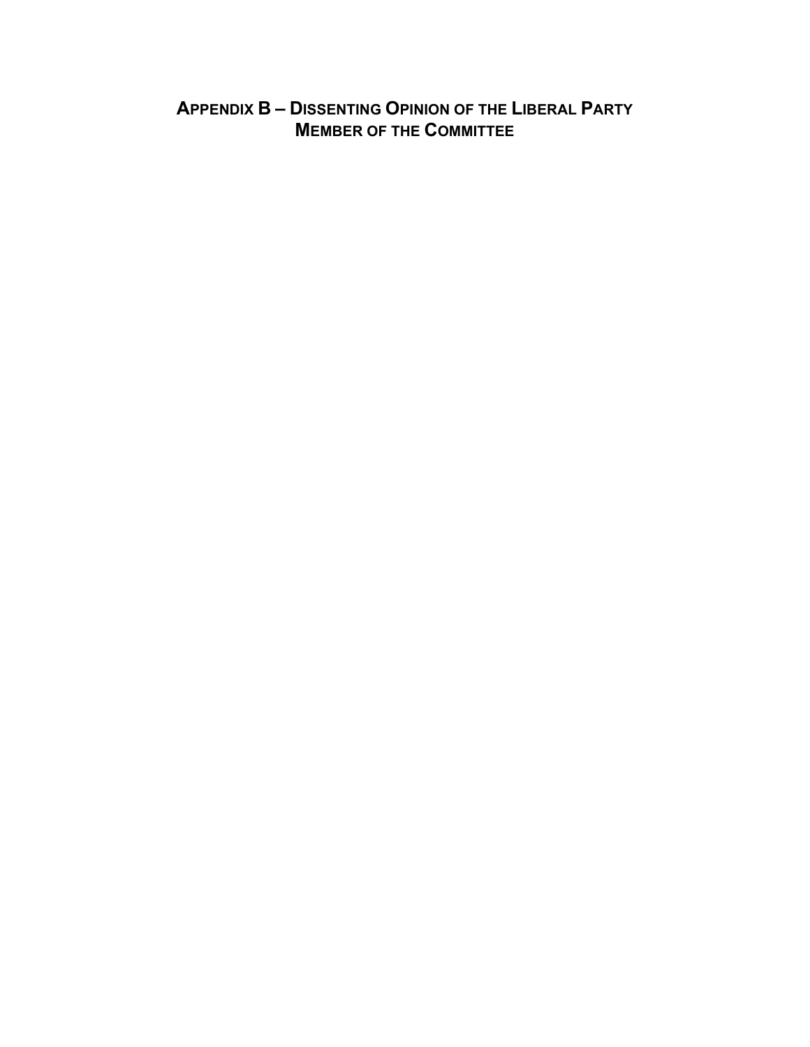# APPENDIX B – DISSENTING OPINION OF THE LIBERAL PARTY MEMBER OF THE COMMITTEE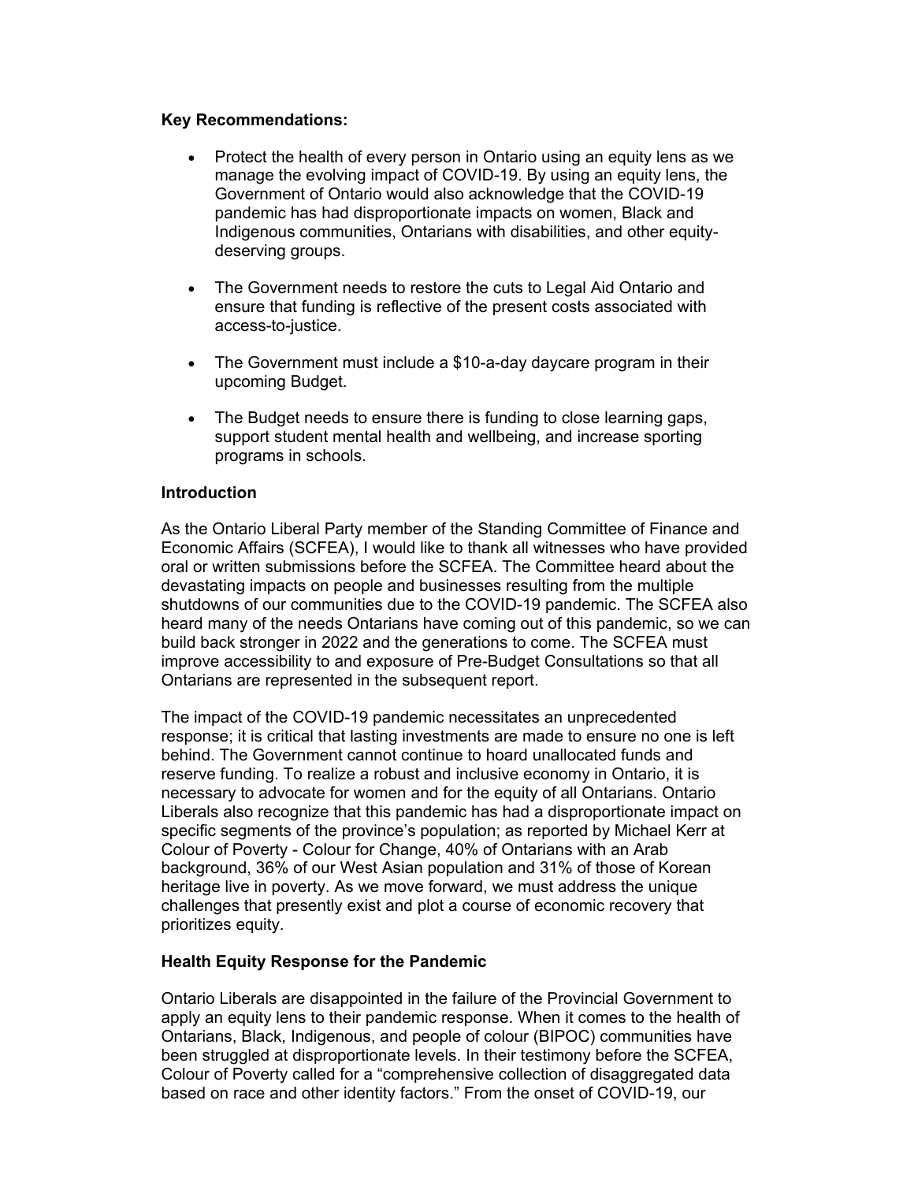**Key Recommendations:**

- Protect the health of every person in Ontario using an equity lens as we manage the evolving impact of COVID-19. By using an equity lens, the Government of Ontario would also acknowledge that the COVID-19 pandemic has had disproportionate impacts on women, Black and Indigenous communities, Ontarians with disabilities, and other equity-deserving groups.

- The Government needs to restore the cuts to Legal Aid Ontario and ensure that funding is reflective of the present costs associated with access-to-justice.

- The Government must include a $10-a-day daycare program in their upcoming Budget.

- The Budget needs to ensure there is funding to close learning gaps, support student mental health and wellbeing, and increase sporting programs in schools.

**Introduction**

As the Ontario Liberal Party member of the Standing Committee of Finance and Economic Affairs (SCFEA), I would like to thank all witnesses who have provided oral or written submissions before the SCFEA. The Committee heard about the devastating impacts on people and businesses resulting from the multiple shutdowns of our communities due to the COVID-19 pandemic. The SCFEA also heard many of the needs Ontarians have coming out of this pandemic, so we can build back stronger in 2022 and the generations to come. The SCFEA must improve accessibility to and exposure of Pre-Budget Consultations so that all Ontarians are represented in the subsequent report.

The impact of the COVID-19 pandemic necessitates an unprecedented response; it is critical that lasting investments are made to ensure no one is left behind. The Government cannot continue to hoard unallocated funds and reserve funding. To realize a robust and inclusive economy in Ontario, it is necessary to advocate for women and for the equity of all Ontarians. Ontario Liberals also recognize that this pandemic has had a disproportionate impact on specific segments of the province's population; as reported by Michael Kerr at Colour of Poverty - Colour for Change, 40% of Ontarians with an Arab background, 36% of our West Asian population and 31% of those of Korean heritage live in poverty. As we move forward, we must address the unique challenges that presently exist and plot a course of economic recovery that prioritizes equity.

**Health Equity Response for the Pandemic**

Ontario Liberals are disappointed in the failure of the Provincial Government to apply an equity lens to their pandemic response. When it comes to the health of Ontarians, Black, Indigenous, and people of colour (BIPOC) communities have been struggled at disproportionate levels. In their testimony before the SCFEA, Colour of Poverty called for a "comprehensive collection of disaggregated data based on race and other identity factors." From the onset of COVID-19, our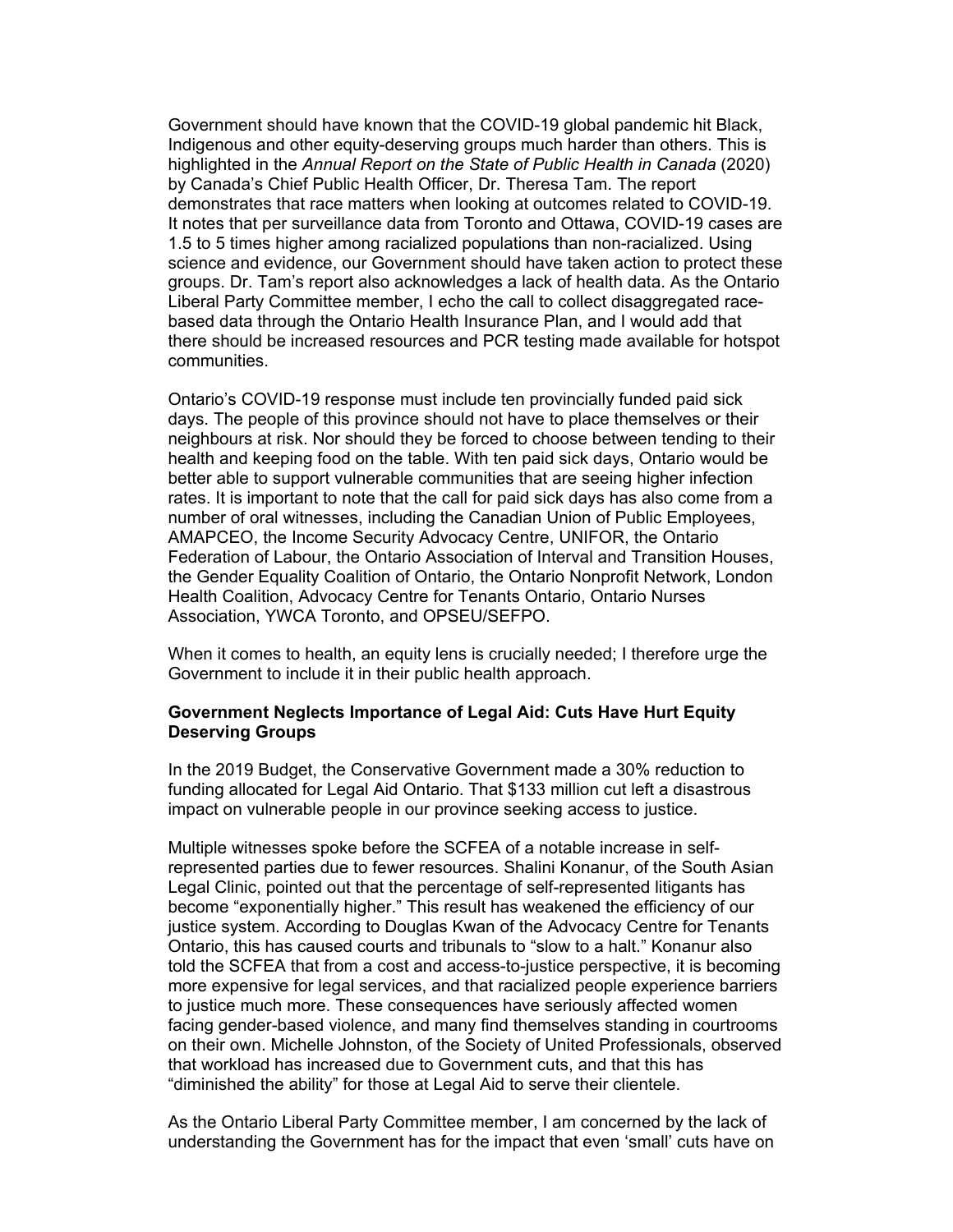Government should have known that the COVID-19 global pandemic hit Black, Indigenous and other equity-deserving groups much harder than others. This is highlighted in the *Annual Report on the State of Public Health in Canada* (2020) by Canada's Chief Public Health Officer, Dr. Theresa Tam. The report demonstrates that race matters when looking at outcomes related to COVID-19. It notes that per surveillance data from Toronto and Ottawa, COVID-19 cases are 1.5 to 5 times higher among racialized populations than non-racialized. Using science and evidence, our Government should have taken action to protect these groups. Dr. Tam's report also acknowledges a lack of health data. As the Ontario Liberal Party Committee member, I echo the call to collect disaggregated race-based data through the Ontario Health Insurance Plan, and I would add that there should be increased resources and PCR testing made available for hotspot communities.

Ontario's COVID-19 response must include ten provincially funded paid sick days. The people of this province should not have to place themselves or their neighbours at risk. Nor should they be forced to choose between tending to their health and keeping food on the table. With ten paid sick days, Ontario would be better able to support vulnerable communities that are seeing higher infection rates. It is important to note that the call for paid sick days has also come from a number of oral witnesses, including the Canadian Union of Public Employees, AMAPCEO, the Income Security Advocacy Centre, UNIFOR, the Ontario Federation of Labour, the Ontario Association of Interval and Transition Houses, the Gender Equality Coalition of Ontario, the Ontario Nonprofit Network, London Health Coalition, Advocacy Centre for Tenants Ontario, Ontario Nurses Association, YWCA Toronto, and OPSEU/SEFPO.

When it comes to health, an equity lens is crucially needed; I therefore urge the Government to include it in their public health approach.

**Government Neglects Importance of Legal Aid: Cuts Have Hurt Equity Deserving Groups**

In the 2019 Budget, the Conservative Government made a 30% reduction to funding allocated for Legal Aid Ontario. That $133 million cut left a disastrous impact on vulnerable people in our province seeking access to justice.

Multiple witnesses spoke before the SCFEA of a notable increase in self-represented parties due to fewer resources. Shalini Konanur, of the South Asian Legal Clinic, pointed out that the percentage of self-represented litigants has become "exponentially higher." This result has weakened the efficiency of our justice system. According to Douglas Kwan of the Advocacy Centre for Tenants Ontario, this has caused courts and tribunals to "slow to a halt." Konanur also told the SCFEA that from a cost and access-to-justice perspective, it is becoming more expensive for legal services, and that racialized people experience barriers to justice much more. These consequences have seriously affected women facing gender-based violence, and many find themselves standing in courtrooms on their own. Michelle Johnston, of the Society of United Professionals, observed that workload has increased due to Government cuts, and that this has "diminished the ability" for those at Legal Aid to serve their clientele.

As the Ontario Liberal Party Committee member, I am concerned by the lack of understanding the Government has for the impact that even 'small' cuts have on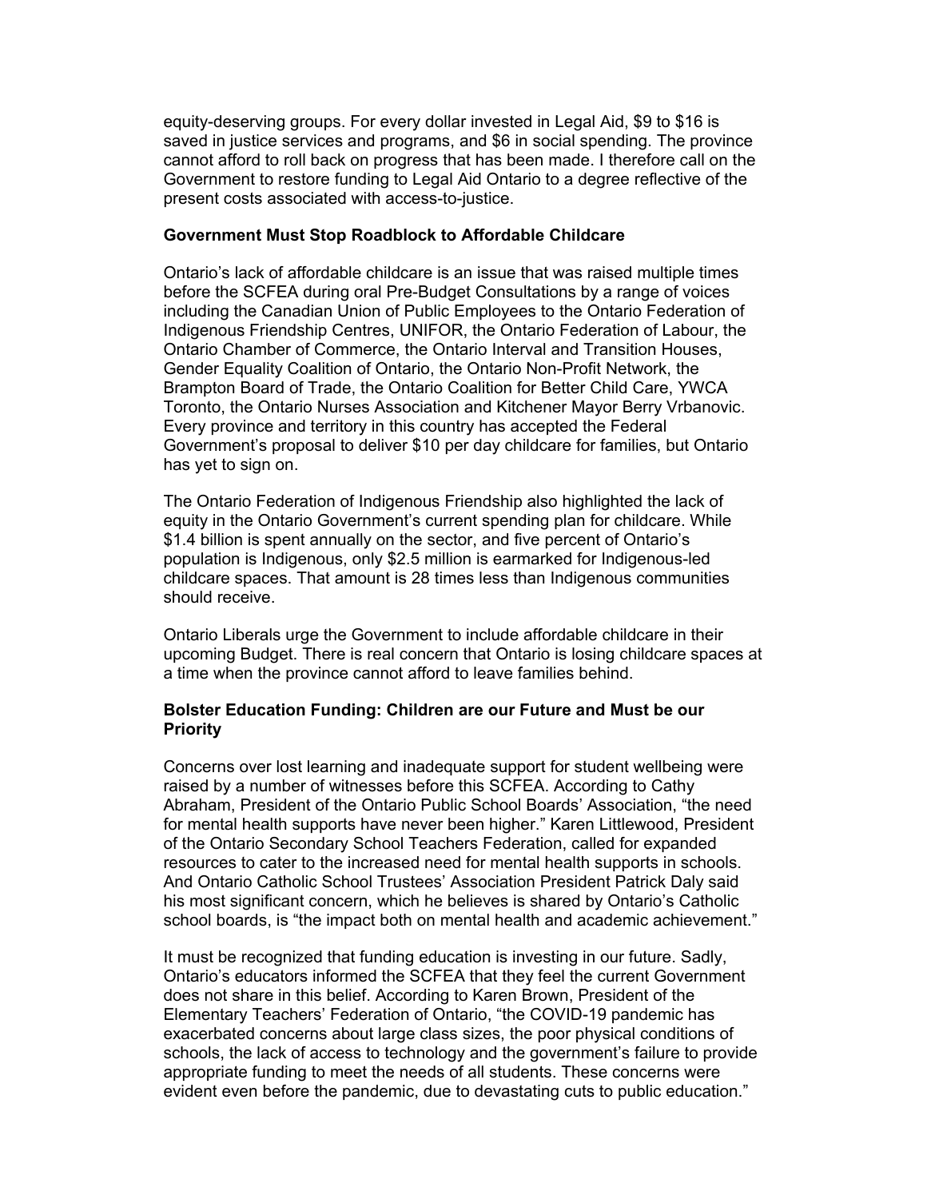equity-deserving groups. For every dollar invested in Legal Aid, $9 to $16 is saved in justice services and programs, and $6 in social spending. The province cannot afford to roll back on progress that has been made. I therefore call on the Government to restore funding to Legal Aid Ontario to a degree reflective of the present costs associated with access-to-justice.

**Government Must Stop Roadblock to Affordable Childcare**

Ontario's lack of affordable childcare is an issue that was raised multiple times before the SCFEA during oral Pre-Budget Consultations by a range of voices including the Canadian Union of Public Employees to the Ontario Federation of Indigenous Friendship Centres, UNIFOR, the Ontario Federation of Labour, the Ontario Chamber of Commerce, the Ontario Interval and Transition Houses, Gender Equality Coalition of Ontario, the Ontario Non-Profit Network, the Brampton Board of Trade, the Ontario Coalition for Better Child Care, YWCA Toronto, the Ontario Nurses Association and Kitchener Mayor Berry Vrbanovic. Every province and territory in this country has accepted the Federal Government's proposal to deliver $10 per day childcare for families, but Ontario has yet to sign on.

The Ontario Federation of Indigenous Friendship also highlighted the lack of equity in the Ontario Government's current spending plan for childcare. While $1.4 billion is spent annually on the sector, and five percent of Ontario's population is Indigenous, only $2.5 million is earmarked for Indigenous-led childcare spaces. That amount is 28 times less than Indigenous communities should receive.

Ontario Liberals urge the Government to include affordable childcare in their upcoming Budget. There is real concern that Ontario is losing childcare spaces at a time when the province cannot afford to leave families behind.

**Bolster Education Funding: Children are our Future and Must be our Priority**

Concerns over lost learning and inadequate support for student wellbeing were raised by a number of witnesses before this SCFEA. According to Cathy Abraham, President of the Ontario Public School Boards' Association, "the need for mental health supports have never been higher." Karen Littlewood, President of the Ontario Secondary School Teachers Federation, called for expanded resources to cater to the increased need for mental health supports in schools. And Ontario Catholic School Trustees' Association President Patrick Daly said his most significant concern, which he believes is shared by Ontario's Catholic school boards, is "the impact both on mental health and academic achievement."

It must be recognized that funding education is investing in our future. Sadly, Ontario's educators informed the SCFEA that they feel the current Government does not share in this belief. According to Karen Brown, President of the Elementary Teachers' Federation of Ontario, "the COVID-19 pandemic has exacerbated concerns about large class sizes, the poor physical conditions of schools, the lack of access to technology and the government's failure to provide appropriate funding to meet the needs of all students. These concerns were evident even before the pandemic, due to devastating cuts to public education."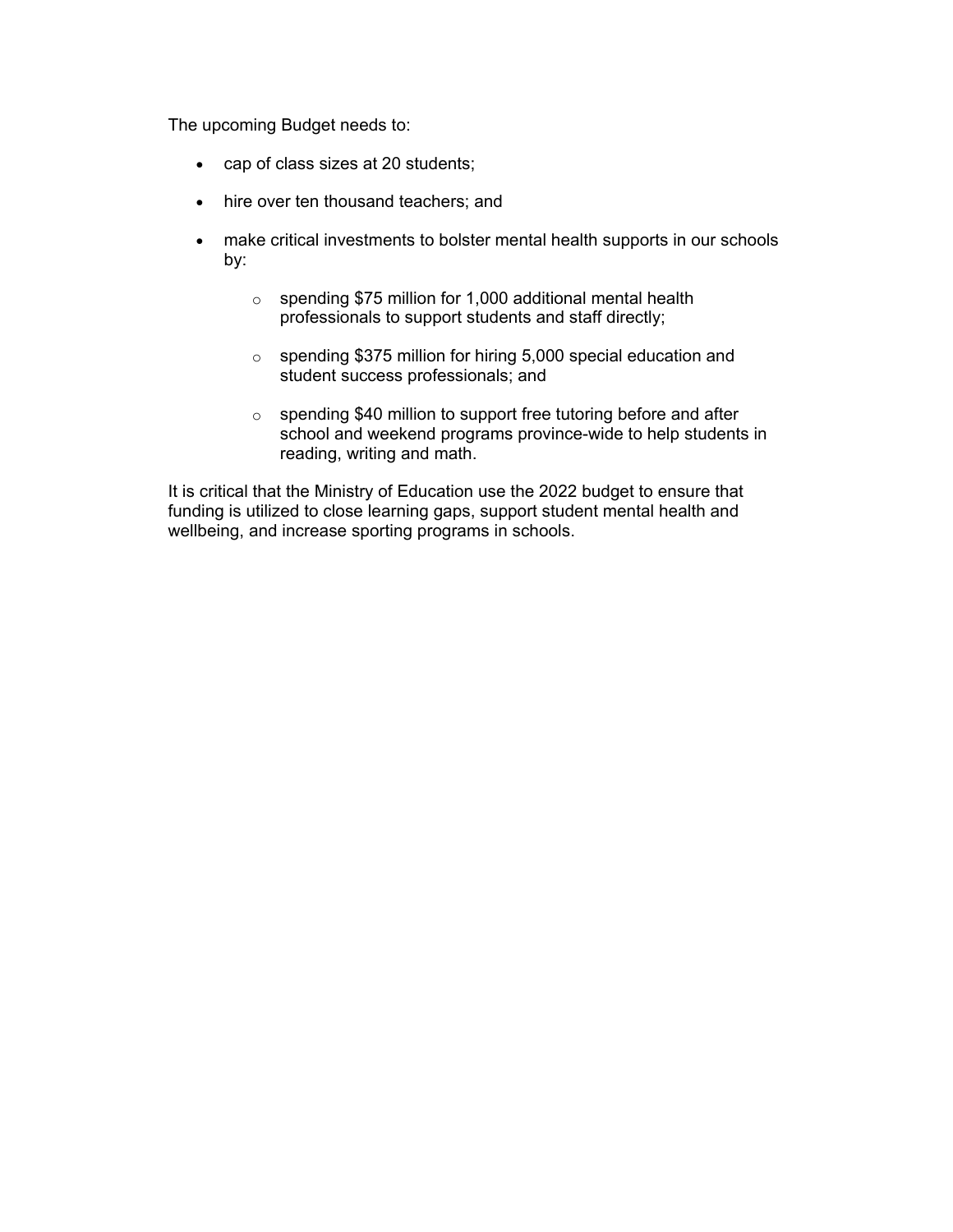The upcoming Budget needs to:

- cap of class sizes at 20 students;
- hire over ten thousand teachers; and
- make critical investments to bolster mental health supports in our schools by:
    - spending $75 million for 1,000 additional mental health professionals to support students and staff directly;
    - spending $375 million for hiring 5,000 special education and student success professionals; and
    - spending $40 million to support free tutoring before and after school and weekend programs province-wide to help students in reading, writing and math.

It is critical that the Ministry of Education use the 2022 budget to ensure that funding is utilized to close learning gaps, support student mental health and wellbeing, and increase sporting programs in schools.